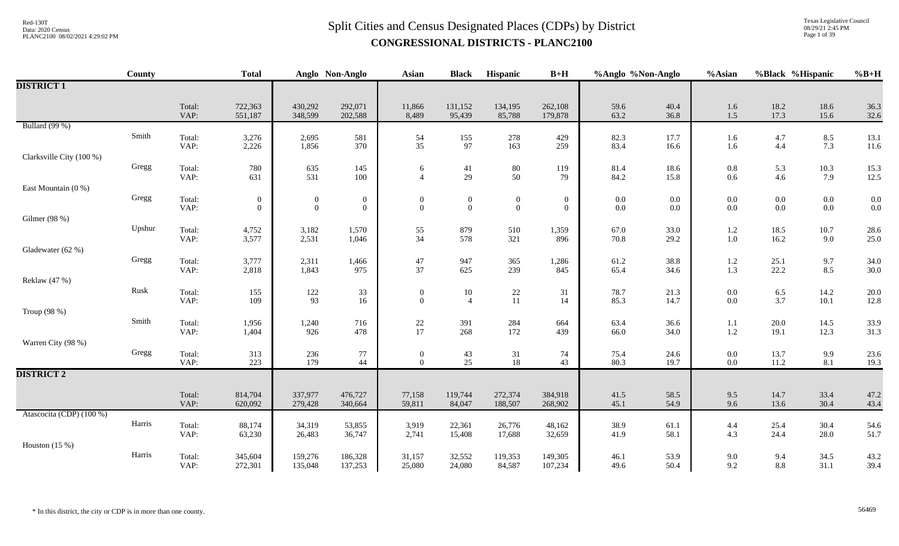# Split Cities and Census Designated Places (CDPs) by District

## CONGRESSIONAL DISTRICTS - PLANC2100

Red-130T
Data: 2020 Census
PLANC2100 08/02/2021 4:29:02 PM

Texas Legislative Council
08/29/21 2:45 PM

| | County | | Total | Anglo | Non-Anglo | Asian | Black | Hispanic | B+H | %Anglo | %Non-Anglo | %Asian | %Black | %Hispanic | %B+H |
|---|---|---|---|---|---|---|---|---|---|---|---|---|---|---|---|
| **DISTRICT 1** | | | | | | | | | | | | | | | |
| | | Total: | 722,363 | 430,292 | 292,071 | 11,866 | 131,152 | 134,195 | 262,108 | 59.6 | 40.4 | 1.6 | 18.2 | 18.6 | 36.3 |
| | | VAP: | 551,187 | 348,599 | 202,588 | 8,489 | 95,439 | 85,788 | 179,878 | 63.2 | 36.8 | 1.5 | 17.3 | 15.6 | 32.6 |
| Bullard (99 %) | | | | | | | | | | | | | | | |
| | Smith | Total: | 3,276 | 2,695 | 581 | 54 | 155 | 278 | 429 | 82.3 | 17.7 | 1.6 | 4.7 | 8.5 | 13.1 |
| | | VAP: | 2,226 | 1,856 | 370 | 35 | 97 | 163 | 259 | 83.4 | 16.6 | 1.6 | 4.4 | 7.3 | 11.6 |
| Clarksville City (100 %) | | | | | | | | | | | | | | | |
| | Gregg | Total: | 780 | 635 | 145 | 6 | 41 | 80 | 119 | 81.4 | 18.6 | 0.8 | 5.3 | 10.3 | 15.3 |
| | | VAP: | 631 | 531 | 100 | 4 | 29 | 50 | 79 | 84.2 | 15.8 | 0.6 | 4.6 | 7.9 | 12.5 |
| East Mountain (0 %) | | | | | | | | | | | | | | | |
| | Gregg | Total: | 0 | 0 | 0 | 0 | 0 | 0 | 0 | 0.0 | 0.0 | 0.0 | 0.0 | 0.0 | 0.0 |
| | | VAP: | 0 | 0 | 0 | 0 | 0 | 0 | 0 | 0.0 | 0.0 | 0.0 | 0.0 | 0.0 | 0.0 |
| Gilmer (98 %) | | | | | | | | | | | | | | | |
| | Upshur | Total: | 4,752 | 3,182 | 1,570 | 55 | 879 | 510 | 1,359 | 67.0 | 33.0 | 1.2 | 18.5 | 10.7 | 28.6 |
| | | VAP: | 3,577 | 2,531 | 1,046 | 34 | 578 | 321 | 896 | 70.8 | 29.2 | 1.0 | 16.2 | 9.0 | 25.0 |
| Gladewater (62 %) | | | | | | | | | | | | | | | |
| | Gregg | Total: | 3,777 | 2,311 | 1,466 | 47 | 947 | 365 | 1,286 | 61.2 | 38.8 | 1.2 | 25.1 | 9.7 | 34.0 |
| | | VAP: | 2,818 | 1,843 | 975 | 37 | 625 | 239 | 845 | 65.4 | 34.6 | 1.3 | 22.2 | 8.5 | 30.0 |
| Reklaw (47 %) | | | | | | | | | | | | | | | |
| | Rusk | Total: | 155 | 122 | 33 | 0 | 10 | 22 | 31 | 78.7 | 21.3 | 0.0 | 6.5 | 14.2 | 20.0 |
| | | VAP: | 109 | 93 | 16 | 0 | 4 | 11 | 14 | 85.3 | 14.7 | 0.0 | 3.7 | 10.1 | 12.8 |
| Troup (98 %) | | | | | | | | | | | | | | | |
| | Smith | Total: | 1,956 | 1,240 | 716 | 22 | 391 | 284 | 664 | 63.4 | 36.6 | 1.1 | 20.0 | 14.5 | 33.9 |
| | | VAP: | 1,404 | 926 | 478 | 17 | 268 | 172 | 439 | 66.0 | 34.0 | 1.2 | 19.1 | 12.3 | 31.3 |
| Warren City (98 %) | | | | | | | | | | | | | | | |
| | Gregg | Total: | 313 | 236 | 77 | 0 | 43 | 31 | 74 | 75.4 | 24.6 | 0.0 | 13.7 | 9.9 | 23.6 |
| | | VAP: | 223 | 179 | 44 | 0 | 25 | 18 | 43 | 80.3 | 19.7 | 0.0 | 11.2 | 8.1 | 19.3 |
| **DISTRICT 2** | | | | | | | | | | | | | | | |
| | | Total: | 814,704 | 337,977 | 476,727 | 77,158 | 119,744 | 272,374 | 384,918 | 41.5 | 58.5 | 9.5 | 14.7 | 33.4 | 47.2 |
| | | VAP: | 620,092 | 279,428 | 340,664 | 59,811 | 84,047 | 188,507 | 268,902 | 45.1 | 54.9 | 9.6 | 13.6 | 30.4 | 43.4 |
| Atascocita (CDP) (100 %) | | | | | | | | | | | | | | | |
| | Harris | Total: | 88,174 | 34,319 | 53,855 | 3,919 | 22,361 | 26,776 | 48,162 | 38.9 | 61.1 | 4.4 | 25.4 | 30.4 | 54.6 |
| | | VAP: | 63,230 | 26,483 | 36,747 | 2,741 | 15,408 | 17,688 | 32,659 | 41.9 | 58.1 | 4.3 | 24.4 | 28.0 | 51.7 |
| Houston (15 %) | | | | | | | | | | | | | | | |
| | Harris | Total: | 345,604 | 159,276 | 186,328 | 31,157 | 32,552 | 119,353 | 149,305 | 46.1 | 53.9 | 9.0 | 9.4 | 34.5 | 43.2 |
| | | VAP: | 272,301 | 135,048 | 137,253 | 25,080 | 24,080 | 84,587 | 107,234 | 49.6 | 50.4 | 9.2 | 8.8 | 31.1 | 39.4 |

* In this district, the city or CDP is in more than one county.

56469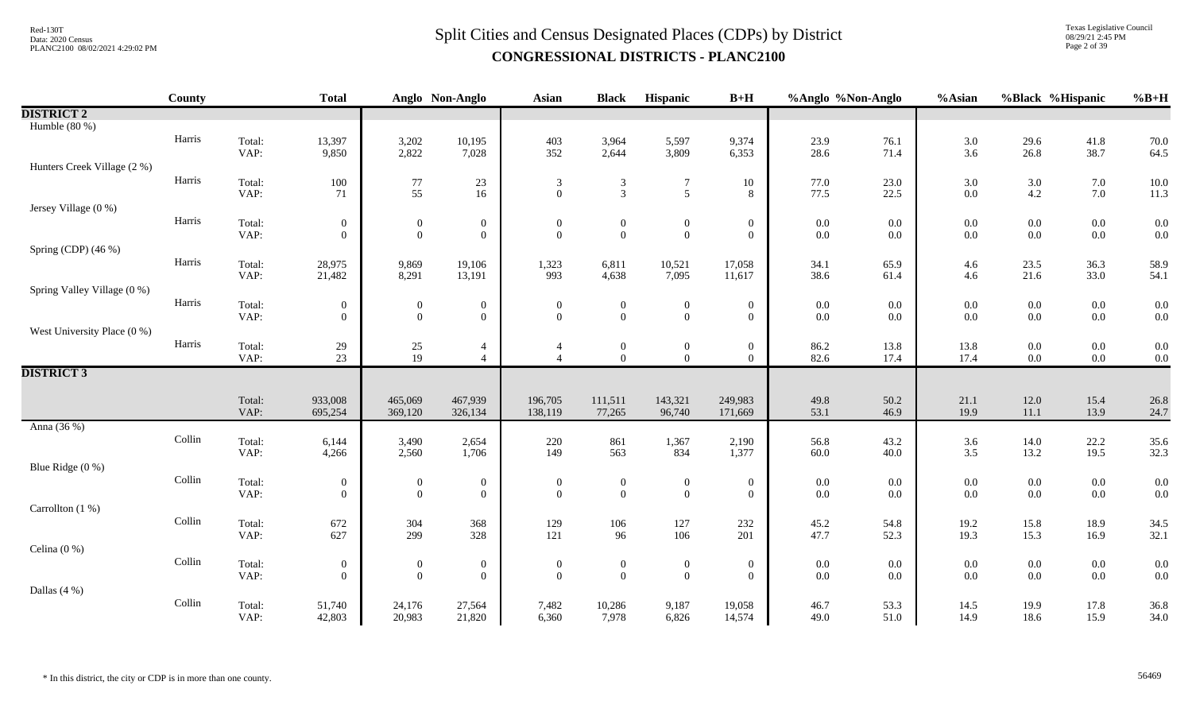# Split Cities and Census Designated Places (CDPs) by District

## CONGRESSIONAL DISTRICTS - PLANC2100

| | County | | Total | Anglo | Non-Anglo | Asian | Black | Hispanic | B+H | %Anglo | %Non-Anglo | %Asian | %Black | %Hispanic | %B+H |
|---|---|---|---|---|---|---|---|---|---|---|---|---|---|---|---|
| **DISTRICT 2** | | | | | | | | | | | | | | | |
| Humble (80 %) | | | | | | | | | | | | | | | |
| | Harris | Total: | 13,397 | 3,202 | 10,195 | 403 | 3,964 | 5,597 | 9,374 | 23.9 | 76.1 | 3.0 | 29.6 | 41.8 | 70.0 |
| | | VAP: | 9,850 | 2,822 | 7,028 | 352 | 2,644 | 3,809 | 6,353 | 28.6 | 71.4 | 3.6 | 26.8 | 38.7 | 64.5 |
| Hunters Creek Village (2 %) | | | | | | | | | | | | | | | |
| | Harris | Total: | 100 | 77 | 23 | 3 | 3 | 7 | 10 | 77.0 | 23.0 | 3.0 | 3.0 | 7.0 | 10.0 |
| | | VAP: | 71 | 55 | 16 | 0 | 3 | 5 | 8 | 77.5 | 22.5 | 0.0 | 4.2 | 7.0 | 11.3 |
| Jersey Village (0 %) | | | | | | | | | | | | | | | |
| | Harris | Total: | 0 | 0 | 0 | 0 | 0 | 0 | 0 | 0.0 | 0.0 | 0.0 | 0.0 | 0.0 | 0.0 |
| | | VAP: | 0 | 0 | 0 | 0 | 0 | 0 | 0 | 0.0 | 0.0 | 0.0 | 0.0 | 0.0 | 0.0 |
| Spring (CDP) (46 %) | | | | | | | | | | | | | | | |
| | Harris | Total: | 28,975 | 9,869 | 19,106 | 1,323 | 6,811 | 10,521 | 17,058 | 34.1 | 65.9 | 4.6 | 23.5 | 36.3 | 58.9 |
| | | VAP: | 21,482 | 8,291 | 13,191 | 993 | 4,638 | 7,095 | 11,617 | 38.6 | 61.4 | 4.6 | 21.6 | 33.0 | 54.1 |
| Spring Valley Village (0 %) | | | | | | | | | | | | | | | |
| | Harris | Total: | 0 | 0 | 0 | 0 | 0 | 0 | 0 | 0.0 | 0.0 | 0.0 | 0.0 | 0.0 | 0.0 |
| | | VAP: | 0 | 0 | 0 | 0 | 0 | 0 | 0 | 0.0 | 0.0 | 0.0 | 0.0 | 0.0 | 0.0 |
| West University Place (0 %) | | | | | | | | | | | | | | | |
| | Harris | Total: | 29 | 25 | 4 | 4 | 0 | 0 | 0 | 86.2 | 13.8 | 13.8 | 0.0 | 0.0 | 0.0 |
| | | VAP: | 23 | 19 | 4 | 4 | 0 | 0 | 0 | 82.6 | 17.4 | 17.4 | 0.0 | 0.0 | 0.0 |
| **DISTRICT 3** | | | | | | | | | | | | | | | |
| | | Total: | 933,008 | 465,069 | 467,939 | 196,705 | 111,511 | 143,321 | 249,983 | 49.8 | 50.2 | 21.1 | 12.0 | 15.4 | 26.8 |
| | | VAP: | 695,254 | 369,120 | 326,134 | 138,119 | 77,265 | 96,740 | 171,669 | 53.1 | 46.9 | 19.9 | 11.1 | 13.9 | 24.7 |
| Anna (36 %) | | | | | | | | | | | | | | | |
| | Collin | Total: | 6,144 | 3,490 | 2,654 | 220 | 861 | 1,367 | 2,190 | 56.8 | 43.2 | 3.6 | 14.0 | 22.2 | 35.6 |
| | | VAP: | 4,266 | 2,560 | 1,706 | 149 | 563 | 834 | 1,377 | 60.0 | 40.0 | 3.5 | 13.2 | 19.5 | 32.3 |
| Blue Ridge (0 %) | | | | | | | | | | | | | | | |
| | Collin | Total: | 0 | 0 | 0 | 0 | 0 | 0 | 0 | 0.0 | 0.0 | 0.0 | 0.0 | 0.0 | 0.0 |
| | | VAP: | 0 | 0 | 0 | 0 | 0 | 0 | 0 | 0.0 | 0.0 | 0.0 | 0.0 | 0.0 | 0.0 |
| Carrollton (1 %) | | | | | | | | | | | | | | | |
| | Collin | Total: | 672 | 304 | 368 | 129 | 106 | 127 | 232 | 45.2 | 54.8 | 19.2 | 15.8 | 18.9 | 34.5 |
| | | VAP: | 627 | 299 | 328 | 121 | 96 | 106 | 201 | 47.7 | 52.3 | 19.3 | 15.3 | 16.9 | 32.1 |
| Celina (0 %) | | | | | | | | | | | | | | | |
| | Collin | Total: | 0 | 0 | 0 | 0 | 0 | 0 | 0 | 0.0 | 0.0 | 0.0 | 0.0 | 0.0 | 0.0 |
| | | VAP: | 0 | 0 | 0 | 0 | 0 | 0 | 0 | 0.0 | 0.0 | 0.0 | 0.0 | 0.0 | 0.0 |
| Dallas (4 %) | | | | | | | | | | | | | | | |
| | Collin | Total: | 51,740 | 24,176 | 27,564 | 7,482 | 10,286 | 9,187 | 19,058 | 46.7 | 53.3 | 14.5 | 19.9 | 17.8 | 36.8 |
| | | VAP: | 42,803 | 20,983 | 21,820 | 6,360 | 7,978 | 6,826 | 14,574 | 49.0 | 51.0 | 14.9 | 18.6 | 15.9 | 34.0 |

\* In this district, the city or CDP is in more than one county.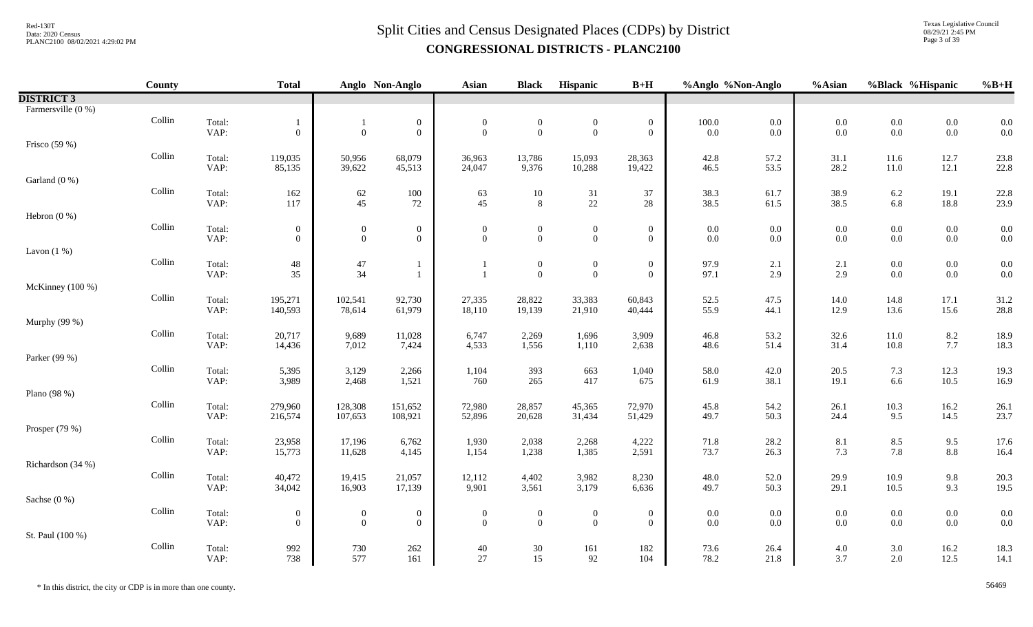# Split Cities and Census Designated Places (CDPs) by District

## CONGRESSIONAL DISTRICTS - PLANC2100

| | County | | Total | Anglo | Non-Anglo | Asian | Black | Hispanic | B+H | %Anglo | %Non-Anglo | %Asian | %Black | %Hispanic | %B+H |
|---|---|---|---|---|---|---|---|---|---|---|---|---|---|---|---|
| **DISTRICT 3** | | | | | | | | | | | | | | | |
| Farmersville (0 %) | | | | | | | | | | | | | | | |
| | Collin | Total: | 1 | 1 | 0 | 0 | 0 | 0 | 0 | 100.0 | 0.0 | 0.0 | 0.0 | 0.0 | 0.0 |
| | | VAP: | 0 | 0 | 0 | 0 | 0 | 0 | 0 | 0.0 | 0.0 | 0.0 | 0.0 | 0.0 | 0.0 |
| Frisco (59 %) | | | | | | | | | | | | | | | |
| | Collin | Total: | 119,035 | 50,956 | 68,079 | 36,963 | 13,786 | 15,093 | 28,363 | 42.8 | 57.2 | 31.1 | 11.6 | 12.7 | 23.8 |
| | | VAP: | 85,135 | 39,622 | 45,513 | 24,047 | 9,376 | 10,288 | 19,422 | 46.5 | 53.5 | 28.2 | 11.0 | 12.1 | 22.8 |
| Garland (0 %) | | | | | | | | | | | | | | | |
| | Collin | Total: | 162 | 62 | 100 | 63 | 10 | 31 | 37 | 38.3 | 61.7 | 38.9 | 6.2 | 19.1 | 22.8 |
| | | VAP: | 117 | 45 | 72 | 45 | 8 | 22 | 28 | 38.5 | 61.5 | 38.5 | 6.8 | 18.8 | 23.9 |
| Hebron (0 %) | | | | | | | | | | | | | | | |
| | Collin | Total: | 0 | 0 | 0 | 0 | 0 | 0 | 0 | 0.0 | 0.0 | 0.0 | 0.0 | 0.0 | 0.0 |
| | | VAP: | 0 | 0 | 0 | 0 | 0 | 0 | 0 | 0.0 | 0.0 | 0.0 | 0.0 | 0.0 | 0.0 |
| Lavon (1 %) | | | | | | | | | | | | | | | |
| | Collin | Total: | 48 | 47 | 1 | 1 | 0 | 0 | 0 | 97.9 | 2.1 | 2.1 | 0.0 | 0.0 | 0.0 |
| | | VAP: | 35 | 34 | 1 | 1 | 0 | 0 | 0 | 97.1 | 2.9 | 2.9 | 0.0 | 0.0 | 0.0 |
| McKinney (100 %) | | | | | | | | | | | | | | | |
| | Collin | Total: | 195,271 | 102,541 | 92,730 | 27,335 | 28,822 | 33,383 | 60,843 | 52.5 | 47.5 | 14.0 | 14.8 | 17.1 | 31.2 |
| | | VAP: | 140,593 | 78,614 | 61,979 | 18,110 | 19,139 | 21,910 | 40,444 | 55.9 | 44.1 | 12.9 | 13.6 | 15.6 | 28.8 |
| Murphy (99 %) | | | | | | | | | | | | | | | |
| | Collin | Total: | 20,717 | 9,689 | 11,028 | 6,747 | 2,269 | 1,696 | 3,909 | 46.8 | 53.2 | 32.6 | 11.0 | 8.2 | 18.9 |
| | | VAP: | 14,436 | 7,012 | 7,424 | 4,533 | 1,556 | 1,110 | 2,638 | 48.6 | 51.4 | 31.4 | 10.8 | 7.7 | 18.3 |
| Parker (99 %) | | | | | | | | | | | | | | | |
| | Collin | Total: | 5,395 | 3,129 | 2,266 | 1,104 | 393 | 663 | 1,040 | 58.0 | 42.0 | 20.5 | 7.3 | 12.3 | 19.3 |
| | | VAP: | 3,989 | 2,468 | 1,521 | 760 | 265 | 417 | 675 | 61.9 | 38.1 | 19.1 | 6.6 | 10.5 | 16.9 |
| Plano (98 %) | | | | | | | | | | | | | | | |
| | Collin | Total: | 279,960 | 128,308 | 151,652 | 72,980 | 28,857 | 45,365 | 72,970 | 45.8 | 54.2 | 26.1 | 10.3 | 16.2 | 26.1 |
| | | VAP: | 216,574 | 107,653 | 108,921 | 52,896 | 20,628 | 31,434 | 51,429 | 49.7 | 50.3 | 24.4 | 9.5 | 14.5 | 23.7 |
| Prosper (79 %) | | | | | | | | | | | | | | | |
| | Collin | Total: | 23,958 | 17,196 | 6,762 | 1,930 | 2,038 | 2,268 | 4,222 | 71.8 | 28.2 | 8.1 | 8.5 | 9.5 | 17.6 |
| | | VAP: | 15,773 | 11,628 | 4,145 | 1,154 | 1,238 | 1,385 | 2,591 | 73.7 | 26.3 | 7.3 | 7.8 | 8.8 | 16.4 |
| Richardson (34 %) | | | | | | | | | | | | | | | |
| | Collin | Total: | 40,472 | 19,415 | 21,057 | 12,112 | 4,402 | 3,982 | 8,230 | 48.0 | 52.0 | 29.9 | 10.9 | 9.8 | 20.3 |
| | | VAP: | 34,042 | 16,903 | 17,139 | 9,901 | 3,561 | 3,179 | 6,636 | 49.7 | 50.3 | 29.1 | 10.5 | 9.3 | 19.5 |
| Sachse (0 %) | | | | | | | | | | | | | | | |
| | Collin | Total: | 0 | 0 | 0 | 0 | 0 | 0 | 0 | 0.0 | 0.0 | 0.0 | 0.0 | 0.0 | 0.0 |
| | | VAP: | 0 | 0 | 0 | 0 | 0 | 0 | 0 | 0.0 | 0.0 | 0.0 | 0.0 | 0.0 | 0.0 |
| St. Paul (100 %) | | | | | | | | | | | | | | | |
| | Collin | Total: | 992 | 730 | 262 | 40 | 30 | 161 | 182 | 73.6 | 26.4 | 4.0 | 3.0 | 16.2 | 18.3 |
| | | VAP: | 738 | 577 | 161 | 27 | 15 | 92 | 104 | 78.2 | 21.8 | 3.7 | 2.0 | 12.5 | 14.1 |

\* In this district, the city or CDP is in more than one county.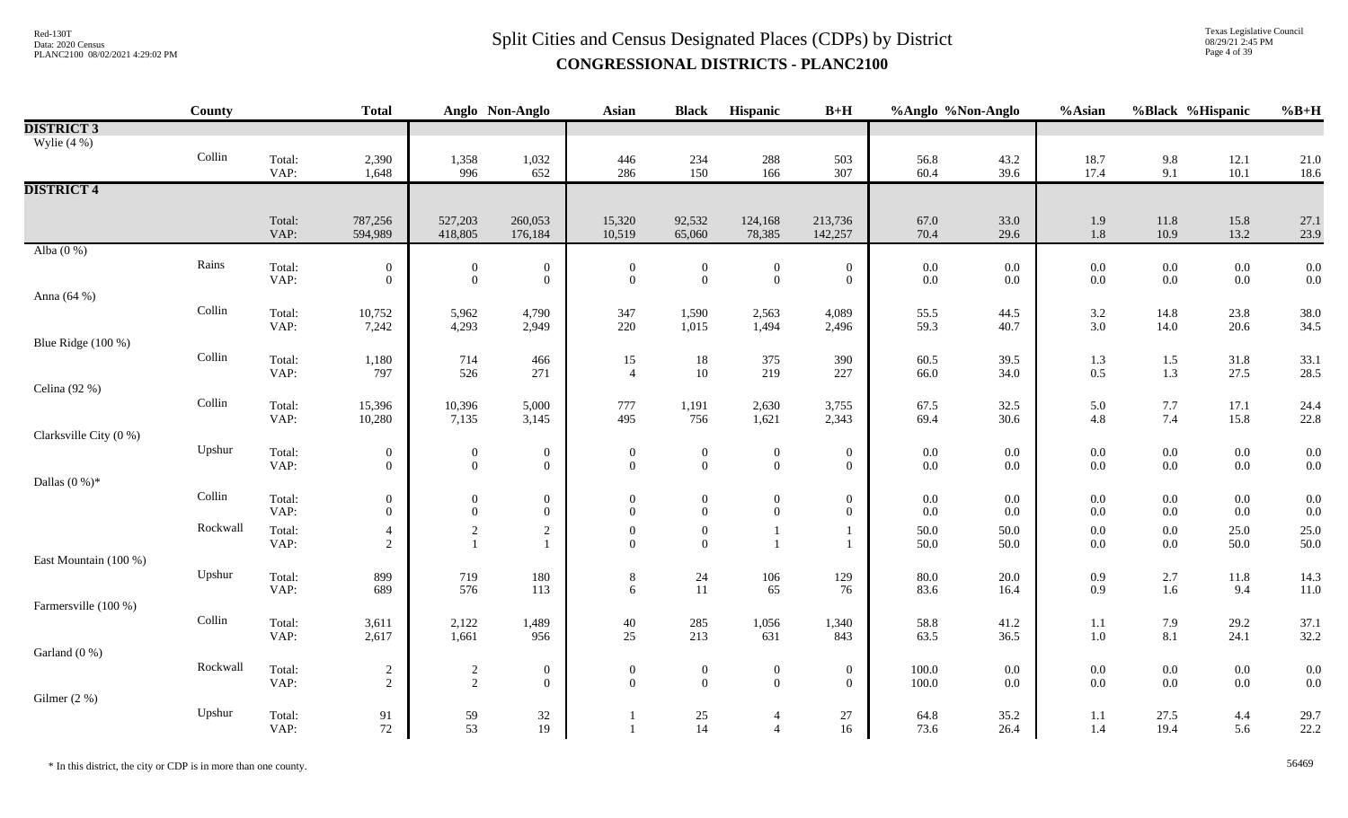# Split Cities and Census Designated Places (CDPs) by District

**CONGRESSIONAL DISTRICTS - PLANC2100**

| | County | | Total | Anglo | Non-Anglo | Asian | Black | Hispanic | B+H | %Anglo | %Non-Anglo | %Asian | %Black | %Hispanic | %B+H |
|---|---|---|---|---|---|---|---|---|---|---|---|---|---|---|---|
| **DISTRICT 3** | | | | | | | | | | | | | | | |
| Wylie (4 %) | | | | | | | | | | | | | | | |
| | Collin | Total: | 2,390 | 1,358 | 1,032 | 446 | 234 | 288 | 503 | 56.8 | 43.2 | 18.7 | 9.8 | 12.1 | 21.0 |
| | | VAP: | 1,648 | 996 | 652 | 286 | 150 | 166 | 307 | 60.4 | 39.6 | 17.4 | 9.1 | 10.1 | 18.6 |
| **DISTRICT 4** | | | | | | | | | | | | | | | |
| | | Total: | 787,256 | 527,203 | 260,053 | 15,320 | 92,532 | 124,168 | 213,736 | 67.0 | 33.0 | 1.9 | 11.8 | 15.8 | 27.1 |
| | | VAP: | 594,989 | 418,805 | 176,184 | 10,519 | 65,060 | 78,385 | 142,257 | 70.4 | 29.6 | 1.8 | 10.9 | 13.2 | 23.9 |
| Alba (0 %) | | | | | | | | | | | | | | | |
| | Rains | Total: | 0 | 0 | 0 | 0 | 0 | 0 | 0 | 0.0 | 0.0 | 0.0 | 0.0 | 0.0 | 0.0 |
| | | VAP: | 0 | 0 | 0 | 0 | 0 | 0 | 0 | 0.0 | 0.0 | 0.0 | 0.0 | 0.0 | 0.0 |
| Anna (64 %) | | | | | | | | | | | | | | | |
| | Collin | Total: | 10,752 | 5,962 | 4,790 | 347 | 1,590 | 2,563 | 4,089 | 55.5 | 44.5 | 3.2 | 14.8 | 23.8 | 38.0 |
| | | VAP: | 7,242 | 4,293 | 2,949 | 220 | 1,015 | 1,494 | 2,496 | 59.3 | 40.7 | 3.0 | 14.0 | 20.6 | 34.5 |
| Blue Ridge (100 %) | | | | | | | | | | | | | | | |
| | Collin | Total: | 1,180 | 714 | 466 | 15 | 18 | 375 | 390 | 60.5 | 39.5 | 1.3 | 1.5 | 31.8 | 33.1 |
| | | VAP: | 797 | 526 | 271 | 4 | 10 | 219 | 227 | 66.0 | 34.0 | 0.5 | 1.3 | 27.5 | 28.5 |
| Celina (92 %) | | | | | | | | | | | | | | | |
| | Collin | Total: | 15,396 | 10,396 | 5,000 | 777 | 1,191 | 2,630 | 3,755 | 67.5 | 32.5 | 5.0 | 7.7 | 17.1 | 24.4 |
| | | VAP: | 10,280 | 7,135 | 3,145 | 495 | 756 | 1,621 | 2,343 | 69.4 | 30.6 | 4.8 | 7.4 | 15.8 | 22.8 |
| Clarksville City (0 %) | | | | | | | | | | | | | | | |
| | Upshur | Total: | 0 | 0 | 0 | 0 | 0 | 0 | 0 | 0.0 | 0.0 | 0.0 | 0.0 | 0.0 | 0.0 |
| | | VAP: | 0 | 0 | 0 | 0 | 0 | 0 | 0 | 0.0 | 0.0 | 0.0 | 0.0 | 0.0 | 0.0 |
| Dallas (0 %)* | | | | | | | | | | | | | | | |
| | Collin | Total: | 0 | 0 | 0 | 0 | 0 | 0 | 0 | 0.0 | 0.0 | 0.0 | 0.0 | 0.0 | 0.0 |
| | | VAP: | 0 | 0 | 0 | 0 | 0 | 0 | 0 | 0.0 | 0.0 | 0.0 | 0.0 | 0.0 | 0.0 |
| | Rockwall | Total: | 4 | 2 | 2 | 0 | 0 | 1 | 1 | 50.0 | 50.0 | 0.0 | 0.0 | 25.0 | 25.0 |
| | | VAP: | 2 | 1 | 1 | 0 | 0 | 1 | 1 | 50.0 | 50.0 | 0.0 | 0.0 | 50.0 | 50.0 |
| East Mountain (100 %) | | | | | | | | | | | | | | | |
| | Upshur | Total: | 899 | 719 | 180 | 8 | 24 | 106 | 129 | 80.0 | 20.0 | 0.9 | 2.7 | 11.8 | 14.3 |
| | | VAP: | 689 | 576 | 113 | 6 | 11 | 65 | 76 | 83.6 | 16.4 | 0.9 | 1.6 | 9.4 | 11.0 |
| Farmersville (100 %) | | | | | | | | | | | | | | | |
| | Collin | Total: | 3,611 | 2,122 | 1,489 | 40 | 285 | 1,056 | 1,340 | 58.8 | 41.2 | 1.1 | 7.9 | 29.2 | 37.1 |
| | | VAP: | 2,617 | 1,661 | 956 | 25 | 213 | 631 | 843 | 63.5 | 36.5 | 1.0 | 8.1 | 24.1 | 32.2 |
| Garland (0 %) | | | | | | | | | | | | | | | |
| | Rockwall | Total: | 2 | 2 | 0 | 0 | 0 | 0 | 0 | 100.0 | 0.0 | 0.0 | 0.0 | 0.0 | 0.0 |
| | | VAP: | 2 | 2 | 0 | 0 | 0 | 0 | 0 | 100.0 | 0.0 | 0.0 | 0.0 | 0.0 | 0.0 |
| Gilmer (2 %) | | | | | | | | | | | | | | | |
| | Upshur | Total: | 91 | 59 | 32 | 1 | 25 | 4 | 27 | 64.8 | 35.2 | 1.1 | 27.5 | 4.4 | 29.7 |
| | | VAP: | 72 | 53 | 19 | 1 | 14 | 4 | 16 | 73.6 | 26.4 | 1.4 | 19.4 | 5.6 | 22.2 |

* In this district, the city or CDP is in more than one county.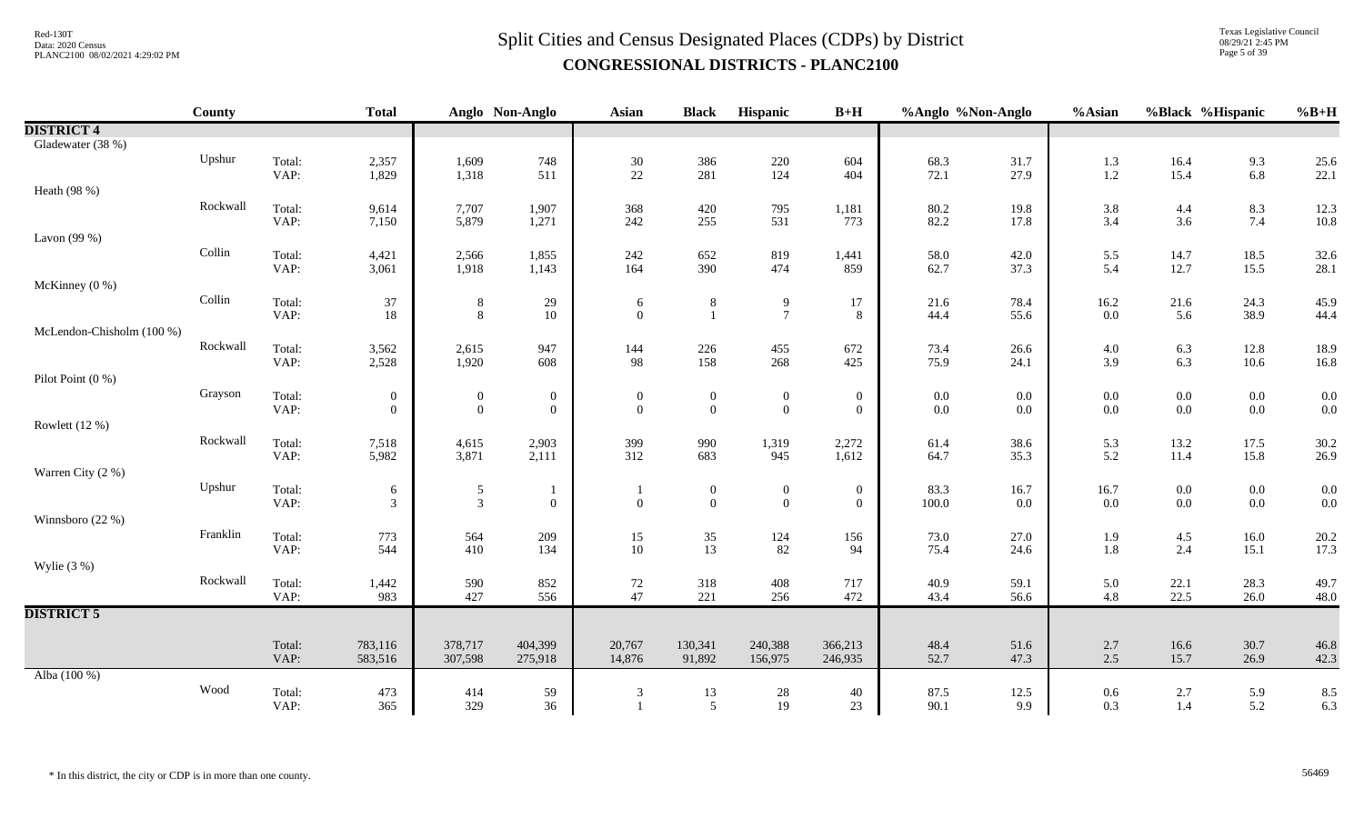# Split Cities and Census Designated Places (CDPs) by District

## CONGRESSIONAL DISTRICTS - PLANC2100

| | County | | Total | Anglo | Non-Anglo | Asian | Black | Hispanic | B+H | %Anglo | %Non-Anglo | %Asian | %Black | %Hispanic | %B+H |
|---|---|---|---|---|---|---|---|---|---|---|---|---|---|---|---|
| **DISTRICT 4** | | | | | | | | | | | | | | | |
| Gladewater (38 %) | | | | | | | | | | | | | | | |
| | Upshur | Total: | 2,357 | 1,609 | 748 | 30 | 386 | 220 | 604 | 68.3 | 31.7 | 1.3 | 16.4 | 9.3 | 25.6 |
| | | VAP: | 1,829 | 1,318 | 511 | 22 | 281 | 124 | 404 | 72.1 | 27.9 | 1.2 | 15.4 | 6.8 | 22.1 |
| Heath (98 %) | | | | | | | | | | | | | | | |
| | Rockwall | Total: | 9,614 | 7,707 | 1,907 | 368 | 420 | 795 | 1,181 | 80.2 | 19.8 | 3.8 | 4.4 | 8.3 | 12.3 |
| | | VAP: | 7,150 | 5,879 | 1,271 | 242 | 255 | 531 | 773 | 82.2 | 17.8 | 3.4 | 3.6 | 7.4 | 10.8 |
| Lavon (99 %) | | | | | | | | | | | | | | | |
| | Collin | Total: | 4,421 | 2,566 | 1,855 | 242 | 652 | 819 | 1,441 | 58.0 | 42.0 | 5.5 | 14.7 | 18.5 | 32.6 |
| | | VAP: | 3,061 | 1,918 | 1,143 | 164 | 390 | 474 | 859 | 62.7 | 37.3 | 5.4 | 12.7 | 15.5 | 28.1 |
| McKinney (0 %) | | | | | | | | | | | | | | | |
| | Collin | Total: | 37 | 8 | 29 | 6 | 8 | 9 | 17 | 21.6 | 78.4 | 16.2 | 21.6 | 24.3 | 45.9 |
| | | VAP: | 18 | 8 | 10 | 0 | 1 | 7 | 8 | 44.4 | 55.6 | 0.0 | 5.6 | 38.9 | 44.4 |
| McLendon-Chisholm (100 %) | | | | | | | | | | | | | | | |
| | Rockwall | Total: | 3,562 | 2,615 | 947 | 144 | 226 | 455 | 672 | 73.4 | 26.6 | 4.0 | 6.3 | 12.8 | 18.9 |
| | | VAP: | 2,528 | 1,920 | 608 | 98 | 158 | 268 | 425 | 75.9 | 24.1 | 3.9 | 6.3 | 10.6 | 16.8 |
| Pilot Point (0 %) | | | | | | | | | | | | | | | |
| | Grayson | Total: | 0 | 0 | 0 | 0 | 0 | 0 | 0 | 0.0 | 0.0 | 0.0 | 0.0 | 0.0 | 0.0 |
| | | VAP: | 0 | 0 | 0 | 0 | 0 | 0 | 0 | 0.0 | 0.0 | 0.0 | 0.0 | 0.0 | 0.0 |
| Rowlett (12 %) | | | | | | | | | | | | | | | |
| | Rockwall | Total: | 7,518 | 4,615 | 2,903 | 399 | 990 | 1,319 | 2,272 | 61.4 | 38.6 | 5.3 | 13.2 | 17.5 | 30.2 |
| | | VAP: | 5,982 | 3,871 | 2,111 | 312 | 683 | 945 | 1,612 | 64.7 | 35.3 | 5.2 | 11.4 | 15.8 | 26.9 |
| Warren City (2 %) | | | | | | | | | | | | | | | |
| | Upshur | Total: | 6 | 5 | 1 | 1 | 0 | 0 | 0 | 83.3 | 16.7 | 16.7 | 0.0 | 0.0 | 0.0 |
| | | VAP: | 3 | 3 | 0 | 0 | 0 | 0 | 0 | 100.0 | 0.0 | 0.0 | 0.0 | 0.0 | 0.0 |
| Winnsboro (22 %) | | | | | | | | | | | | | | | |
| | Franklin | Total: | 773 | 564 | 209 | 15 | 35 | 124 | 156 | 73.0 | 27.0 | 1.9 | 4.5 | 16.0 | 20.2 |
| | | VAP: | 544 | 410 | 134 | 10 | 13 | 82 | 94 | 75.4 | 24.6 | 1.8 | 2.4 | 15.1 | 17.3 |
| Wylie (3 %) | | | | | | | | | | | | | | | |
| | Rockwall | Total: | 1,442 | 590 | 852 | 72 | 318 | 408 | 717 | 40.9 | 59.1 | 5.0 | 22.1 | 28.3 | 49.7 |
| | | VAP: | 983 | 427 | 556 | 47 | 221 | 256 | 472 | 43.4 | 56.6 | 4.8 | 22.5 | 26.0 | 48.0 |
| **DISTRICT 5** | | | | | | | | | | | | | | | |
| | | Total: | 783,116 | 378,717 | 404,399 | 20,767 | 130,341 | 240,388 | 366,213 | 48.4 | 51.6 | 2.7 | 16.6 | 30.7 | 46.8 |
| | | VAP: | 583,516 | 307,598 | 275,918 | 14,876 | 91,892 | 156,975 | 246,935 | 52.7 | 47.3 | 2.5 | 15.7 | 26.9 | 42.3 |
| Alba (100 %) | | | | | | | | | | | | | | | |
| | Wood | Total: | 473 | 414 | 59 | 3 | 13 | 28 | 40 | 87.5 | 12.5 | 0.6 | 2.7 | 5.9 | 8.5 |
| | | VAP: | 365 | 329 | 36 | 1 | 5 | 19 | 23 | 90.1 | 9.9 | 0.3 | 1.4 | 5.2 | 6.3 |

* In this district, the city or CDP is in more than one county.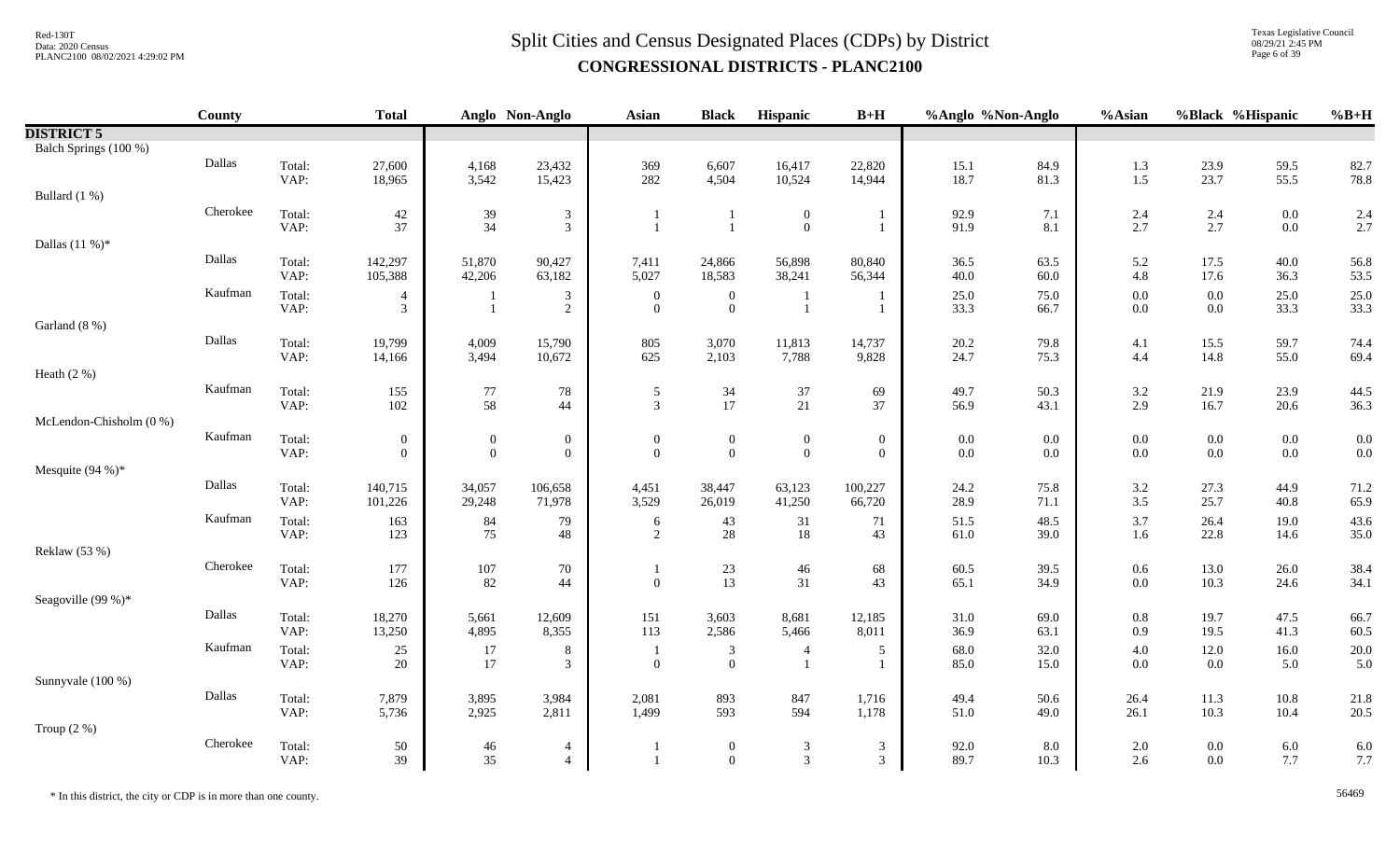# Split Cities and Census Designated Places (CDPs) by District

## CONGRESSIONAL DISTRICTS - PLANC2100

| | County | | Total | Anglo | Non-Anglo | Asian | Black | Hispanic | B+H | %Anglo | %Non-Anglo | %Asian | %Black | %Hispanic | %B+H |
|---|---|---|---|---|---|---|---|---|---|---|---|---|---|---|---|
| **DISTRICT 5** | | | | | | | | | | | | | | | |
| Balch Springs (100 %) | | | | | | | | | | | | | | | |
| | Dallas | Total: | 27,600 | 4,168 | 23,432 | 369 | 6,607 | 16,417 | 22,820 | 15.1 | 84.9 | 1.3 | 23.9 | 59.5 | 82.7 |
| | | VAP: | 18,965 | 3,542 | 15,423 | 282 | 4,504 | 10,524 | 14,944 | 18.7 | 81.3 | 1.5 | 23.7 | 55.5 | 78.8 |
| Bullard (1 %) | | | | | | | | | | | | | | | |
| | Cherokee | Total: | 42 | 39 | 3 | 1 | 1 | 0 | 1 | 92.9 | 7.1 | 2.4 | 2.4 | 0.0 | 2.4 |
| | | VAP: | 37 | 34 | 3 | 1 | 1 | 0 | 1 | 91.9 | 8.1 | 2.7 | 2.7 | 0.0 | 2.7 |
| Dallas (11 %)* | | | | | | | | | | | | | | | |
| | Dallas | Total: | 142,297 | 51,870 | 90,427 | 7,411 | 24,866 | 56,898 | 80,840 | 36.5 | 63.5 | 5.2 | 17.5 | 40.0 | 56.8 |
| | | VAP: | 105,388 | 42,206 | 63,182 | 5,027 | 18,583 | 38,241 | 56,344 | 40.0 | 60.0 | 4.8 | 17.6 | 36.3 | 53.5 |
| | Kaufman | Total: | 4 | 1 | 3 | 0 | 0 | 1 | 1 | 25.0 | 75.0 | 0.0 | 0.0 | 25.0 | 25.0 |
| | | VAP: | 3 | 1 | 2 | 0 | 0 | 1 | 1 | 33.3 | 66.7 | 0.0 | 0.0 | 33.3 | 33.3 |
| Garland (8 %) | | | | | | | | | | | | | | | |
| | Dallas | Total: | 19,799 | 4,009 | 15,790 | 805 | 3,070 | 11,813 | 14,737 | 20.2 | 79.8 | 4.1 | 15.5 | 59.7 | 74.4 |
| | | VAP: | 14,166 | 3,494 | 10,672 | 625 | 2,103 | 7,788 | 9,828 | 24.7 | 75.3 | 4.4 | 14.8 | 55.0 | 69.4 |
| Heath (2 %) | | | | | | | | | | | | | | | |
| | Kaufman | Total: | 155 | 77 | 78 | 5 | 34 | 37 | 69 | 49.7 | 50.3 | 3.2 | 21.9 | 23.9 | 44.5 |
| | | VAP: | 102 | 58 | 44 | 3 | 17 | 21 | 37 | 56.9 | 43.1 | 2.9 | 16.7 | 20.6 | 36.3 |
| McLendon-Chisholm (0 %) | | | | | | | | | | | | | | | |
| | Kaufman | Total: | 0 | 0 | 0 | 0 | 0 | 0 | 0 | 0.0 | 0.0 | 0.0 | 0.0 | 0.0 | 0.0 |
| | | VAP: | 0 | 0 | 0 | 0 | 0 | 0 | 0 | 0.0 | 0.0 | 0.0 | 0.0 | 0.0 | 0.0 |
| Mesquite (94 %)* | | | | | | | | | | | | | | | |
| | Dallas | Total: | 140,715 | 34,057 | 106,658 | 4,451 | 38,447 | 63,123 | 100,227 | 24.2 | 75.8 | 3.2 | 27.3 | 44.9 | 71.2 |
| | | VAP: | 101,226 | 29,248 | 71,978 | 3,529 | 26,019 | 41,250 | 66,720 | 28.9 | 71.1 | 3.5 | 25.7 | 40.8 | 65.9 |
| | Kaufman | Total: | 163 | 84 | 79 | 6 | 43 | 31 | 71 | 51.5 | 48.5 | 3.7 | 26.4 | 19.0 | 43.6 |
| | | VAP: | 123 | 75 | 48 | 2 | 28 | 18 | 43 | 61.0 | 39.0 | 1.6 | 22.8 | 14.6 | 35.0 |
| Reklaw (53 %) | | | | | | | | | | | | | | | |
| | Cherokee | Total: | 177 | 107 | 70 | 1 | 23 | 46 | 68 | 60.5 | 39.5 | 0.6 | 13.0 | 26.0 | 38.4 |
| | | VAP: | 126 | 82 | 44 | 0 | 13 | 31 | 43 | 65.1 | 34.9 | 0.0 | 10.3 | 24.6 | 34.1 |
| Seagoville (99 %)* | | | | | | | | | | | | | | | |
| | Dallas | Total: | 18,270 | 5,661 | 12,609 | 151 | 3,603 | 8,681 | 12,185 | 31.0 | 69.0 | 0.8 | 19.7 | 47.5 | 66.7 |
| | | VAP: | 13,250 | 4,895 | 8,355 | 113 | 2,586 | 5,466 | 8,011 | 36.9 | 63.1 | 0.9 | 19.5 | 41.3 | 60.5 |
| | Kaufman | Total: | 25 | 17 | 8 | 1 | 3 | 4 | 5 | 68.0 | 32.0 | 4.0 | 12.0 | 16.0 | 20.0 |
| | | VAP: | 20 | 17 | 3 | 0 | 0 | 1 | 1 | 85.0 | 15.0 | 0.0 | 0.0 | 5.0 | 5.0 |
| Sunnyvale (100 %) | | | | | | | | | | | | | | | |
| | Dallas | Total: | 7,879 | 3,895 | 3,984 | 2,081 | 893 | 847 | 1,716 | 49.4 | 50.6 | 26.4 | 11.3 | 10.8 | 21.8 |
| | | VAP: | 5,736 | 2,925 | 2,811 | 1,499 | 593 | 594 | 1,178 | 51.0 | 49.0 | 26.1 | 10.3 | 10.4 | 20.5 |
| Troup (2 %) | | | | | | | | | | | | | | | |
| | Cherokee | Total: | 50 | 46 | 4 | 1 | 0 | 3 | 3 | 92.0 | 8.0 | 2.0 | 0.0 | 6.0 | 6.0 |
| | | VAP: | 39 | 35 | 4 | 1 | 0 | 3 | 3 | 89.7 | 10.3 | 2.6 | 0.0 | 7.7 | 7.7 |

* In this district, the city or CDP is in more than one county.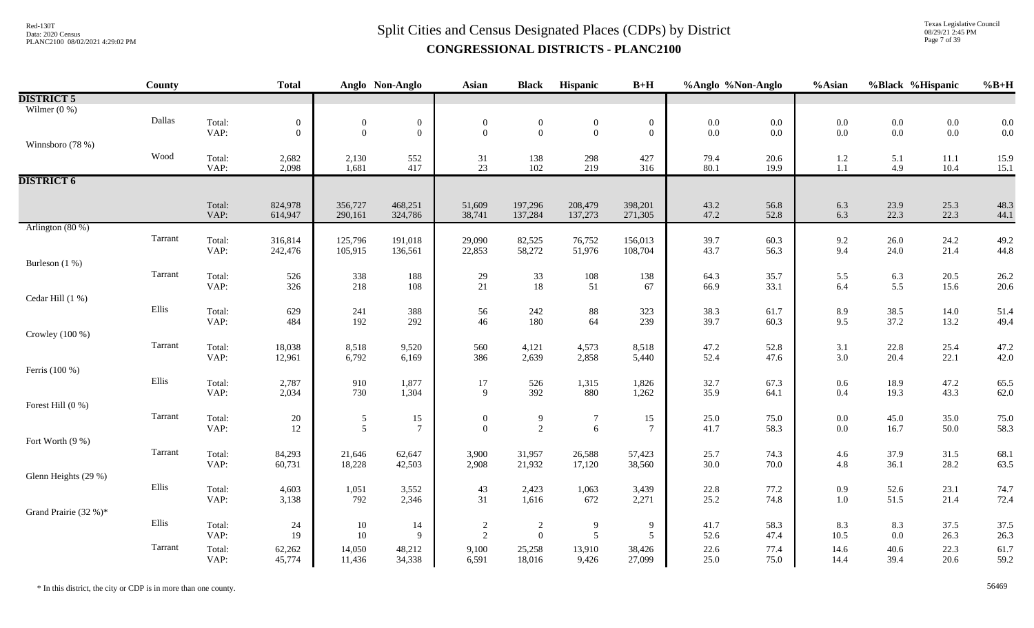# Split Cities and Census Designated Places (CDPs) by District

## CONGRESSIONAL DISTRICTS - PLANC2100

| | County | | Total | Anglo | Non-Anglo | Asian | Black | Hispanic | B+H | %Anglo | %Non-Anglo | %Asian | %Black | %Hispanic | %B+H |
|---|---|---|---|---|---|---|---|---|---|---|---|---|---|---|---|
| **DISTRICT 5** | | | | | | | | | | | | | | | |
| Wilmer (0 %) | | | | | | | | | | | | | | | |
| | Dallas | Total: | 0 | 0 | 0 | 0 | 0 | 0 | 0 | 0.0 | 0.0 | 0.0 | 0.0 | 0.0 | 0.0 |
| | | VAP: | 0 | 0 | 0 | 0 | 0 | 0 | 0 | 0.0 | 0.0 | 0.0 | 0.0 | 0.0 | 0.0 |
| Winnsboro (78 %) | | | | | | | | | | | | | | | |
| | Wood | Total: | 2,682 | 2,130 | 552 | 31 | 138 | 298 | 427 | 79.4 | 20.6 | 1.2 | 5.1 | 11.1 | 15.9 |
| | | VAP: | 2,098 | 1,681 | 417 | 23 | 102 | 219 | 316 | 80.1 | 19.9 | 1.1 | 4.9 | 10.4 | 15.1 |
| **DISTRICT 6** | | | | | | | | | | | | | | | |
| | | Total: | 824,978 | 356,727 | 468,251 | 51,609 | 197,296 | 208,479 | 398,201 | 43.2 | 56.8 | 6.3 | 23.9 | 25.3 | 48.3 |
| | | VAP: | 614,947 | 290,161 | 324,786 | 38,741 | 137,284 | 137,273 | 271,305 | 47.2 | 52.8 | 6.3 | 22.3 | 22.3 | 44.1 |
| Arlington (80 %) | | | | | | | | | | | | | | | |
| | Tarrant | Total: | 316,814 | 125,796 | 191,018 | 29,090 | 82,525 | 76,752 | 156,013 | 39.7 | 60.3 | 9.2 | 26.0 | 24.2 | 49.2 |
| | | VAP: | 242,476 | 105,915 | 136,561 | 22,853 | 58,272 | 51,976 | 108,704 | 43.7 | 56.3 | 9.4 | 24.0 | 21.4 | 44.8 |
| Burleson (1 %) | | | | | | | | | | | | | | | |
| | Tarrant | Total: | 526 | 338 | 188 | 29 | 33 | 108 | 138 | 64.3 | 35.7 | 5.5 | 6.3 | 20.5 | 26.2 |
| | | VAP: | 326 | 218 | 108 | 21 | 18 | 51 | 67 | 66.9 | 33.1 | 6.4 | 5.5 | 15.6 | 20.6 |
| Cedar Hill (1 %) | | | | | | | | | | | | | | | |
| | Ellis | Total: | 629 | 241 | 388 | 56 | 242 | 88 | 323 | 38.3 | 61.7 | 8.9 | 38.5 | 14.0 | 51.4 |
| | | VAP: | 484 | 192 | 292 | 46 | 180 | 64 | 239 | 39.7 | 60.3 | 9.5 | 37.2 | 13.2 | 49.4 |
| Crowley (100 %) | | | | | | | | | | | | | | | |
| | Tarrant | Total: | 18,038 | 8,518 | 9,520 | 560 | 4,121 | 4,573 | 8,518 | 47.2 | 52.8 | 3.1 | 22.8 | 25.4 | 47.2 |
| | | VAP: | 12,961 | 6,792 | 6,169 | 386 | 2,639 | 2,858 | 5,440 | 52.4 | 47.6 | 3.0 | 20.4 | 22.1 | 42.0 |
| Ferris (100 %) | | | | | | | | | | | | | | | |
| | Ellis | Total: | 2,787 | 910 | 1,877 | 17 | 526 | 1,315 | 1,826 | 32.7 | 67.3 | 0.6 | 18.9 | 47.2 | 65.5 |
| | | VAP: | 2,034 | 730 | 1,304 | 9 | 392 | 880 | 1,262 | 35.9 | 64.1 | 0.4 | 19.3 | 43.3 | 62.0 |
| Forest Hill (0 %) | | | | | | | | | | | | | | | |
| | Tarrant | Total: | 20 | 5 | 15 | 0 | 9 | 7 | 15 | 25.0 | 75.0 | 0.0 | 45.0 | 35.0 | 75.0 |
| | | VAP: | 12 | 5 | 7 | 0 | 2 | 6 | 7 | 41.7 | 58.3 | 0.0 | 16.7 | 50.0 | 58.3 |
| Fort Worth (9 %) | | | | | | | | | | | | | | | |
| | Tarrant | Total: | 84,293 | 21,646 | 62,647 | 3,900 | 31,957 | 26,588 | 57,423 | 25.7 | 74.3 | 4.6 | 37.9 | 31.5 | 68.1 |
| | | VAP: | 60,731 | 18,228 | 42,503 | 2,908 | 21,932 | 17,120 | 38,560 | 30.0 | 70.0 | 4.8 | 36.1 | 28.2 | 63.5 |
| Glenn Heights (29 %) | | | | | | | | | | | | | | | |
| | Ellis | Total: | 4,603 | 1,051 | 3,552 | 43 | 2,423 | 1,063 | 3,439 | 22.8 | 77.2 | 0.9 | 52.6 | 23.1 | 74.7 |
| | | VAP: | 3,138 | 792 | 2,346 | 31 | 1,616 | 672 | 2,271 | 25.2 | 74.8 | 1.0 | 51.5 | 21.4 | 72.4 |
| Grand Prairie (32 %)* | | | | | | | | | | | | | | | |
| | Ellis | Total: | 24 | 10 | 14 | 2 | 2 | 9 | 9 | 41.7 | 58.3 | 8.3 | 8.3 | 37.5 | 37.5 |
| | | VAP: | 19 | 10 | 9 | 2 | 0 | 5 | 5 | 52.6 | 47.4 | 10.5 | 0.0 | 26.3 | 26.3 |
| | Tarrant | Total: | 62,262 | 14,050 | 48,212 | 9,100 | 25,258 | 13,910 | 38,426 | 22.6 | 77.4 | 14.6 | 40.6 | 22.3 | 61.7 |
| | | VAP: | 45,774 | 11,436 | 34,338 | 6,591 | 18,016 | 9,426 | 27,099 | 25.0 | 75.0 | 14.4 | 39.4 | 20.6 | 59.2 |

* In this district, the city or CDP is in more than one county.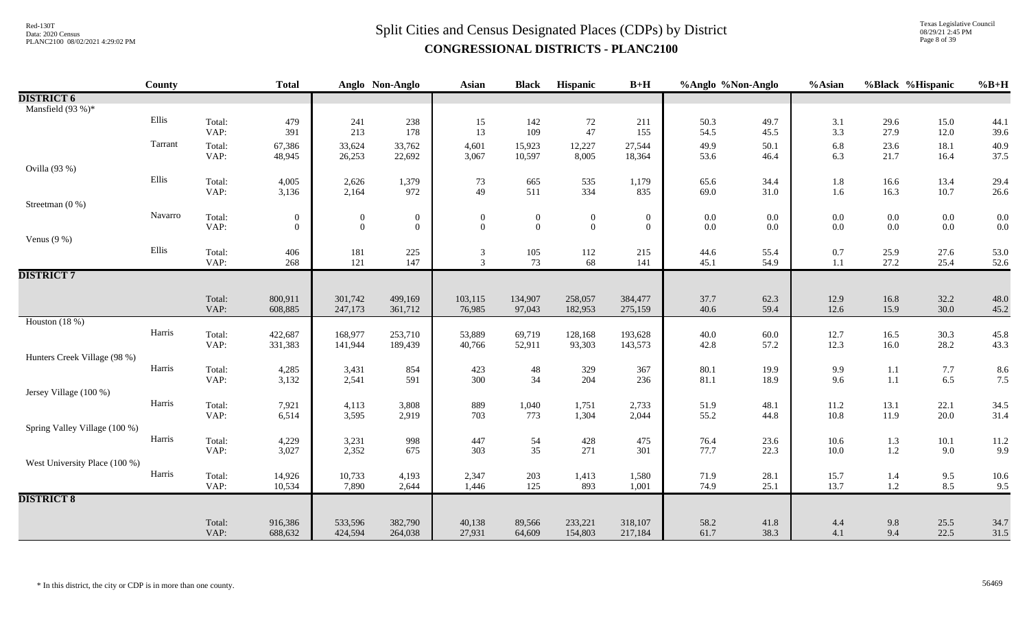# Split Cities and Census Designated Places (CDPs) by District

## CONGRESSIONAL DISTRICTS - PLANC2100

Red-130T
Data: 2020 Census
PLANC2100 08/02/2021 4:29:02 PM

Texas Legislative Council
08/29/21 2:45 PM

| | County | | Total | Anglo | Non-Anglo | Asian | Black | Hispanic | B+H | %Anglo | %Non-Anglo | %Asian | %Black | %Hispanic | %B+H |
|---|---|---|---|---|---|---|---|---|---|---|---|---|---|---|---|
| **DISTRICT 6** | | | | | | | | | | | | | | | |
| Mansfield (93 %)* | | | | | | | | | | | | | | | |
| | Ellis | Total: | 479 | 241 | 238 | 15 | 142 | 72 | 211 | 50.3 | 49.7 | 3.1 | 29.6 | 15.0 | 44.1 |
| | | VAP: | 391 | 213 | 178 | 13 | 109 | 47 | 155 | 54.5 | 45.5 | 3.3 | 27.9 | 12.0 | 39.6 |
| | Tarrant | Total: | 67,386 | 33,624 | 33,762 | 4,601 | 15,923 | 12,227 | 27,544 | 49.9 | 50.1 | 6.8 | 23.6 | 18.1 | 40.9 |
| | | VAP: | 48,945 | 26,253 | 22,692 | 3,067 | 10,597 | 8,005 | 18,364 | 53.6 | 46.4 | 6.3 | 21.7 | 16.4 | 37.5 |
| Ovilla (93 %) | | | | | | | | | | | | | | | |
| | Ellis | Total: | 4,005 | 2,626 | 1,379 | 73 | 665 | 535 | 1,179 | 65.6 | 34.4 | 1.8 | 16.6 | 13.4 | 29.4 |
| | | VAP: | 3,136 | 2,164 | 972 | 49 | 511 | 334 | 835 | 69.0 | 31.0 | 1.6 | 16.3 | 10.7 | 26.6 |
| Streetman (0 %) | | | | | | | | | | | | | | | |
| | Navarro | Total: | 0 | 0 | 0 | 0 | 0 | 0 | 0 | 0.0 | 0.0 | 0.0 | 0.0 | 0.0 | 0.0 |
| | | VAP: | 0 | 0 | 0 | 0 | 0 | 0 | 0 | 0.0 | 0.0 | 0.0 | 0.0 | 0.0 | 0.0 |
| Venus (9 %) | | | | | | | | | | | | | | | |
| | Ellis | Total: | 406 | 181 | 225 | 3 | 105 | 112 | 215 | 44.6 | 55.4 | 0.7 | 25.9 | 27.6 | 53.0 |
| | | VAP: | 268 | 121 | 147 | 3 | 73 | 68 | 141 | 45.1 | 54.9 | 1.1 | 27.2 | 25.4 | 52.6 |
| **DISTRICT 7** | | | | | | | | | | | | | | | |
| | | Total: | 800,911 | 301,742 | 499,169 | 103,115 | 134,907 | 258,057 | 384,477 | 37.7 | 62.3 | 12.9 | 16.8 | 32.2 | 48.0 |
| | | VAP: | 608,885 | 247,173 | 361,712 | 76,985 | 97,043 | 182,953 | 275,159 | 40.6 | 59.4 | 12.6 | 15.9 | 30.0 | 45.2 |
| Houston (18 %) | | | | | | | | | | | | | | | |
| | Harris | Total: | 422,687 | 168,977 | 253,710 | 53,889 | 69,719 | 128,168 | 193,628 | 40.0 | 60.0 | 12.7 | 16.5 | 30.3 | 45.8 |
| | | VAP: | 331,383 | 141,944 | 189,439 | 40,766 | 52,911 | 93,303 | 143,573 | 42.8 | 57.2 | 12.3 | 16.0 | 28.2 | 43.3 |
| Hunters Creek Village (98 %) | | | | | | | | | | | | | | | |
| | Harris | Total: | 4,285 | 3,431 | 854 | 423 | 48 | 329 | 367 | 80.1 | 19.9 | 9.9 | 1.1 | 7.7 | 8.6 |
| | | VAP: | 3,132 | 2,541 | 591 | 300 | 34 | 204 | 236 | 81.1 | 18.9 | 9.6 | 1.1 | 6.5 | 7.5 |
| Jersey Village (100 %) | | | | | | | | | | | | | | | |
| | Harris | Total: | 7,921 | 4,113 | 3,808 | 889 | 1,040 | 1,751 | 2,733 | 51.9 | 48.1 | 11.2 | 13.1 | 22.1 | 34.5 |
| | | VAP: | 6,514 | 3,595 | 2,919 | 703 | 773 | 1,304 | 2,044 | 55.2 | 44.8 | 10.8 | 11.9 | 20.0 | 31.4 |
| Spring Valley Village (100 %) | | | | | | | | | | | | | | | |
| | Harris | Total: | 4,229 | 3,231 | 998 | 447 | 54 | 428 | 475 | 76.4 | 23.6 | 10.6 | 1.3 | 10.1 | 11.2 |
| | | VAP: | 3,027 | 2,352 | 675 | 303 | 35 | 271 | 301 | 77.7 | 22.3 | 10.0 | 1.2 | 9.0 | 9.9 |
| West University Place (100 %) | | | | | | | | | | | | | | | |
| | Harris | Total: | 14,926 | 10,733 | 4,193 | 2,347 | 203 | 1,413 | 1,580 | 71.9 | 28.1 | 15.7 | 1.4 | 9.5 | 10.6 |
| | | VAP: | 10,534 | 7,890 | 2,644 | 1,446 | 125 | 893 | 1,001 | 74.9 | 25.1 | 13.7 | 1.2 | 8.5 | 9.5 |
| **DISTRICT 8** | | | | | | | | | | | | | | | |
| | | Total: | 916,386 | 533,596 | 382,790 | 40,138 | 89,566 | 233,221 | 318,107 | 58.2 | 41.8 | 4.4 | 9.8 | 25.5 | 34.7 |
| | | VAP: | 688,632 | 424,594 | 264,038 | 27,931 | 64,609 | 154,803 | 217,184 | 61.7 | 38.3 | 4.1 | 9.4 | 22.5 | 31.5 |

\* In this district, the city or CDP is in more than one county.

56469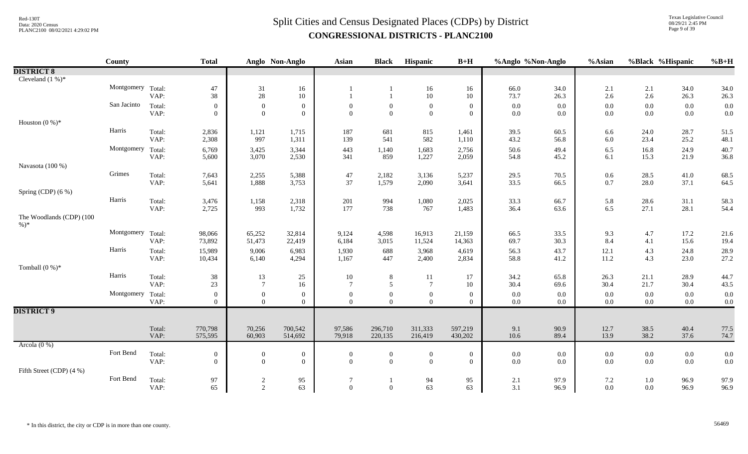# Split Cities and Census Designated Places (CDPs) by District

## CONGRESSIONAL DISTRICTS - PLANC2100

| | County | | Total | Anglo | Non-Anglo | Asian | Black | Hispanic | B+H | %Anglo | %Non-Anglo | %Asian | %Black | %Hispanic | %B+H |
|---|---|---|---|---|---|---|---|---|---|---|---|---|---|---|---|
| **DISTRICT 8** | | | | | | | | | | | | | | | |
| Cleveland (1 %)* | | | | | | | | | | | | | | | |
| | Montgomery | Total: | 47 | 31 | 16 | 1 | 1 | 16 | 16 | 66.0 | 34.0 | 2.1 | 2.1 | 34.0 | 34.0 |
| | | VAP: | 38 | 28 | 10 | 1 | 1 | 10 | 10 | 73.7 | 26.3 | 2.6 | 2.6 | 26.3 | 26.3 |
| | San Jacinto | Total: | 0 | 0 | 0 | 0 | 0 | 0 | 0 | 0.0 | 0.0 | 0.0 | 0.0 | 0.0 | 0.0 |
| | | VAP: | 0 | 0 | 0 | 0 | 0 | 0 | 0 | 0.0 | 0.0 | 0.0 | 0.0 | 0.0 | 0.0 |
| Houston (0 %)* | | | | | | | | | | | | | | | |
| | Harris | Total: | 2,836 | 1,121 | 1,715 | 187 | 681 | 815 | 1,461 | 39.5 | 60.5 | 6.6 | 24.0 | 28.7 | 51.5 |
| | | VAP: | 2,308 | 997 | 1,311 | 139 | 541 | 582 | 1,110 | 43.2 | 56.8 | 6.0 | 23.4 | 25.2 | 48.1 |
| | Montgomery | Total: | 6,769 | 3,425 | 3,344 | 443 | 1,140 | 1,683 | 2,756 | 50.6 | 49.4 | 6.5 | 16.8 | 24.9 | 40.7 |
| | | VAP: | 5,600 | 3,070 | 2,530 | 341 | 859 | 1,227 | 2,059 | 54.8 | 45.2 | 6.1 | 15.3 | 21.9 | 36.8 |
| Navasota (100 %) | | | | | | | | | | | | | | | |
| | Grimes | Total: | 7,643 | 2,255 | 5,388 | 47 | 2,182 | 3,136 | 5,237 | 29.5 | 70.5 | 0.6 | 28.5 | 41.0 | 68.5 |
| | | VAP: | 5,641 | 1,888 | 3,753 | 37 | 1,579 | 2,090 | 3,641 | 33.5 | 66.5 | 0.7 | 28.0 | 37.1 | 64.5 |
| Spring (CDP) (6 %) | | | | | | | | | | | | | | | |
| | Harris | Total: | 3,476 | 1,158 | 2,318 | 201 | 994 | 1,080 | 2,025 | 33.3 | 66.7 | 5.8 | 28.6 | 31.1 | 58.3 |
| | | VAP: | 2,725 | 993 | 1,732 | 177 | 738 | 767 | 1,483 | 36.4 | 63.6 | 6.5 | 27.1 | 28.1 | 54.4 |
| The Woodlands (CDP) (100 %)* | | | | | | | | | | | | | | | |
| | Montgomery | Total: | 98,066 | 65,252 | 32,814 | 9,124 | 4,598 | 16,913 | 21,159 | 66.5 | 33.5 | 9.3 | 4.7 | 17.2 | 21.6 |
| | | VAP: | 73,892 | 51,473 | 22,419 | 6,184 | 3,015 | 11,524 | 14,363 | 69.7 | 30.3 | 8.4 | 4.1 | 15.6 | 19.4 |
| | Harris | Total: | 15,989 | 9,006 | 6,983 | 1,930 | 688 | 3,968 | 4,619 | 56.3 | 43.7 | 12.1 | 4.3 | 24.8 | 28.9 |
| | | VAP: | 10,434 | 6,140 | 4,294 | 1,167 | 447 | 2,400 | 2,834 | 58.8 | 41.2 | 11.2 | 4.3 | 23.0 | 27.2 |
| Tomball (0 %)* | | | | | | | | | | | | | | | |
| | Harris | Total: | 38 | 13 | 25 | 10 | 8 | 11 | 17 | 34.2 | 65.8 | 26.3 | 21.1 | 28.9 | 44.7 |
| | | VAP: | 23 | 7 | 16 | 7 | 5 | 7 | 10 | 30.4 | 69.6 | 30.4 | 21.7 | 30.4 | 43.5 |
| | Montgomery | Total: | 0 | 0 | 0 | 0 | 0 | 0 | 0 | 0.0 | 0.0 | 0.0 | 0.0 | 0.0 | 0.0 |
| | | VAP: | 0 | 0 | 0 | 0 | 0 | 0 | 0 | 0.0 | 0.0 | 0.0 | 0.0 | 0.0 | 0.0 |
| **DISTRICT 9** | | | | | | | | | | | | | | | |
| | | Total: | 770,798 | 70,256 | 700,542 | 97,586 | 296,710 | 311,333 | 597,219 | 9.1 | 90.9 | 12.7 | 38.5 | 40.4 | 77.5 |
| | | VAP: | 575,595 | 60,903 | 514,692 | 79,918 | 220,135 | 216,419 | 430,202 | 10.6 | 89.4 | 13.9 | 38.2 | 37.6 | 74.7 |
| Arcola (0 %) | | | | | | | | | | | | | | | |
| | Fort Bend | Total: | 0 | 0 | 0 | 0 | 0 | 0 | 0 | 0.0 | 0.0 | 0.0 | 0.0 | 0.0 | 0.0 |
| | | VAP: | 0 | 0 | 0 | 0 | 0 | 0 | 0 | 0.0 | 0.0 | 0.0 | 0.0 | 0.0 | 0.0 |
| Fifth Street (CDP) (4 %) | | | | | | | | | | | | | | | |
| | Fort Bend | Total: | 97 | 2 | 95 | 7 | 1 | 94 | 95 | 2.1 | 97.9 | 7.2 | 1.0 | 96.9 | 97.9 |
| | | VAP: | 65 | 2 | 63 | 0 | 0 | 63 | 63 | 3.1 | 96.9 | 0.0 | 0.0 | 96.9 | 96.9 |

\* In this district, the city or CDP is in more than one county.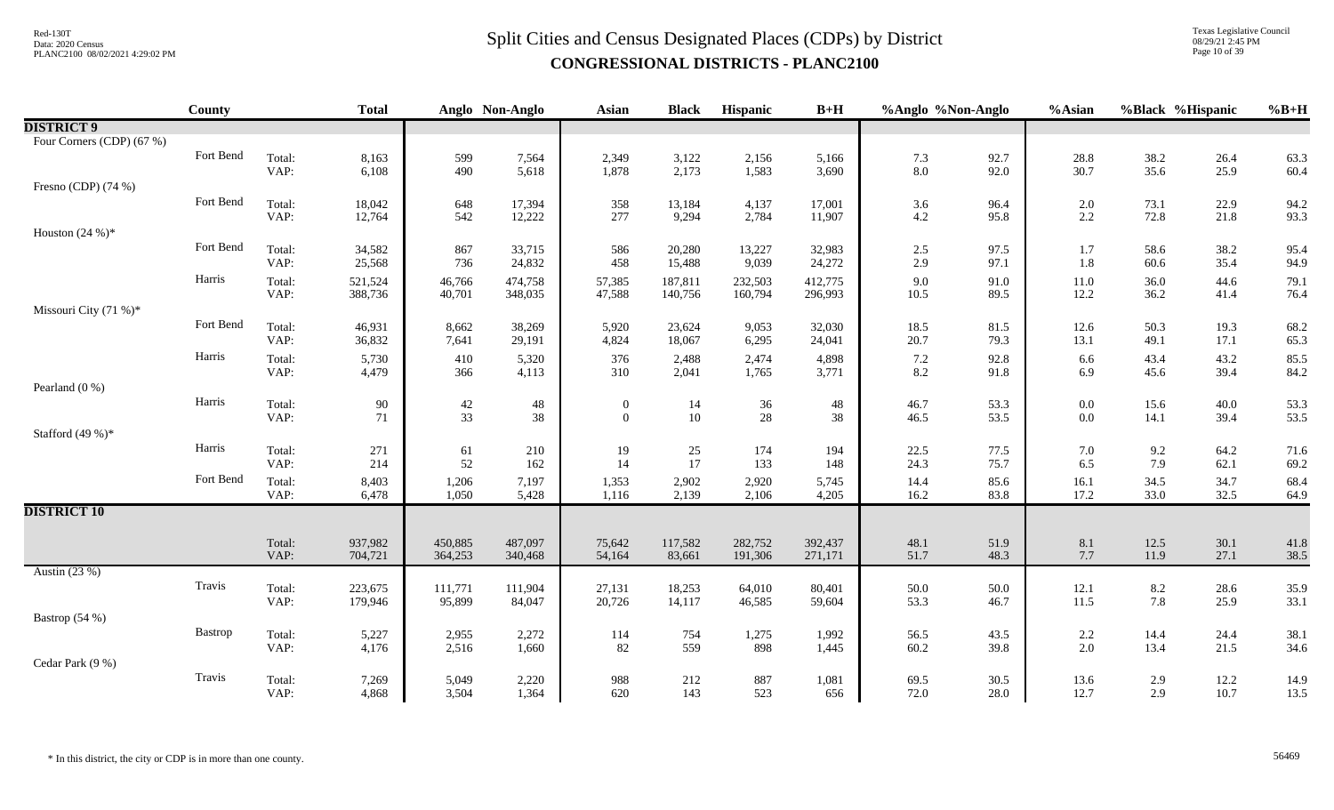# Split Cities and Census Designated Places (CDPs) by District

## CONGRESSIONAL DISTRICTS - PLANC2100

| | County | | Total | Anglo | Non-Anglo | Asian | Black | Hispanic | B+H | %Anglo | %Non-Anglo | %Asian | %Black | %Hispanic | %B+H |
|---|---|---|---|---|---|---|---|---|---|---|---|---|---|---|---|
| **DISTRICT 9** | | | | | | | | | | | | | | | |
| Four Corners (CDP) (67 %) | | | | | | | | | | | | | | | |
| | Fort Bend | Total: | 8,163 | 599 | 7,564 | 2,349 | 3,122 | 2,156 | 5,166 | 7.3 | 92.7 | 28.8 | 38.2 | 26.4 | 63.3 |
| | | VAP: | 6,108 | 490 | 5,618 | 1,878 | 2,173 | 1,583 | 3,690 | 8.0 | 92.0 | 30.7 | 35.6 | 25.9 | 60.4 |
| Fresno (CDP) (74 %) | | | | | | | | | | | | | | | |
| | Fort Bend | Total: | 18,042 | 648 | 17,394 | 358 | 13,184 | 4,137 | 17,001 | 3.6 | 96.4 | 2.0 | 73.1 | 22.9 | 94.2 |
| | | VAP: | 12,764 | 542 | 12,222 | 277 | 9,294 | 2,784 | 11,907 | 4.2 | 95.8 | 2.2 | 72.8 | 21.8 | 93.3 |
| Houston (24 %)* | | | | | | | | | | | | | | | |
| | Fort Bend | Total: | 34,582 | 867 | 33,715 | 586 | 20,280 | 13,227 | 32,983 | 2.5 | 97.5 | 1.7 | 58.6 | 38.2 | 95.4 |
| | | VAP: | 25,568 | 736 | 24,832 | 458 | 15,488 | 9,039 | 24,272 | 2.9 | 97.1 | 1.8 | 60.6 | 35.4 | 94.9 |
| | Harris | Total: | 521,524 | 46,766 | 474,758 | 57,385 | 187,811 | 232,503 | 412,775 | 9.0 | 91.0 | 11.0 | 36.0 | 44.6 | 79.1 |
| | | VAP: | 388,736 | 40,701 | 348,035 | 47,588 | 140,756 | 160,794 | 296,993 | 10.5 | 89.5 | 12.2 | 36.2 | 41.4 | 76.4 |
| Missouri City (71 %)* | | | | | | | | | | | | | | | |
| | Fort Bend | Total: | 46,931 | 8,662 | 38,269 | 5,920 | 23,624 | 9,053 | 32,030 | 18.5 | 81.5 | 12.6 | 50.3 | 19.3 | 68.2 |
| | | VAP: | 36,832 | 7,641 | 29,191 | 4,824 | 18,067 | 6,295 | 24,041 | 20.7 | 79.3 | 13.1 | 49.1 | 17.1 | 65.3 |
| | Harris | Total: | 5,730 | 410 | 5,320 | 376 | 2,488 | 2,474 | 4,898 | 7.2 | 92.8 | 6.6 | 43.4 | 43.2 | 85.5 |
| | | VAP: | 4,479 | 366 | 4,113 | 310 | 2,041 | 1,765 | 3,771 | 8.2 | 91.8 | 6.9 | 45.6 | 39.4 | 84.2 |
| Pearland (0 %) | | | | | | | | | | | | | | | |
| | Harris | Total: | 90 | 42 | 48 | 0 | 14 | 36 | 48 | 46.7 | 53.3 | 0.0 | 15.6 | 40.0 | 53.3 |
| | | VAP: | 71 | 33 | 38 | 0 | 10 | 28 | 38 | 46.5 | 53.5 | 0.0 | 14.1 | 39.4 | 53.5 |
| Stafford (49 %)* | | | | | | | | | | | | | | | |
| | Harris | Total: | 271 | 61 | 210 | 19 | 25 | 174 | 194 | 22.5 | 77.5 | 7.0 | 9.2 | 64.2 | 71.6 |
| | | VAP: | 214 | 52 | 162 | 14 | 17 | 133 | 148 | 24.3 | 75.7 | 6.5 | 7.9 | 62.1 | 69.2 |
| | Fort Bend | Total: | 8,403 | 1,206 | 7,197 | 1,353 | 2,902 | 2,920 | 5,745 | 14.4 | 85.6 | 16.1 | 34.5 | 34.7 | 68.4 |
| | | VAP: | 6,478 | 1,050 | 5,428 | 1,116 | 2,139 | 2,106 | 4,205 | 16.2 | 83.8 | 17.2 | 33.0 | 32.5 | 64.9 |
| **DISTRICT 10** | | | | | | | | | | | | | | | |
| | | Total: | 937,982 | 450,885 | 487,097 | 75,642 | 117,582 | 282,752 | 392,437 | 48.1 | 51.9 | 8.1 | 12.5 | 30.1 | 41.8 |
| | | VAP: | 704,721 | 364,253 | 340,468 | 54,164 | 83,661 | 191,306 | 271,171 | 51.7 | 48.3 | 7.7 | 11.9 | 27.1 | 38.5 |
| Austin (23 %) | | | | | | | | | | | | | | | |
| | Travis | Total: | 223,675 | 111,771 | 111,904 | 27,131 | 18,253 | 64,010 | 80,401 | 50.0 | 50.0 | 12.1 | 8.2 | 28.6 | 35.9 |
| | | VAP: | 179,946 | 95,899 | 84,047 | 20,726 | 14,117 | 46,585 | 59,604 | 53.3 | 46.7 | 11.5 | 7.8 | 25.9 | 33.1 |
| Bastrop (54 %) | | | | | | | | | | | | | | | |
| | Bastrop | Total: | 5,227 | 2,955 | 2,272 | 114 | 754 | 1,275 | 1,992 | 56.5 | 43.5 | 2.2 | 14.4 | 24.4 | 38.1 |
| | | VAP: | 4,176 | 2,516 | 1,660 | 82 | 559 | 898 | 1,445 | 60.2 | 39.8 | 2.0 | 13.4 | 21.5 | 34.6 |
| Cedar Park (9 %) | | | | | | | | | | | | | | | |
| | Travis | Total: | 7,269 | 5,049 | 2,220 | 988 | 212 | 887 | 1,081 | 69.5 | 30.5 | 13.6 | 2.9 | 12.2 | 14.9 |
| | | VAP: | 4,868 | 3,504 | 1,364 | 620 | 143 | 523 | 656 | 72.0 | 28.0 | 12.7 | 2.9 | 10.7 | 13.5 |

\* In this district, the city or CDP is in more than one county.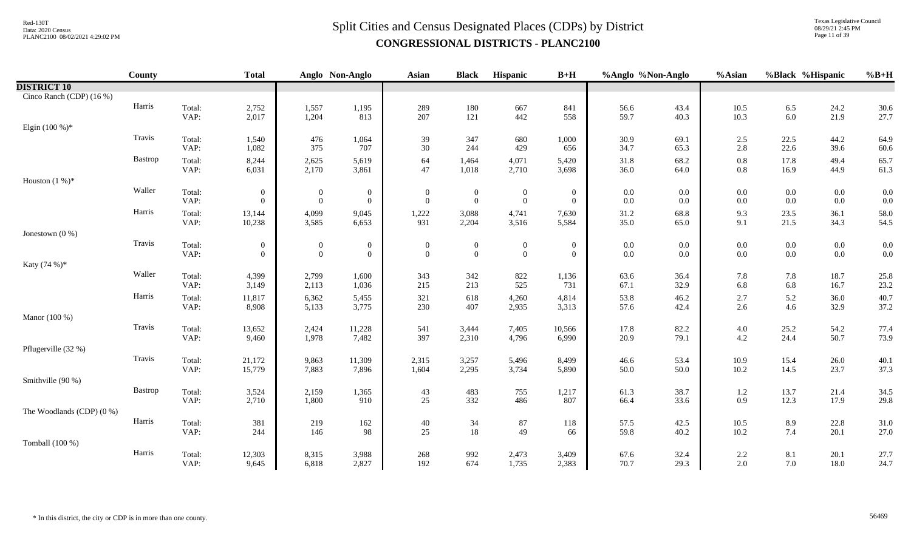# Split Cities and Census Designated Places (CDPs) by District

## CONGRESSIONAL DISTRICTS - PLANC2100

| | County | | Total | Anglo | Non-Anglo | Asian | Black | Hispanic | B+H | %Anglo | %Non-Anglo | %Asian | %Black | %Hispanic | %B+H |
|---|---|---|---|---|---|---|---|---|---|---|---|---|---|---|---|
| **DISTRICT 10** | | | | | | | | | | | | | | | |
| Cinco Ranch (CDP) (16 %) | | | | | | | | | | | | | | | |
| | Harris | Total: | 2,752 | 1,557 | 1,195 | 289 | 180 | 667 | 841 | 56.6 | 43.4 | 10.5 | 6.5 | 24.2 | 30.6 |
| | | VAP: | 2,017 | 1,204 | 813 | 207 | 121 | 442 | 558 | 59.7 | 40.3 | 10.3 | 6.0 | 21.9 | 27.7 |
| Elgin (100 %)* | | | | | | | | | | | | | | | |
| | Travis | Total: | 1,540 | 476 | 1,064 | 39 | 347 | 680 | 1,000 | 30.9 | 69.1 | 2.5 | 22.5 | 44.2 | 64.9 |
| | | VAP: | 1,082 | 375 | 707 | 30 | 244 | 429 | 656 | 34.7 | 65.3 | 2.8 | 22.6 | 39.6 | 60.6 |
| | Bastrop | Total: | 8,244 | 2,625 | 5,619 | 64 | 1,464 | 4,071 | 5,420 | 31.8 | 68.2 | 0.8 | 17.8 | 49.4 | 65.7 |
| | | VAP: | 6,031 | 2,170 | 3,861 | 47 | 1,018 | 2,710 | 3,698 | 36.0 | 64.0 | 0.8 | 16.9 | 44.9 | 61.3 |
| Houston (1 %)* | | | | | | | | | | | | | | | |
| | Waller | Total: | 0 | 0 | 0 | 0 | 0 | 0 | 0 | 0.0 | 0.0 | 0.0 | 0.0 | 0.0 | 0.0 |
| | | VAP: | 0 | 0 | 0 | 0 | 0 | 0 | 0 | 0.0 | 0.0 | 0.0 | 0.0 | 0.0 | 0.0 |
| | Harris | Total: | 13,144 | 4,099 | 9,045 | 1,222 | 3,088 | 4,741 | 7,630 | 31.2 | 68.8 | 9.3 | 23.5 | 36.1 | 58.0 |
| | | VAP: | 10,238 | 3,585 | 6,653 | 931 | 2,204 | 3,516 | 5,584 | 35.0 | 65.0 | 9.1 | 21.5 | 34.3 | 54.5 |
| Jonestown (0 %) | | | | | | | | | | | | | | | |
| | Travis | Total: | 0 | 0 | 0 | 0 | 0 | 0 | 0 | 0.0 | 0.0 | 0.0 | 0.0 | 0.0 | 0.0 |
| | | VAP: | 0 | 0 | 0 | 0 | 0 | 0 | 0 | 0.0 | 0.0 | 0.0 | 0.0 | 0.0 | 0.0 |
| Katy (74 %)* | | | | | | | | | | | | | | | |
| | Waller | Total: | 4,399 | 2,799 | 1,600 | 343 | 342 | 822 | 1,136 | 63.6 | 36.4 | 7.8 | 7.8 | 18.7 | 25.8 |
| | | VAP: | 3,149 | 2,113 | 1,036 | 215 | 213 | 525 | 731 | 67.1 | 32.9 | 6.8 | 6.8 | 16.7 | 23.2 |
| | Harris | Total: | 11,817 | 6,362 | 5,455 | 321 | 618 | 4,260 | 4,814 | 53.8 | 46.2 | 2.7 | 5.2 | 36.0 | 40.7 |
| | | VAP: | 8,908 | 5,133 | 3,775 | 230 | 407 | 2,935 | 3,313 | 57.6 | 42.4 | 2.6 | 4.6 | 32.9 | 37.2 |
| Manor (100 %) | | | | | | | | | | | | | | | |
| | Travis | Total: | 13,652 | 2,424 | 11,228 | 541 | 3,444 | 7,405 | 10,566 | 17.8 | 82.2 | 4.0 | 25.2 | 54.2 | 77.4 |
| | | VAP: | 9,460 | 1,978 | 7,482 | 397 | 2,310 | 4,796 | 6,990 | 20.9 | 79.1 | 4.2 | 24.4 | 50.7 | 73.9 |
| Pflugerville (32 %) | | | | | | | | | | | | | | | |
| | Travis | Total: | 21,172 | 9,863 | 11,309 | 2,315 | 3,257 | 5,496 | 8,499 | 46.6 | 53.4 | 10.9 | 15.4 | 26.0 | 40.1 |
| | | VAP: | 15,779 | 7,883 | 7,896 | 1,604 | 2,295 | 3,734 | 5,890 | 50.0 | 50.0 | 10.2 | 14.5 | 23.7 | 37.3 |
| Smithville (90 %) | | | | | | | | | | | | | | | |
| | Bastrop | Total: | 3,524 | 2,159 | 1,365 | 43 | 483 | 755 | 1,217 | 61.3 | 38.7 | 1.2 | 13.7 | 21.4 | 34.5 |
| | | VAP: | 2,710 | 1,800 | 910 | 25 | 332 | 486 | 807 | 66.4 | 33.6 | 0.9 | 12.3 | 17.9 | 29.8 |
| The Woodlands (CDP) (0 %) | | | | | | | | | | | | | | | |
| | Harris | Total: | 381 | 219 | 162 | 40 | 34 | 87 | 118 | 57.5 | 42.5 | 10.5 | 8.9 | 22.8 | 31.0 |
| | | VAP: | 244 | 146 | 98 | 25 | 18 | 49 | 66 | 59.8 | 40.2 | 10.2 | 7.4 | 20.1 | 27.0 |
| Tomball (100 %) | | | | | | | | | | | | | | | |
| | Harris | Total: | 12,303 | 8,315 | 3,988 | 268 | 992 | 2,473 | 3,409 | 67.6 | 32.4 | 2.2 | 8.1 | 20.1 | 27.7 |
| | | VAP: | 9,645 | 6,818 | 2,827 | 192 | 674 | 1,735 | 2,383 | 70.7 | 29.3 | 2.0 | 7.0 | 18.0 | 24.7 |

\* In this district, the city or CDP is in more than one county.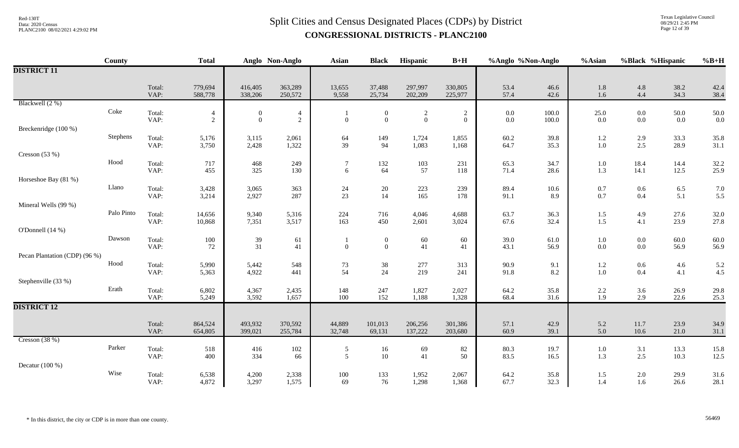# Split Cities and Census Designated Places (CDPs) by District

**CONGRESSIONAL DISTRICTS - PLANC2100**

| | County | | Total | Anglo | Non-Anglo | Asian | Black | Hispanic | B+H | %Anglo | %Non-Anglo | %Asian | %Black | %Hispanic | %B+H |
|---|---|---|---|---|---|---|---|---|---|---|---|---|---|---|---|
| **DISTRICT 11** | | | | | | | | | | | | | | | |
| | | Total: | 779,694 | 416,405 | 363,289 | 13,655 | 37,488 | 297,997 | 330,805 | 53.4 | 46.6 | 1.8 | 4.8 | 38.2 | 42.4 |
| | | VAP: | 588,778 | 338,206 | 250,572 | 9,558 | 25,734 | 202,209 | 225,977 | 57.4 | 42.6 | 1.6 | 4.4 | 34.3 | 38.4 |
| Blackwell (2 %) | | | | | | | | | | | | | | | |
| | Coke | Total: | 4 | 0 | 4 | 1 | 0 | 2 | 2 | 0.0 | 100.0 | 25.0 | 0.0 | 50.0 | 50.0 |
| | | VAP: | 2 | 0 | 2 | 0 | 0 | 0 | 0 | 0.0 | 100.0 | 0.0 | 0.0 | 0.0 | 0.0 |
| Breckenridge (100 %) | | | | | | | | | | | | | | | |
| | Stephens | Total: | 5,176 | 3,115 | 2,061 | 64 | 149 | 1,724 | 1,855 | 60.2 | 39.8 | 1.2 | 2.9 | 33.3 | 35.8 |
| | | VAP: | 3,750 | 2,428 | 1,322 | 39 | 94 | 1,083 | 1,168 | 64.7 | 35.3 | 1.0 | 2.5 | 28.9 | 31.1 |
| Cresson (53 %) | | | | | | | | | | | | | | | |
| | Hood | Total: | 717 | 468 | 249 | 7 | 132 | 103 | 231 | 65.3 | 34.7 | 1.0 | 18.4 | 14.4 | 32.2 |
| | | VAP: | 455 | 325 | 130 | 6 | 64 | 57 | 118 | 71.4 | 28.6 | 1.3 | 14.1 | 12.5 | 25.9 |
| Horseshoe Bay (81 %) | | | | | | | | | | | | | | | |
| | Llano | Total: | 3,428 | 3,065 | 363 | 24 | 20 | 223 | 239 | 89.4 | 10.6 | 0.7 | 0.6 | 6.5 | 7.0 |
| | | VAP: | 3,214 | 2,927 | 287 | 23 | 14 | 165 | 178 | 91.1 | 8.9 | 0.7 | 0.4 | 5.1 | 5.5 |
| Mineral Wells (99 %) | | | | | | | | | | | | | | | |
| | Palo Pinto | Total: | 14,656 | 9,340 | 5,316 | 224 | 716 | 4,046 | 4,688 | 63.7 | 36.3 | 1.5 | 4.9 | 27.6 | 32.0 |
| | | VAP: | 10,868 | 7,351 | 3,517 | 163 | 450 | 2,601 | 3,024 | 67.6 | 32.4 | 1.5 | 4.1 | 23.9 | 27.8 |
| O'Donnell (14 %) | | | | | | | | | | | | | | | |
| | Dawson | Total: | 100 | 39 | 61 | 1 | 0 | 60 | 60 | 39.0 | 61.0 | 1.0 | 0.0 | 60.0 | 60.0 |
| | | VAP: | 72 | 31 | 41 | 0 | 0 | 41 | 41 | 43.1 | 56.9 | 0.0 | 0.0 | 56.9 | 56.9 |
| Pecan Plantation (CDP) (96 %) | | | | | | | | | | | | | | | |
| | Hood | Total: | 5,990 | 5,442 | 548 | 73 | 38 | 277 | 313 | 90.9 | 9.1 | 1.2 | 0.6 | 4.6 | 5.2 |
| | | VAP: | 5,363 | 4,922 | 441 | 54 | 24 | 219 | 241 | 91.8 | 8.2 | 1.0 | 0.4 | 4.1 | 4.5 |
| Stephenville (33 %) | | | | | | | | | | | | | | | |
| | Erath | Total: | 6,802 | 4,367 | 2,435 | 148 | 247 | 1,827 | 2,027 | 64.2 | 35.8 | 2.2 | 3.6 | 26.9 | 29.8 |
| | | VAP: | 5,249 | 3,592 | 1,657 | 100 | 152 | 1,188 | 1,328 | 68.4 | 31.6 | 1.9 | 2.9 | 22.6 | 25.3 |
| **DISTRICT 12** | | | | | | | | | | | | | | | |
| | | Total: | 864,524 | 493,932 | 370,592 | 44,889 | 101,013 | 206,256 | 301,386 | 57.1 | 42.9 | 5.2 | 11.7 | 23.9 | 34.9 |
| | | VAP: | 654,805 | 399,021 | 255,784 | 32,748 | 69,131 | 137,222 | 203,680 | 60.9 | 39.1 | 5.0 | 10.6 | 21.0 | 31.1 |
| Cresson (38 %) | | | | | | | | | | | | | | | |
| | Parker | Total: | 518 | 416 | 102 | 5 | 16 | 69 | 82 | 80.3 | 19.7 | 1.0 | 3.1 | 13.3 | 15.8 |
| | | VAP: | 400 | 334 | 66 | 5 | 10 | 41 | 50 | 83.5 | 16.5 | 1.3 | 2.5 | 10.3 | 12.5 |
| Decatur (100 %) | | | | | | | | | | | | | | | |
| | Wise | Total: | 6,538 | 4,200 | 2,338 | 100 | 133 | 1,952 | 2,067 | 64.2 | 35.8 | 1.5 | 2.0 | 29.9 | 31.6 |
| | | VAP: | 4,872 | 3,297 | 1,575 | 69 | 76 | 1,298 | 1,368 | 67.7 | 32.3 | 1.4 | 1.6 | 26.6 | 28.1 |

\* In this district, the city or CDP is in more than one county.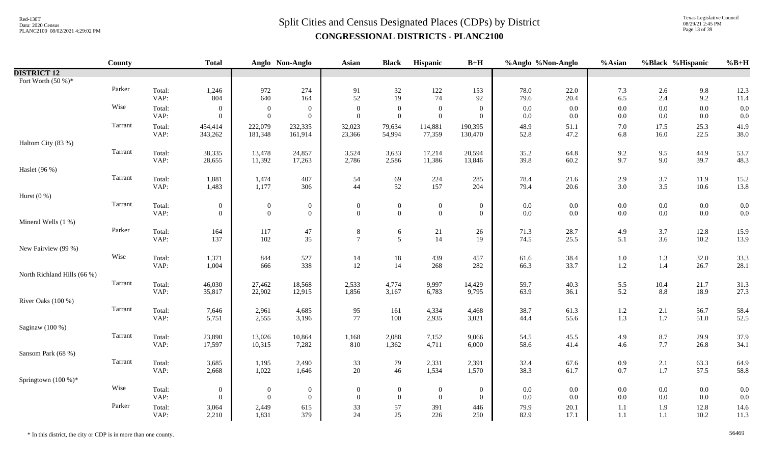# Split Cities and Census Designated Places (CDPs) by District

## CONGRESSIONAL DISTRICTS - PLANC2100

| | County | | Total | Anglo | Non-Anglo | Asian | Black | Hispanic | B+H | %Anglo | %Non-Anglo | %Asian | %Black | %Hispanic | %B+H |
|---|---|---|---|---|---|---|---|---|---|---|---|---|---|---|---|
| **DISTRICT 12** | | | | | | | | | | | | | | | |
| Fort Worth (50 %)* | | | | | | | | | | | | | | | |
| | Parker | Total: | 1,246 | 972 | 274 | 91 | 32 | 122 | 153 | 78.0 | 22.0 | 7.3 | 2.6 | 9.8 | 12.3 |
| | | VAP: | 804 | 640 | 164 | 52 | 19 | 74 | 92 | 79.6 | 20.4 | 6.5 | 2.4 | 9.2 | 11.4 |
| | Wise | Total: | 0 | 0 | 0 | 0 | 0 | 0 | 0 | 0.0 | 0.0 | 0.0 | 0.0 | 0.0 | 0.0 |
| | | VAP: | 0 | 0 | 0 | 0 | 0 | 0 | 0 | 0.0 | 0.0 | 0.0 | 0.0 | 0.0 | 0.0 |
| | Tarrant | Total: | 454,414 | 222,079 | 232,335 | 32,023 | 79,634 | 114,881 | 190,395 | 48.9 | 51.1 | 7.0 | 17.5 | 25.3 | 41.9 |
| | | VAP: | 343,262 | 181,348 | 161,914 | 23,366 | 54,994 | 77,359 | 130,470 | 52.8 | 47.2 | 6.8 | 16.0 | 22.5 | 38.0 |
| Haltom City (83 %) | | | | | | | | | | | | | | | |
| | Tarrant | Total: | 38,335 | 13,478 | 24,857 | 3,524 | 3,633 | 17,214 | 20,594 | 35.2 | 64.8 | 9.2 | 9.5 | 44.9 | 53.7 |
| | | VAP: | 28,655 | 11,392 | 17,263 | 2,786 | 2,586 | 11,386 | 13,846 | 39.8 | 60.2 | 9.7 | 9.0 | 39.7 | 48.3 |
| Haslet (96 %) | | | | | | | | | | | | | | | |
| | Tarrant | Total: | 1,881 | 1,474 | 407 | 54 | 69 | 224 | 285 | 78.4 | 21.6 | 2.9 | 3.7 | 11.9 | 15.2 |
| | | VAP: | 1,483 | 1,177 | 306 | 44 | 52 | 157 | 204 | 79.4 | 20.6 | 3.0 | 3.5 | 10.6 | 13.8 |
| Hurst (0 %) | | | | | | | | | | | | | | | |
| | Tarrant | Total: | 0 | 0 | 0 | 0 | 0 | 0 | 0 | 0.0 | 0.0 | 0.0 | 0.0 | 0.0 | 0.0 |
| | | VAP: | 0 | 0 | 0 | 0 | 0 | 0 | 0 | 0.0 | 0.0 | 0.0 | 0.0 | 0.0 | 0.0 |
| Mineral Wells (1 %) | | | | | | | | | | | | | | | |
| | Parker | Total: | 164 | 117 | 47 | 8 | 6 | 21 | 26 | 71.3 | 28.7 | 4.9 | 3.7 | 12.8 | 15.9 |
| | | VAP: | 137 | 102 | 35 | 7 | 5 | 14 | 19 | 74.5 | 25.5 | 5.1 | 3.6 | 10.2 | 13.9 |
| New Fairview (99 %) | | | | | | | | | | | | | | | |
| | Wise | Total: | 1,371 | 844 | 527 | 14 | 18 | 439 | 457 | 61.6 | 38.4 | 1.0 | 1.3 | 32.0 | 33.3 |
| | | VAP: | 1,004 | 666 | 338 | 12 | 14 | 268 | 282 | 66.3 | 33.7 | 1.2 | 1.4 | 26.7 | 28.1 |
| North Richland Hills (66 %) | | | | | | | | | | | | | | | |
| | Tarrant | Total: | 46,030 | 27,462 | 18,568 | 2,533 | 4,774 | 9,997 | 14,429 | 59.7 | 40.3 | 5.5 | 10.4 | 21.7 | 31.3 |
| | | VAP: | 35,817 | 22,902 | 12,915 | 1,856 | 3,167 | 6,783 | 9,795 | 63.9 | 36.1 | 5.2 | 8.8 | 18.9 | 27.3 |
| River Oaks (100 %) | | | | | | | | | | | | | | | |
| | Tarrant | Total: | 7,646 | 2,961 | 4,685 | 95 | 161 | 4,334 | 4,468 | 38.7 | 61.3 | 1.2 | 2.1 | 56.7 | 58.4 |
| | | VAP: | 5,751 | 2,555 | 3,196 | 77 | 100 | 2,935 | 3,021 | 44.4 | 55.6 | 1.3 | 1.7 | 51.0 | 52.5 |
| Saginaw (100 %) | | | | | | | | | | | | | | | |
| | Tarrant | Total: | 23,890 | 13,026 | 10,864 | 1,168 | 2,088 | 7,152 | 9,066 | 54.5 | 45.5 | 4.9 | 8.7 | 29.9 | 37.9 |
| | | VAP: | 17,597 | 10,315 | 7,282 | 810 | 1,362 | 4,711 | 6,000 | 58.6 | 41.4 | 4.6 | 7.7 | 26.8 | 34.1 |
| Sansom Park (68 %) | | | | | | | | | | | | | | | |
| | Tarrant | Total: | 3,685 | 1,195 | 2,490 | 33 | 79 | 2,331 | 2,391 | 32.4 | 67.6 | 0.9 | 2.1 | 63.3 | 64.9 |
| | | VAP: | 2,668 | 1,022 | 1,646 | 20 | 46 | 1,534 | 1,570 | 38.3 | 61.7 | 0.7 | 1.7 | 57.5 | 58.8 |
| Springtown (100 %)* | | | | | | | | | | | | | | | |
| | Wise | Total: | 0 | 0 | 0 | 0 | 0 | 0 | 0 | 0.0 | 0.0 | 0.0 | 0.0 | 0.0 | 0.0 |
| | | VAP: | 0 | 0 | 0 | 0 | 0 | 0 | 0 | 0.0 | 0.0 | 0.0 | 0.0 | 0.0 | 0.0 |
| | Parker | Total: | 3,064 | 2,449 | 615 | 33 | 57 | 391 | 446 | 79.9 | 20.1 | 1.1 | 1.9 | 12.8 | 14.6 |
| | | VAP: | 2,210 | 1,831 | 379 | 24 | 25 | 226 | 250 | 82.9 | 17.1 | 1.1 | 1.1 | 10.2 | 11.3 |

* In this district, the city or CDP is in more than one county.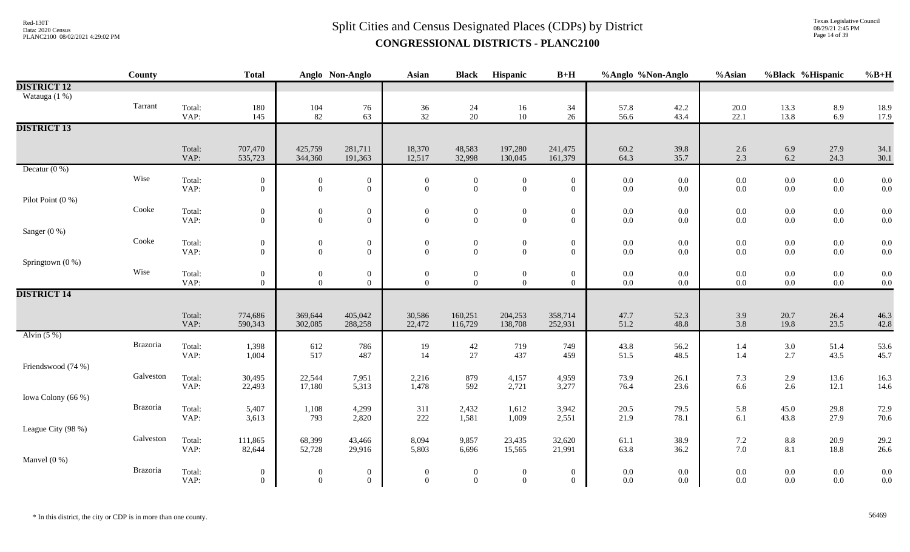# Split Cities and Census Designated Places (CDPs) by District
## CONGRESSIONAL DISTRICTS - PLANC2100

| | County | | Total | Anglo | Non-Anglo | Asian | Black | Hispanic | B+H | %Anglo | %Non-Anglo | %Asian | %Black | %Hispanic | %B+H |
|---|---|---|---|---|---|---|---|---|---|---|---|---|---|---|---|
| **DISTRICT 12** | | | | | | | | | | | | | | | |
| Watauga (1 %) | | | | | | | | | | | | | | | |
| | Tarrant | Total: | 180 | 104 | 76 | 36 | 24 | 16 | 34 | 57.8 | 42.2 | 20.0 | 13.3 | 8.9 | 18.9 |
| | | VAP: | 145 | 82 | 63 | 32 | 20 | 10 | 26 | 56.6 | 43.4 | 22.1 | 13.8 | 6.9 | 17.9 |
| **DISTRICT 13** | | | | | | | | | | | | | | | |
| | | Total: | 707,470 | 425,759 | 281,711 | 18,370 | 48,583 | 197,280 | 241,475 | 60.2 | 39.8 | 2.6 | 6.9 | 27.9 | 34.1 |
| | | VAP: | 535,723 | 344,360 | 191,363 | 12,517 | 32,998 | 130,045 | 161,379 | 64.3 | 35.7 | 2.3 | 6.2 | 24.3 | 30.1 |
| Decatur (0 %) | | | | | | | | | | | | | | | |
| | Wise | Total: | 0 | 0 | 0 | 0 | 0 | 0 | 0 | 0.0 | 0.0 | 0.0 | 0.0 | 0.0 | 0.0 |
| | | VAP: | 0 | 0 | 0 | 0 | 0 | 0 | 0 | 0.0 | 0.0 | 0.0 | 0.0 | 0.0 | 0.0 |
| Pilot Point (0 %) | | | | | | | | | | | | | | | |
| | Cooke | Total: | 0 | 0 | 0 | 0 | 0 | 0 | 0 | 0.0 | 0.0 | 0.0 | 0.0 | 0.0 | 0.0 |
| | | VAP: | 0 | 0 | 0 | 0 | 0 | 0 | 0 | 0.0 | 0.0 | 0.0 | 0.0 | 0.0 | 0.0 |
| Sanger (0 %) | | | | | | | | | | | | | | | |
| | Cooke | Total: | 0 | 0 | 0 | 0 | 0 | 0 | 0 | 0.0 | 0.0 | 0.0 | 0.0 | 0.0 | 0.0 |
| | | VAP: | 0 | 0 | 0 | 0 | 0 | 0 | 0 | 0.0 | 0.0 | 0.0 | 0.0 | 0.0 | 0.0 |
| Springtown (0 %) | | | | | | | | | | | | | | | |
| | Wise | Total: | 0 | 0 | 0 | 0 | 0 | 0 | 0 | 0.0 | 0.0 | 0.0 | 0.0 | 0.0 | 0.0 |
| | | VAP: | 0 | 0 | 0 | 0 | 0 | 0 | 0 | 0.0 | 0.0 | 0.0 | 0.0 | 0.0 | 0.0 |
| **DISTRICT 14** | | | | | | | | | | | | | | | |
| | | Total: | 774,686 | 369,644 | 405,042 | 30,586 | 160,251 | 204,253 | 358,714 | 47.7 | 52.3 | 3.9 | 20.7 | 26.4 | 46.3 |
| | | VAP: | 590,343 | 302,085 | 288,258 | 22,472 | 116,729 | 138,708 | 252,931 | 51.2 | 48.8 | 3.8 | 19.8 | 23.5 | 42.8 |
| Alvin (5 %) | | | | | | | | | | | | | | | |
| | Brazoria | Total: | 1,398 | 612 | 786 | 19 | 42 | 719 | 749 | 43.8 | 56.2 | 1.4 | 3.0 | 51.4 | 53.6 |
| | | VAP: | 1,004 | 517 | 487 | 14 | 27 | 437 | 459 | 51.5 | 48.5 | 1.4 | 2.7 | 43.5 | 45.7 |
| Friendswood (74 %) | | | | | | | | | | | | | | | |
| | Galveston | Total: | 30,495 | 22,544 | 7,951 | 2,216 | 879 | 4,157 | 4,959 | 73.9 | 26.1 | 7.3 | 2.9 | 13.6 | 16.3 |
| | | VAP: | 22,493 | 17,180 | 5,313 | 1,478 | 592 | 2,721 | 3,277 | 76.4 | 23.6 | 6.6 | 2.6 | 12.1 | 14.6 |
| Iowa Colony (66 %) | | | | | | | | | | | | | | | |
| | Brazoria | Total: | 5,407 | 1,108 | 4,299 | 311 | 2,432 | 1,612 | 3,942 | 20.5 | 79.5 | 5.8 | 45.0 | 29.8 | 72.9 |
| | | VAP: | 3,613 | 793 | 2,820 | 222 | 1,581 | 1,009 | 2,551 | 21.9 | 78.1 | 6.1 | 43.8 | 27.9 | 70.6 |
| League City (98 %) | | | | | | | | | | | | | | | |
| | Galveston | Total: | 111,865 | 68,399 | 43,466 | 8,094 | 9,857 | 23,435 | 32,620 | 61.1 | 38.9 | 7.2 | 8.8 | 20.9 | 29.2 |
| | | VAP: | 82,644 | 52,728 | 29,916 | 5,803 | 6,696 | 15,565 | 21,991 | 63.8 | 36.2 | 7.0 | 8.1 | 18.8 | 26.6 |
| Manvel (0 %) | | | | | | | | | | | | | | | |
| | Brazoria | Total: | 0 | 0 | 0 | 0 | 0 | 0 | 0 | 0.0 | 0.0 | 0.0 | 0.0 | 0.0 | 0.0 |
| | | VAP: | 0 | 0 | 0 | 0 | 0 | 0 | 0 | 0.0 | 0.0 | 0.0 | 0.0 | 0.0 | 0.0 |

\* In this district, the city or CDP is in more than one county.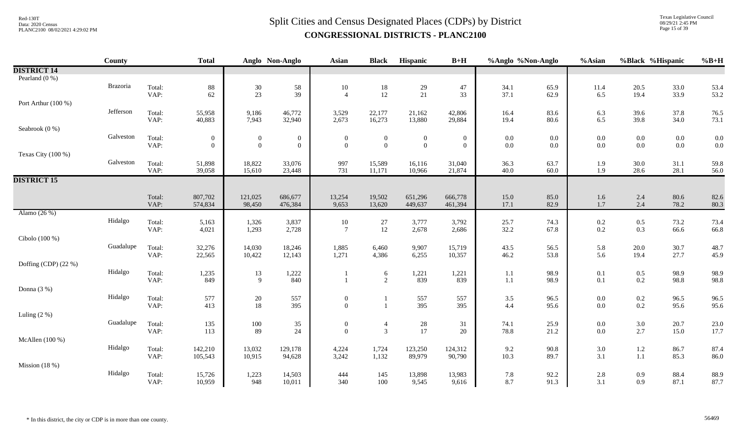# Split Cities and Census Designated Places (CDPs) by District

**CONGRESSIONAL DISTRICTS - PLANC2100**

| | County | | Total | Anglo | Non-Anglo | Asian | Black | Hispanic | B+H | %Anglo | %Non-Anglo | %Asian | %Black | %Hispanic | %B+H |
|---|---|---|---|---|---|---|---|---|---|---|---|---|---|---|---|
| **DISTRICT 14** | | | | | | | | | | | | | | | |
| Pearland (0 %) | | | | | | | | | | | | | | | |
| | Brazoria | Total: | 88 | 30 | 58 | 10 | 18 | 29 | 47 | 34.1 | 65.9 | 11.4 | 20.5 | 33.0 | 53.4 |
| | | VAP: | 62 | 23 | 39 | 4 | 12 | 21 | 33 | 37.1 | 62.9 | 6.5 | 19.4 | 33.9 | 53.2 |
| Port Arthur (100 %) | | | | | | | | | | | | | | | |
| | Jefferson | Total: | 55,958 | 9,186 | 46,772 | 3,529 | 22,177 | 21,162 | 42,806 | 16.4 | 83.6 | 6.3 | 39.6 | 37.8 | 76.5 |
| | | VAP: | 40,883 | 7,943 | 32,940 | 2,673 | 16,273 | 13,880 | 29,884 | 19.4 | 80.6 | 6.5 | 39.8 | 34.0 | 73.1 |
| Seabrook (0 %) | | | | | | | | | | | | | | | |
| | Galveston | Total: | 0 | 0 | 0 | 0 | 0 | 0 | 0 | 0.0 | 0.0 | 0.0 | 0.0 | 0.0 | 0.0 |
| | | VAP: | 0 | 0 | 0 | 0 | 0 | 0 | 0 | 0.0 | 0.0 | 0.0 | 0.0 | 0.0 | 0.0 |
| Texas City (100 %) | | | | | | | | | | | | | | | |
| | Galveston | Total: | 51,898 | 18,822 | 33,076 | 997 | 15,589 | 16,116 | 31,040 | 36.3 | 63.7 | 1.9 | 30.0 | 31.1 | 59.8 |
| | | VAP: | 39,058 | 15,610 | 23,448 | 731 | 11,171 | 10,966 | 21,874 | 40.0 | 60.0 | 1.9 | 28.6 | 28.1 | 56.0 |
| **DISTRICT 15** | | | | | | | | | | | | | | | |
| | | Total: | 807,702 | 121,025 | 686,677 | 13,254 | 19,502 | 651,296 | 666,778 | 15.0 | 85.0 | 1.6 | 2.4 | 80.6 | 82.6 |
| | | VAP: | 574,834 | 98,450 | 476,384 | 9,653 | 13,620 | 449,637 | 461,394 | 17.1 | 82.9 | 1.7 | 2.4 | 78.2 | 80.3 |
| Alamo (26 %) | | | | | | | | | | | | | | | |
| | Hidalgo | Total: | 5,163 | 1,326 | 3,837 | 10 | 27 | 3,777 | 3,792 | 25.7 | 74.3 | 0.2 | 0.5 | 73.2 | 73.4 |
| | | VAP: | 4,021 | 1,293 | 2,728 | 7 | 12 | 2,678 | 2,686 | 32.2 | 67.8 | 0.2 | 0.3 | 66.6 | 66.8 |
| Cibolo (100 %) | | | | | | | | | | | | | | | |
| | Guadalupe | Total: | 32,276 | 14,030 | 18,246 | 1,885 | 6,460 | 9,907 | 15,719 | 43.5 | 56.5 | 5.8 | 20.0 | 30.7 | 48.7 |
| | | VAP: | 22,565 | 10,422 | 12,143 | 1,271 | 4,386 | 6,255 | 10,357 | 46.2 | 53.8 | 5.6 | 19.4 | 27.7 | 45.9 |
| Doffing (CDP) (22 %) | | | | | | | | | | | | | | | |
| | Hidalgo | Total: | 1,235 | 13 | 1,222 | 1 | 6 | 1,221 | 1,221 | 1.1 | 98.9 | 0.1 | 0.5 | 98.9 | 98.9 |
| | | VAP: | 849 | 9 | 840 | 1 | 2 | 839 | 839 | 1.1 | 98.9 | 0.1 | 0.2 | 98.8 | 98.8 |
| Donna (3 %) | | | | | | | | | | | | | | | |
| | Hidalgo | Total: | 577 | 20 | 557 | 0 | 1 | 557 | 557 | 3.5 | 96.5 | 0.0 | 0.2 | 96.5 | 96.5 |
| | | VAP: | 413 | 18 | 395 | 0 | 1 | 395 | 395 | 4.4 | 95.6 | 0.0 | 0.2 | 95.6 | 95.6 |
| Luling (2 %) | | | | | | | | | | | | | | | |
| | Guadalupe | Total: | 135 | 100 | 35 | 0 | 4 | 28 | 31 | 74.1 | 25.9 | 0.0 | 3.0 | 20.7 | 23.0 |
| | | VAP: | 113 | 89 | 24 | 0 | 3 | 17 | 20 | 78.8 | 21.2 | 0.0 | 2.7 | 15.0 | 17.7 |
| McAllen (100 %) | | | | | | | | | | | | | | | |
| | Hidalgo | Total: | 142,210 | 13,032 | 129,178 | 4,224 | 1,724 | 123,250 | 124,312 | 9.2 | 90.8 | 3.0 | 1.2 | 86.7 | 87.4 |
| | | VAP: | 105,543 | 10,915 | 94,628 | 3,242 | 1,132 | 89,979 | 90,790 | 10.3 | 89.7 | 3.1 | 1.1 | 85.3 | 86.0 |
| Mission (18 %) | | | | | | | | | | | | | | | |
| | Hidalgo | Total: | 15,726 | 1,223 | 14,503 | 444 | 145 | 13,898 | 13,983 | 7.8 | 92.2 | 2.8 | 0.9 | 88.4 | 88.9 |
| | | VAP: | 10,959 | 948 | 10,011 | 340 | 100 | 9,545 | 9,616 | 8.7 | 91.3 | 3.1 | 0.9 | 87.1 | 87.7 |

* In this district, the city or CDP is in more than one county.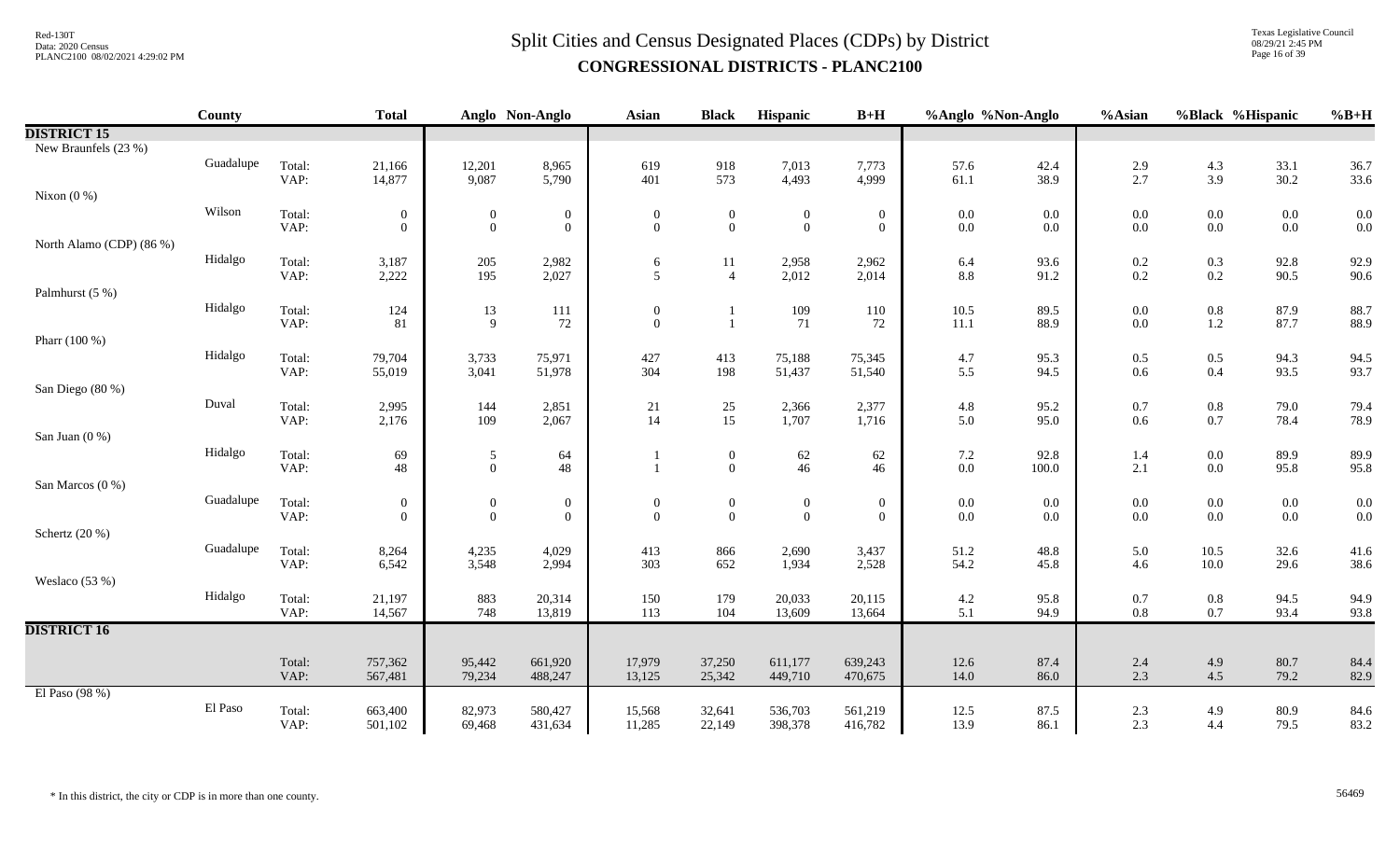# Split Cities and Census Designated Places (CDPs) by District

## CONGRESSIONAL DISTRICTS - PLANC2100

| | County | | Total | Anglo | Non-Anglo | Asian | Black | Hispanic | B+H | %Anglo | %Non-Anglo | %Asian | %Black | %Hispanic | %B+H |
|---|---|---|---|---|---|---|---|---|---|---|---|---|---|---|---|
| **DISTRICT 15** | | | | | | | | | | | | | | | |
| New Braunfels (23 %) | | | | | | | | | | | | | | | |
| | Guadalupe | Total: | 21,166 | 12,201 | 8,965 | 619 | 918 | 7,013 | 7,773 | 57.6 | 42.4 | 2.9 | 4.3 | 33.1 | 36.7 |
| | | VAP: | 14,877 | 9,087 | 5,790 | 401 | 573 | 4,493 | 4,999 | 61.1 | 38.9 | 2.7 | 3.9 | 30.2 | 33.6 |
| Nixon (0 %) | | | | | | | | | | | | | | | |
| | Wilson | Total: | 0 | 0 | 0 | 0 | 0 | 0 | 0 | 0.0 | 0.0 | 0.0 | 0.0 | 0.0 | 0.0 |
| | | VAP: | 0 | 0 | 0 | 0 | 0 | 0 | 0 | 0.0 | 0.0 | 0.0 | 0.0 | 0.0 | 0.0 |
| North Alamo (CDP) (86 %) | | | | | | | | | | | | | | | |
| | Hidalgo | Total: | 3,187 | 205 | 2,982 | 6 | 11 | 2,958 | 2,962 | 6.4 | 93.6 | 0.2 | 0.3 | 92.8 | 92.9 |
| | | VAP: | 2,222 | 195 | 2,027 | 5 | 4 | 2,012 | 2,014 | 8.8 | 91.2 | 0.2 | 0.2 | 90.5 | 90.6 |
| Palmhurst (5 %) | | | | | | | | | | | | | | | |
| | Hidalgo | Total: | 124 | 13 | 111 | 0 | 1 | 109 | 110 | 10.5 | 89.5 | 0.0 | 0.8 | 87.9 | 88.7 |
| | | VAP: | 81 | 9 | 72 | 0 | 1 | 71 | 72 | 11.1 | 88.9 | 0.0 | 1.2 | 87.7 | 88.9 |
| Pharr (100 %) | | | | | | | | | | | | | | | |
| | Hidalgo | Total: | 79,704 | 3,733 | 75,971 | 427 | 413 | 75,188 | 75,345 | 4.7 | 95.3 | 0.5 | 0.5 | 94.3 | 94.5 |
| | | VAP: | 55,019 | 3,041 | 51,978 | 304 | 198 | 51,437 | 51,540 | 5.5 | 94.5 | 0.6 | 0.4 | 93.5 | 93.7 |
| San Diego (80 %) | | | | | | | | | | | | | | | |
| | Duval | Total: | 2,995 | 144 | 2,851 | 21 | 25 | 2,366 | 2,377 | 4.8 | 95.2 | 0.7 | 0.8 | 79.0 | 79.4 |
| | | VAP: | 2,176 | 109 | 2,067 | 14 | 15 | 1,707 | 1,716 | 5.0 | 95.0 | 0.6 | 0.7 | 78.4 | 78.9 |
| San Juan (0 %) | | | | | | | | | | | | | | | |
| | Hidalgo | Total: | 69 | 5 | 64 | 1 | 0 | 62 | 62 | 7.2 | 92.8 | 1.4 | 0.0 | 89.9 | 89.9 |
| | | VAP: | 48 | 0 | 48 | 1 | 0 | 46 | 46 | 0.0 | 100.0 | 2.1 | 0.0 | 95.8 | 95.8 |
| San Marcos (0 %) | | | | | | | | | | | | | | | |
| | Guadalupe | Total: | 0 | 0 | 0 | 0 | 0 | 0 | 0 | 0.0 | 0.0 | 0.0 | 0.0 | 0.0 | 0.0 |
| | | VAP: | 0 | 0 | 0 | 0 | 0 | 0 | 0 | 0.0 | 0.0 | 0.0 | 0.0 | 0.0 | 0.0 |
| Schertz (20 %) | | | | | | | | | | | | | | | |
| | Guadalupe | Total: | 8,264 | 4,235 | 4,029 | 413 | 866 | 2,690 | 3,437 | 51.2 | 48.8 | 5.0 | 10.5 | 32.6 | 41.6 |
| | | VAP: | 6,542 | 3,548 | 2,994 | 303 | 652 | 1,934 | 2,528 | 54.2 | 45.8 | 4.6 | 10.0 | 29.6 | 38.6 |
| Weslaco (53 %) | | | | | | | | | | | | | | | |
| | Hidalgo | Total: | 21,197 | 883 | 20,314 | 150 | 179 | 20,033 | 20,115 | 4.2 | 95.8 | 0.7 | 0.8 | 94.5 | 94.9 |
| | | VAP: | 14,567 | 748 | 13,819 | 113 | 104 | 13,609 | 13,664 | 5.1 | 94.9 | 0.8 | 0.7 | 93.4 | 93.8 |
| **DISTRICT 16** | | | | | | | | | | | | | | | |
| | | Total: | 757,362 | 95,442 | 661,920 | 17,979 | 37,250 | 611,177 | 639,243 | 12.6 | 87.4 | 2.4 | 4.9 | 80.7 | 84.4 |
| | | VAP: | 567,481 | 79,234 | 488,247 | 13,125 | 25,342 | 449,710 | 470,675 | 14.0 | 86.0 | 2.3 | 4.5 | 79.2 | 82.9 |
| El Paso (98 %) | | | | | | | | | | | | | | | |
| | El Paso | Total: | 663,400 | 82,973 | 580,427 | 15,568 | 32,641 | 536,703 | 561,219 | 12.5 | 87.5 | 2.3 | 4.9 | 80.9 | 84.6 |
| | | VAP: | 501,102 | 69,468 | 431,634 | 11,285 | 22,149 | 398,378 | 416,782 | 13.9 | 86.1 | 2.3 | 4.4 | 79.5 | 83.2 |

\* In this district, the city or CDP is in more than one county.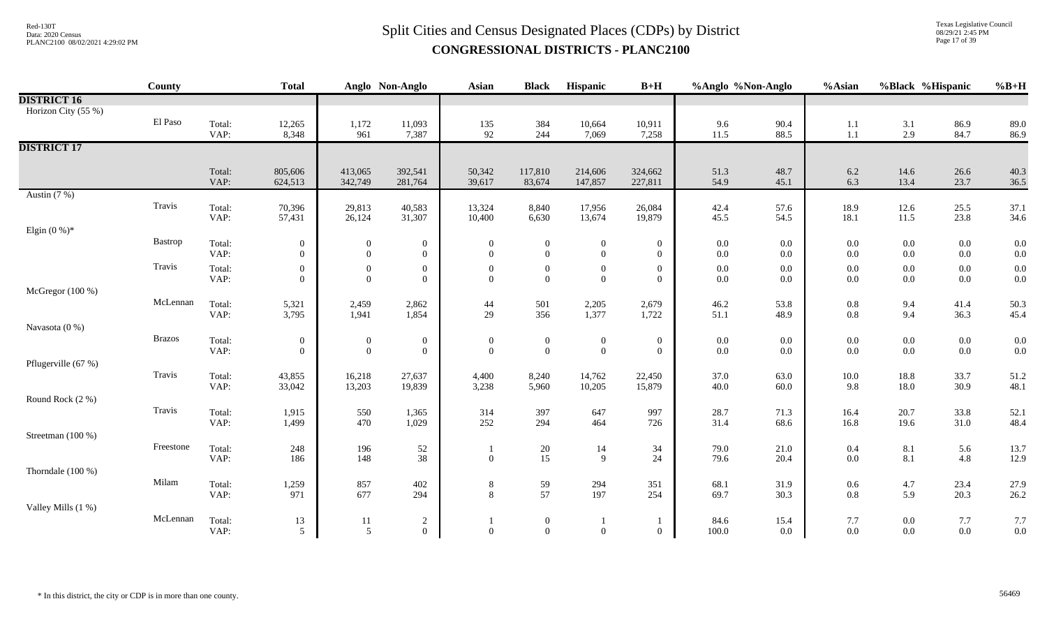# Split Cities and Census Designated Places (CDPs) by District

## CONGRESSIONAL DISTRICTS - PLANC2100

| | County | | Total | Anglo | Non-Anglo | Asian | Black | Hispanic | B+H | %Anglo | %Non-Anglo | %Asian | %Black | %Hispanic | %B+H |
|---|---|---|---|---|---|---|---|---|---|---|---|---|---|---|---|
| **DISTRICT 16** | | | | | | | | | | | | | | | |
| Horizon City (55 %) | | | | | | | | | | | | | | | |
| | El Paso | Total: | 12,265 | 1,172 | 11,093 | 135 | 384 | 10,664 | 10,911 | 9.6 | 90.4 | 1.1 | 3.1 | 86.9 | 89.0 |
| | | VAP: | 8,348 | 961 | 7,387 | 92 | 244 | 7,069 | 7,258 | 11.5 | 88.5 | 1.1 | 2.9 | 84.7 | 86.9 |
| **DISTRICT 17** | | | | | | | | | | | | | | | |
| | | Total: | 805,606 | 413,065 | 392,541 | 50,342 | 117,810 | 214,606 | 324,662 | 51.3 | 48.7 | 6.2 | 14.6 | 26.6 | 40.3 |
| | | VAP: | 624,513 | 342,749 | 281,764 | 39,617 | 83,674 | 147,857 | 227,811 | 54.9 | 45.1 | 6.3 | 13.4 | 23.7 | 36.5 |
| Austin (7 %) | | | | | | | | | | | | | | | |
| | Travis | Total: | 70,396 | 29,813 | 40,583 | 13,324 | 8,840 | 17,956 | 26,084 | 42.4 | 57.6 | 18.9 | 12.6 | 25.5 | 37.1 |
| | | VAP: | 57,431 | 26,124 | 31,307 | 10,400 | 6,630 | 13,674 | 19,879 | 45.5 | 54.5 | 18.1 | 11.5 | 23.8 | 34.6 |
| Elgin (0 %)* | | | | | | | | | | | | | | | |
| | Bastrop | Total: | 0 | 0 | 0 | 0 | 0 | 0 | 0 | 0.0 | 0.0 | 0.0 | 0.0 | 0.0 | 0.0 |
| | | VAP: | 0 | 0 | 0 | 0 | 0 | 0 | 0 | 0.0 | 0.0 | 0.0 | 0.0 | 0.0 | 0.0 |
| | Travis | Total: | 0 | 0 | 0 | 0 | 0 | 0 | 0 | 0.0 | 0.0 | 0.0 | 0.0 | 0.0 | 0.0 |
| | | VAP: | 0 | 0 | 0 | 0 | 0 | 0 | 0 | 0.0 | 0.0 | 0.0 | 0.0 | 0.0 | 0.0 |
| McGregor (100 %) | | | | | | | | | | | | | | | |
| | McLennan | Total: | 5,321 | 2,459 | 2,862 | 44 | 501 | 2,205 | 2,679 | 46.2 | 53.8 | 0.8 | 9.4 | 41.4 | 50.3 |
| | | VAP: | 3,795 | 1,941 | 1,854 | 29 | 356 | 1,377 | 1,722 | 51.1 | 48.9 | 0.8 | 9.4 | 36.3 | 45.4 |
| Navasota (0 %) | | | | | | | | | | | | | | | |
| | Brazos | Total: | 0 | 0 | 0 | 0 | 0 | 0 | 0 | 0.0 | 0.0 | 0.0 | 0.0 | 0.0 | 0.0 |
| | | VAP: | 0 | 0 | 0 | 0 | 0 | 0 | 0 | 0.0 | 0.0 | 0.0 | 0.0 | 0.0 | 0.0 |
| Pflugerville (67 %) | | | | | | | | | | | | | | | |
| | Travis | Total: | 43,855 | 16,218 | 27,637 | 4,400 | 8,240 | 14,762 | 22,450 | 37.0 | 63.0 | 10.0 | 18.8 | 33.7 | 51.2 |
| | | VAP: | 33,042 | 13,203 | 19,839 | 3,238 | 5,960 | 10,205 | 15,879 | 40.0 | 60.0 | 9.8 | 18.0 | 30.9 | 48.1 |
| Round Rock (2 %) | | | | | | | | | | | | | | | |
| | Travis | Total: | 1,915 | 550 | 1,365 | 314 | 397 | 647 | 997 | 28.7 | 71.3 | 16.4 | 20.7 | 33.8 | 52.1 |
| | | VAP: | 1,499 | 470 | 1,029 | 252 | 294 | 464 | 726 | 31.4 | 68.6 | 16.8 | 19.6 | 31.0 | 48.4 |
| Streetman (100 %) | | | | | | | | | | | | | | | |
| | Freestone | Total: | 248 | 196 | 52 | 1 | 20 | 14 | 34 | 79.0 | 21.0 | 0.4 | 8.1 | 5.6 | 13.7 |
| | | VAP: | 186 | 148 | 38 | 0 | 15 | 9 | 24 | 79.6 | 20.4 | 0.0 | 8.1 | 4.8 | 12.9 |
| Thorndale (100 %) | | | | | | | | | | | | | | | |
| | Milam | Total: | 1,259 | 857 | 402 | 8 | 59 | 294 | 351 | 68.1 | 31.9 | 0.6 | 4.7 | 23.4 | 27.9 |
| | | VAP: | 971 | 677 | 294 | 8 | 57 | 197 | 254 | 69.7 | 30.3 | 0.8 | 5.9 | 20.3 | 26.2 |
| Valley Mills (1 %) | | | | | | | | | | | | | | | |
| | McLennan | Total: | 13 | 11 | 2 | 1 | 0 | 1 | 1 | 84.6 | 15.4 | 7.7 | 0.0 | 7.7 | 7.7 |
| | | VAP: | 5 | 5 | 0 | 0 | 0 | 0 | 0 | 100.0 | 0.0 | 0.0 | 0.0 | 0.0 | 0.0 |

\* In this district, the city or CDP is in more than one county.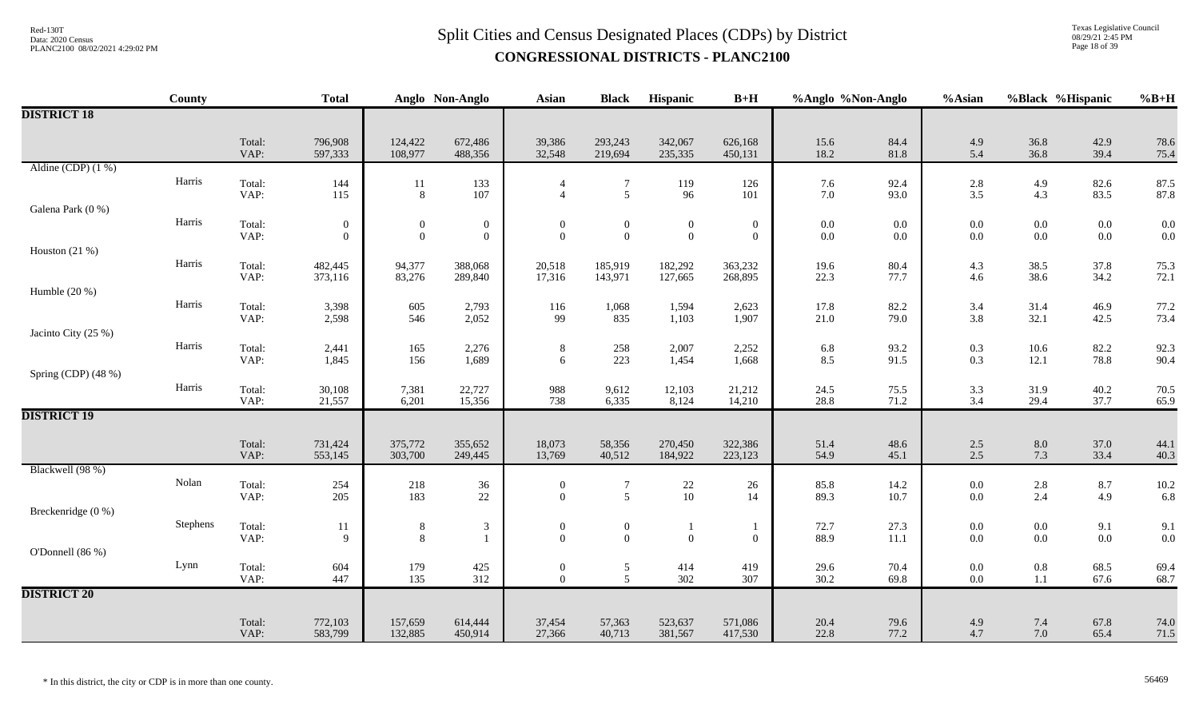# Split Cities and Census Designated Places (CDPs) by District

## CONGRESSIONAL DISTRICTS - PLANC2100

| | County | | Total | Anglo | Non-Anglo | Asian | Black | Hispanic | B+H | %Anglo | %Non-Anglo | %Asian | %Black | %Hispanic | %B+H |
|---|---|---|---|---|---|---|---|---|---|---|---|---|---|---|---|
| **DISTRICT 18** | | | | | | | | | | | | | | | |
| | | Total: | 796,908 | 124,422 | 672,486 | 39,386 | 293,243 | 342,067 | 626,168 | 15.6 | 84.4 | 4.9 | 36.8 | 42.9 | 78.6 |
| | | VAP: | 597,333 | 108,977 | 488,356 | 32,548 | 219,694 | 235,335 | 450,131 | 18.2 | 81.8 | 5.4 | 36.8 | 39.4 | 75.4 |
| Aldine (CDP) (1 %) | Harris | Total: | 144 | 11 | 133 | 4 | 7 | 119 | 126 | 7.6 | 92.4 | 2.8 | 4.9 | 82.6 | 87.5 |
| | | VAP: | 115 | 8 | 107 | 4 | 5 | 96 | 101 | 7.0 | 93.0 | 3.5 | 4.3 | 83.5 | 87.8 |
| Galena Park (0 %) | Harris | Total: | 0 | 0 | 0 | 0 | 0 | 0 | 0 | 0.0 | 0.0 | 0.0 | 0.0 | 0.0 | 0.0 |
| | | VAP: | 0 | 0 | 0 | 0 | 0 | 0 | 0 | 0.0 | 0.0 | 0.0 | 0.0 | 0.0 | 0.0 |
| Houston (21 %) | Harris | Total: | 482,445 | 94,377 | 388,068 | 20,518 | 185,919 | 182,292 | 363,232 | 19.6 | 80.4 | 4.3 | 38.5 | 37.8 | 75.3 |
| | | VAP: | 373,116 | 83,276 | 289,840 | 17,316 | 143,971 | 127,665 | 268,895 | 22.3 | 77.7 | 4.6 | 38.6 | 34.2 | 72.1 |
| Humble (20 %) | Harris | Total: | 3,398 | 605 | 2,793 | 116 | 1,068 | 1,594 | 2,623 | 17.8 | 82.2 | 3.4 | 31.4 | 46.9 | 77.2 |
| | | VAP: | 2,598 | 546 | 2,052 | 99 | 835 | 1,103 | 1,907 | 21.0 | 79.0 | 3.8 | 32.1 | 42.5 | 73.4 |
| Jacinto City (25 %) | Harris | Total: | 2,441 | 165 | 2,276 | 8 | 258 | 2,007 | 2,252 | 6.8 | 93.2 | 0.3 | 10.6 | 82.2 | 92.3 |
| | | VAP: | 1,845 | 156 | 1,689 | 6 | 223 | 1,454 | 1,668 | 8.5 | 91.5 | 0.3 | 12.1 | 78.8 | 90.4 |
| Spring (CDP) (48 %) | Harris | Total: | 30,108 | 7,381 | 22,727 | 988 | 9,612 | 12,103 | 21,212 | 24.5 | 75.5 | 3.3 | 31.9 | 40.2 | 70.5 |
| | | VAP: | 21,557 | 6,201 | 15,356 | 738 | 6,335 | 8,124 | 14,210 | 28.8 | 71.2 | 3.4 | 29.4 | 37.7 | 65.9 |
| **DISTRICT 19** | | | | | | | | | | | | | | | |
| | | Total: | 731,424 | 375,772 | 355,652 | 18,073 | 58,356 | 270,450 | 322,386 | 51.4 | 48.6 | 2.5 | 8.0 | 37.0 | 44.1 |
| | | VAP: | 553,145 | 303,700 | 249,445 | 13,769 | 40,512 | 184,922 | 223,123 | 54.9 | 45.1 | 2.5 | 7.3 | 33.4 | 40.3 |
| Blackwell (98 %) | Nolan | Total: | 254 | 218 | 36 | 0 | 7 | 22 | 26 | 85.8 | 14.2 | 0.0 | 2.8 | 8.7 | 10.2 |
| | | VAP: | 205 | 183 | 22 | 0 | 5 | 10 | 14 | 89.3 | 10.7 | 0.0 | 2.4 | 4.9 | 6.8 |
| Breckenridge (0 %) | Stephens | Total: | 11 | 8 | 3 | 0 | 0 | 1 | 1 | 72.7 | 27.3 | 0.0 | 0.0 | 9.1 | 9.1 |
| | | VAP: | 9 | 8 | 1 | 0 | 0 | 0 | 0 | 88.9 | 11.1 | 0.0 | 0.0 | 0.0 | 0.0 |
| O'Donnell (86 %) | Lynn | Total: | 604 | 179 | 425 | 0 | 5 | 414 | 419 | 29.6 | 70.4 | 0.0 | 0.8 | 68.5 | 69.4 |
| | | VAP: | 447 | 135 | 312 | 0 | 5 | 302 | 307 | 30.2 | 69.8 | 0.0 | 1.1 | 67.6 | 68.7 |
| **DISTRICT 20** | | | | | | | | | | | | | | | |
| | | Total: | 772,103 | 157,659 | 614,444 | 37,454 | 57,363 | 523,637 | 571,086 | 20.4 | 79.6 | 4.9 | 7.4 | 67.8 | 74.0 |
| | | VAP: | 583,799 | 132,885 | 450,914 | 27,366 | 40,713 | 381,567 | 417,530 | 22.8 | 77.2 | 4.7 | 7.0 | 65.4 | 71.5 |

* In this district, the city or CDP is in more than one county.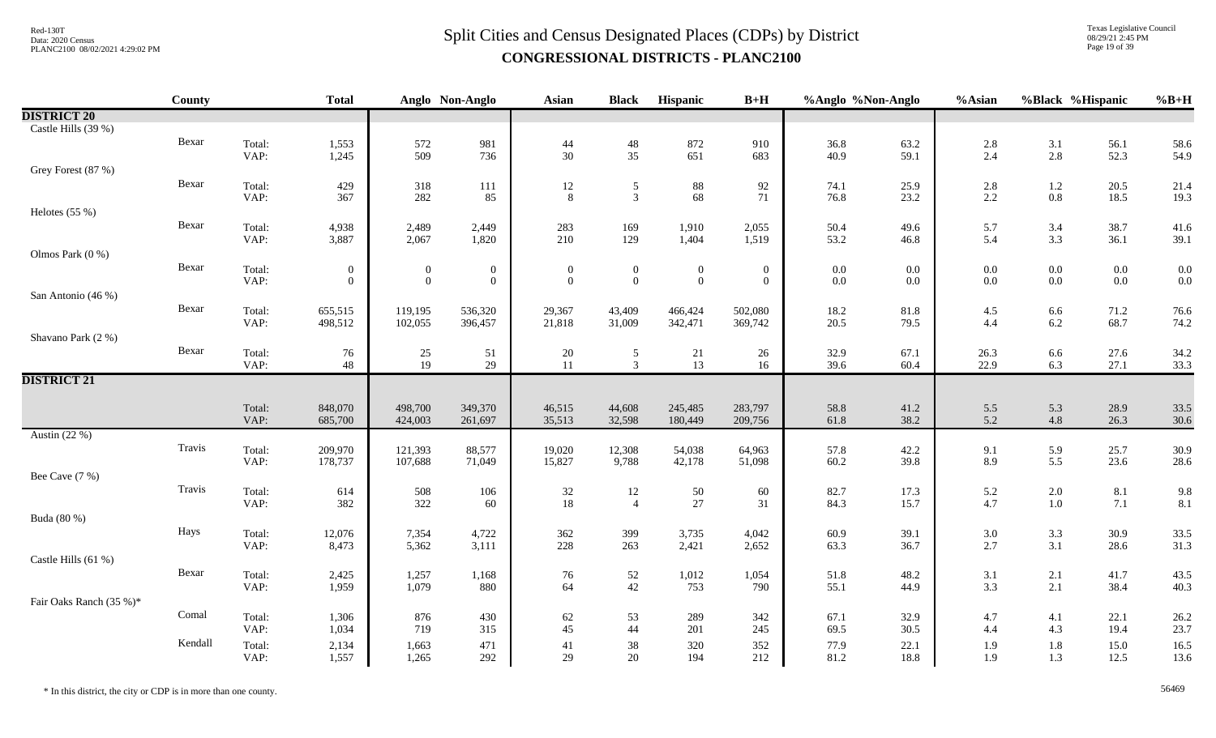# Split Cities and Census Designated Places (CDPs) by District

**CONGRESSIONAL DISTRICTS - PLANC2100**

| | County | | Total | Anglo | Non-Anglo | Asian | Black | Hispanic | B+H | %Anglo | %Non-Anglo | %Asian | %Black | %Hispanic | %B+H |
|---|---|---|---|---|---|---|---|---|---|---|---|---|---|---|---|
| **DISTRICT 20** | | | | | | | | | | | | | | | |
| Castle Hills (39 %) | | | | | | | | | | | | | | | |
| | Bexar | Total: | 1,553 | 572 | 981 | 44 | 48 | 872 | 910 | 36.8 | 63.2 | 2.8 | 3.1 | 56.1 | 58.6 |
| | | VAP: | 1,245 | 509 | 736 | 30 | 35 | 651 | 683 | 40.9 | 59.1 | 2.4 | 2.8 | 52.3 | 54.9 |
| Grey Forest (87 %) | | | | | | | | | | | | | | | |
| | Bexar | Total: | 429 | 318 | 111 | 12 | 5 | 88 | 92 | 74.1 | 25.9 | 2.8 | 1.2 | 20.5 | 21.4 |
| | | VAP: | 367 | 282 | 85 | 8 | 3 | 68 | 71 | 76.8 | 23.2 | 2.2 | 0.8 | 18.5 | 19.3 |
| Helotes (55 %) | | | | | | | | | | | | | | | |
| | Bexar | Total: | 4,938 | 2,489 | 2,449 | 283 | 169 | 1,910 | 2,055 | 50.4 | 49.6 | 5.7 | 3.4 | 38.7 | 41.6 |
| | | VAP: | 3,887 | 2,067 | 1,820 | 210 | 129 | 1,404 | 1,519 | 53.2 | 46.8 | 5.4 | 3.3 | 36.1 | 39.1 |
| Olmos Park (0 %) | | | | | | | | | | | | | | | |
| | Bexar | Total: | 0 | 0 | 0 | 0 | 0 | 0 | 0 | 0.0 | 0.0 | 0.0 | 0.0 | 0.0 | 0.0 |
| | | VAP: | 0 | 0 | 0 | 0 | 0 | 0 | 0 | 0.0 | 0.0 | 0.0 | 0.0 | 0.0 | 0.0 |
| San Antonio (46 %) | | | | | | | | | | | | | | | |
| | Bexar | Total: | 655,515 | 119,195 | 536,320 | 29,367 | 43,409 | 466,424 | 502,080 | 18.2 | 81.8 | 4.5 | 6.6 | 71.2 | 76.6 |
| | | VAP: | 498,512 | 102,055 | 396,457 | 21,818 | 31,009 | 342,471 | 369,742 | 20.5 | 79.5 | 4.4 | 6.2 | 68.7 | 74.2 |
| Shavano Park (2 %) | | | | | | | | | | | | | | | |
| | Bexar | Total: | 76 | 25 | 51 | 20 | 5 | 21 | 26 | 32.9 | 67.1 | 26.3 | 6.6 | 27.6 | 34.2 |
| | | VAP: | 48 | 19 | 29 | 11 | 3 | 13 | 16 | 39.6 | 60.4 | 22.9 | 6.3 | 27.1 | 33.3 |
| **DISTRICT 21** | | | | | | | | | | | | | | | |
| | | Total: | 848,070 | 498,700 | 349,370 | 46,515 | 44,608 | 245,485 | 283,797 | 58.8 | 41.2 | 5.5 | 5.3 | 28.9 | 33.5 |
| | | VAP: | 685,700 | 424,003 | 261,697 | 35,513 | 32,598 | 180,449 | 209,756 | 61.8 | 38.2 | 5.2 | 4.8 | 26.3 | 30.6 |
| Austin (22 %) | | | | | | | | | | | | | | | |
| | Travis | Total: | 209,970 | 121,393 | 88,577 | 19,020 | 12,308 | 54,038 | 64,963 | 57.8 | 42.2 | 9.1 | 5.9 | 25.7 | 30.9 |
| | | VAP: | 178,737 | 107,688 | 71,049 | 15,827 | 9,788 | 42,178 | 51,098 | 60.2 | 39.8 | 8.9 | 5.5 | 23.6 | 28.6 |
| Bee Cave (7 %) | | | | | | | | | | | | | | | |
| | Travis | Total: | 614 | 508 | 106 | 32 | 12 | 50 | 60 | 82.7 | 17.3 | 5.2 | 2.0 | 8.1 | 9.8 |
| | | VAP: | 382 | 322 | 60 | 18 | 4 | 27 | 31 | 84.3 | 15.7 | 4.7 | 1.0 | 7.1 | 8.1 |
| Buda (80 %) | | | | | | | | | | | | | | | |
| | Hays | Total: | 12,076 | 7,354 | 4,722 | 362 | 399 | 3,735 | 4,042 | 60.9 | 39.1 | 3.0 | 3.3 | 30.9 | 33.5 |
| | | VAP: | 8,473 | 5,362 | 3,111 | 228 | 263 | 2,421 | 2,652 | 63.3 | 36.7 | 2.7 | 3.1 | 28.6 | 31.3 |
| Castle Hills (61 %) | | | | | | | | | | | | | | | |
| | Bexar | Total: | 2,425 | 1,257 | 1,168 | 76 | 52 | 1,012 | 1,054 | 51.8 | 48.2 | 3.1 | 2.1 | 41.7 | 43.5 |
| | | VAP: | 1,959 | 1,079 | 880 | 64 | 42 | 753 | 790 | 55.1 | 44.9 | 3.3 | 2.1 | 38.4 | 40.3 |
| Fair Oaks Ranch (35 %)* | | | | | | | | | | | | | | | |
| | Comal | Total: | 1,306 | 876 | 430 | 62 | 53 | 289 | 342 | 67.1 | 32.9 | 4.7 | 4.1 | 22.1 | 26.2 |
| | | VAP: | 1,034 | 719 | 315 | 45 | 44 | 201 | 245 | 69.5 | 30.5 | 4.4 | 4.3 | 19.4 | 23.7 |
| | Kendall | Total: | 2,134 | 1,663 | 471 | 41 | 38 | 320 | 352 | 77.9 | 22.1 | 1.9 | 1.8 | 15.0 | 16.5 |
| | | VAP: | 1,557 | 1,265 | 292 | 29 | 20 | 194 | 212 | 81.2 | 18.8 | 1.9 | 1.3 | 12.5 | 13.6 |

\* In this district, the city or CDP is in more than one county.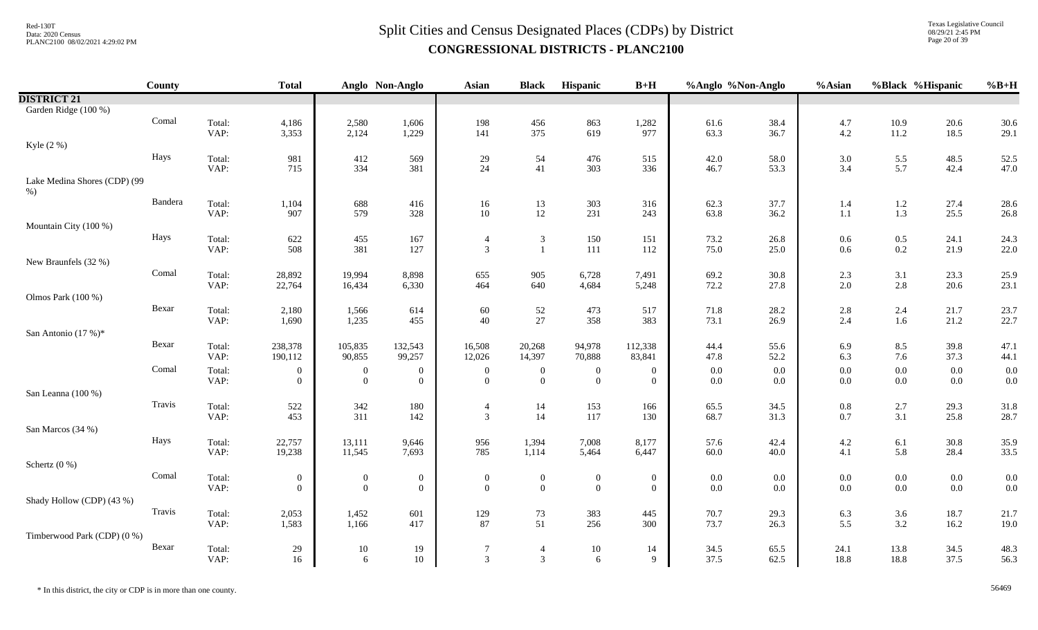# Split Cities and Census Designated Places (CDPs) by District

## CONGRESSIONAL DISTRICTS - PLANC2100

| | County | | Total | Anglo | Non-Anglo | Asian | Black | Hispanic | B+H | %Anglo | %Non-Anglo | %Asian | %Black | %Hispanic | %B+H |
|---|---|---|---|---|---|---|---|---|---|---|---|---|---|---|---|
| **DISTRICT 21** | | | | | | | | | | | | | | | |
| Garden Ridge (100 %) | | | | | | | | | | | | | | | |
| | Comal | Total: | 4,186 | 2,580 | 1,606 | 198 | 456 | 863 | 1,282 | 61.6 | 38.4 | 4.7 | 10.9 | 20.6 | 30.6 |
| | | VAP: | 3,353 | 2,124 | 1,229 | 141 | 375 | 619 | 977 | 63.3 | 36.7 | 4.2 | 11.2 | 18.5 | 29.1 |
| Kyle (2 %) | | | | | | | | | | | | | | | |
| | Hays | Total: | 981 | 412 | 569 | 29 | 54 | 476 | 515 | 42.0 | 58.0 | 3.0 | 5.5 | 48.5 | 52.5 |
| | | VAP: | 715 | 334 | 381 | 24 | 41 | 303 | 336 | 46.7 | 53.3 | 3.4 | 5.7 | 42.4 | 47.0 |
| Lake Medina Shores (CDP) (99 %) | | | | | | | | | | | | | | | |
| | Bandera | Total: | 1,104 | 688 | 416 | 16 | 13 | 303 | 316 | 62.3 | 37.7 | 1.4 | 1.2 | 27.4 | 28.6 |
| | | VAP: | 907 | 579 | 328 | 10 | 12 | 231 | 243 | 63.8 | 36.2 | 1.1 | 1.3 | 25.5 | 26.8 |
| Mountain City (100 %) | | | | | | | | | | | | | | | |
| | Hays | Total: | 622 | 455 | 167 | 4 | 3 | 150 | 151 | 73.2 | 26.8 | 0.6 | 0.5 | 24.1 | 24.3 |
| | | VAP: | 508 | 381 | 127 | 3 | 1 | 111 | 112 | 75.0 | 25.0 | 0.6 | 0.2 | 21.9 | 22.0 |
| New Braunfels (32 %) | | | | | | | | | | | | | | | |
| | Comal | Total: | 28,892 | 19,994 | 8,898 | 655 | 905 | 6,728 | 7,491 | 69.2 | 30.8 | 2.3 | 3.1 | 23.3 | 25.9 |
| | | VAP: | 22,764 | 16,434 | 6,330 | 464 | 640 | 4,684 | 5,248 | 72.2 | 27.8 | 2.0 | 2.8 | 20.6 | 23.1 |
| Olmos Park (100 %) | | | | | | | | | | | | | | | |
| | Bexar | Total: | 2,180 | 1,566 | 614 | 60 | 52 | 473 | 517 | 71.8 | 28.2 | 2.8 | 2.4 | 21.7 | 23.7 |
| | | VAP: | 1,690 | 1,235 | 455 | 40 | 27 | 358 | 383 | 73.1 | 26.9 | 2.4 | 1.6 | 21.2 | 22.7 |
| San Antonio (17 %)* | | | | | | | | | | | | | | | |
| | Bexar | Total: | 238,378 | 105,835 | 132,543 | 16,508 | 20,268 | 94,978 | 112,338 | 44.4 | 55.6 | 6.9 | 8.5 | 39.8 | 47.1 |
| | | VAP: | 190,112 | 90,855 | 99,257 | 12,026 | 14,397 | 70,888 | 83,841 | 47.8 | 52.2 | 6.3 | 7.6 | 37.3 | 44.1 |
| | Comal | Total: | 0 | 0 | 0 | 0 | 0 | 0 | 0 | 0.0 | 0.0 | 0.0 | 0.0 | 0.0 | 0.0 |
| | | VAP: | 0 | 0 | 0 | 0 | 0 | 0 | 0 | 0.0 | 0.0 | 0.0 | 0.0 | 0.0 | 0.0 |
| San Leanna (100 %) | | | | | | | | | | | | | | | |
| | Travis | Total: | 522 | 342 | 180 | 4 | 14 | 153 | 166 | 65.5 | 34.5 | 0.8 | 2.7 | 29.3 | 31.8 |
| | | VAP: | 453 | 311 | 142 | 3 | 14 | 117 | 130 | 68.7 | 31.3 | 0.7 | 3.1 | 25.8 | 28.7 |
| San Marcos (34 %) | | | | | | | | | | | | | | | |
| | Hays | Total: | 22,757 | 13,111 | 9,646 | 956 | 1,394 | 7,008 | 8,177 | 57.6 | 42.4 | 4.2 | 6.1 | 30.8 | 35.9 |
| | | VAP: | 19,238 | 11,545 | 7,693 | 785 | 1,114 | 5,464 | 6,447 | 60.0 | 40.0 | 4.1 | 5.8 | 28.4 | 33.5 |
| Schertz (0 %) | | | | | | | | | | | | | | | |
| | Comal | Total: | 0 | 0 | 0 | 0 | 0 | 0 | 0 | 0.0 | 0.0 | 0.0 | 0.0 | 0.0 | 0.0 |
| | | VAP: | 0 | 0 | 0 | 0 | 0 | 0 | 0 | 0.0 | 0.0 | 0.0 | 0.0 | 0.0 | 0.0 |
| Shady Hollow (CDP) (43 %) | | | | | | | | | | | | | | | |
| | Travis | Total: | 2,053 | 1,452 | 601 | 129 | 73 | 383 | 445 | 70.7 | 29.3 | 6.3 | 3.6 | 18.7 | 21.7 |
| | | VAP: | 1,583 | 1,166 | 417 | 87 | 51 | 256 | 300 | 73.7 | 26.3 | 5.5 | 3.2 | 16.2 | 19.0 |
| Timberwood Park (CDP) (0 %) | | | | | | | | | | | | | | | |
| | Bexar | Total: | 29 | 10 | 19 | 7 | 4 | 10 | 14 | 34.5 | 65.5 | 24.1 | 13.8 | 34.5 | 48.3 |
| | | VAP: | 16 | 6 | 10 | 3 | 3 | 6 | 9 | 37.5 | 62.5 | 18.8 | 18.8 | 37.5 | 56.3 |

\* In this district, the city or CDP is in more than one county.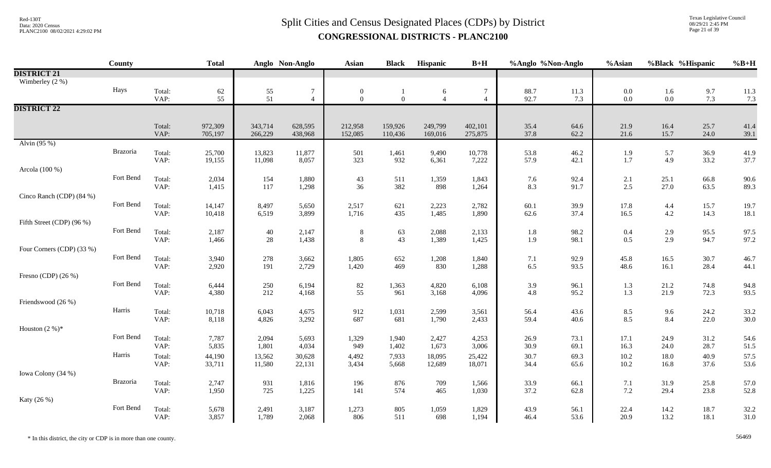# Split Cities and Census Designated Places (CDPs) by District

**CONGRESSIONAL DISTRICTS - PLANC2100**

| | County | | Total | Anglo | Non-Anglo | Asian | Black | Hispanic | B+H | %Anglo | %Non-Anglo | %Asian | %Black | %Hispanic | %B+H |
|---|---|---|---|---|---|---|---|---|---|---|---|---|---|---|---|
| **DISTRICT 21** | | | | | | | | | | | | | | | |
| Wimberley (2 %) | | | | | | | | | | | | | | | |
| | Hays | Total: | 62 | 55 | 7 | 0 | 1 | 6 | 7 | 88.7 | 11.3 | 0.0 | 1.6 | 9.7 | 11.3 |
| | | VAP: | 55 | 51 | 4 | 0 | 0 | 4 | 4 | 92.7 | 7.3 | 0.0 | 0.0 | 7.3 | 7.3 |
| **DISTRICT 22** | | | | | | | | | | | | | | | |
| | | Total: | 972,309 | 343,714 | 628,595 | 212,958 | 159,926 | 249,799 | 402,101 | 35.4 | 64.6 | 21.9 | 16.4 | 25.7 | 41.4 |
| | | VAP: | 705,197 | 266,229 | 438,968 | 152,085 | 110,436 | 169,016 | 275,875 | 37.8 | 62.2 | 21.6 | 15.7 | 24.0 | 39.1 |
| Alvin (95 %) | | | | | | | | | | | | | | | |
| | Brazoria | Total: | 25,700 | 13,823 | 11,877 | 501 | 1,461 | 9,490 | 10,778 | 53.8 | 46.2 | 1.9 | 5.7 | 36.9 | 41.9 |
| | | VAP: | 19,155 | 11,098 | 8,057 | 323 | 932 | 6,361 | 7,222 | 57.9 | 42.1 | 1.7 | 4.9 | 33.2 | 37.7 |
| Arcola (100 %) | | | | | | | | | | | | | | | |
| | Fort Bend | Total: | 2,034 | 154 | 1,880 | 43 | 511 | 1,359 | 1,843 | 7.6 | 92.4 | 2.1 | 25.1 | 66.8 | 90.6 |
| | | VAP: | 1,415 | 117 | 1,298 | 36 | 382 | 898 | 1,264 | 8.3 | 91.7 | 2.5 | 27.0 | 63.5 | 89.3 |
| Cinco Ranch (CDP) (84 %) | | | | | | | | | | | | | | | |
| | Fort Bend | Total: | 14,147 | 8,497 | 5,650 | 2,517 | 621 | 2,223 | 2,782 | 60.1 | 39.9 | 17.8 | 4.4 | 15.7 | 19.7 |
| | | VAP: | 10,418 | 6,519 | 3,899 | 1,716 | 435 | 1,485 | 1,890 | 62.6 | 37.4 | 16.5 | 4.2 | 14.3 | 18.1 |
| Fifth Street (CDP) (96 %) | | | | | | | | | | | | | | | |
| | Fort Bend | Total: | 2,187 | 40 | 2,147 | 8 | 63 | 2,088 | 2,133 | 1.8 | 98.2 | 0.4 | 2.9 | 95.5 | 97.5 |
| | | VAP: | 1,466 | 28 | 1,438 | 8 | 43 | 1,389 | 1,425 | 1.9 | 98.1 | 0.5 | 2.9 | 94.7 | 97.2 |
| Four Corners (CDP) (33 %) | | | | | | | | | | | | | | | |
| | Fort Bend | Total: | 3,940 | 278 | 3,662 | 1,805 | 652 | 1,208 | 1,840 | 7.1 | 92.9 | 45.8 | 16.5 | 30.7 | 46.7 |
| | | VAP: | 2,920 | 191 | 2,729 | 1,420 | 469 | 830 | 1,288 | 6.5 | 93.5 | 48.6 | 16.1 | 28.4 | 44.1 |
| Fresno (CDP) (26 %) | | | | | | | | | | | | | | | |
| | Fort Bend | Total: | 6,444 | 250 | 6,194 | 82 | 1,363 | 4,820 | 6,108 | 3.9 | 96.1 | 1.3 | 21.2 | 74.8 | 94.8 |
| | | VAP: | 4,380 | 212 | 4,168 | 55 | 961 | 3,168 | 4,096 | 4.8 | 95.2 | 1.3 | 21.9 | 72.3 | 93.5 |
| Friendswood (26 %) | | | | | | | | | | | | | | | |
| | Harris | Total: | 10,718 | 6,043 | 4,675 | 912 | 1,031 | 2,599 | 3,561 | 56.4 | 43.6 | 8.5 | 9.6 | 24.2 | 33.2 |
| | | VAP: | 8,118 | 4,826 | 3,292 | 687 | 681 | 1,790 | 2,433 | 59.4 | 40.6 | 8.5 | 8.4 | 22.0 | 30.0 |
| Houston (2 %)* | | | | | | | | | | | | | | | |
| | Fort Bend | Total: | 7,787 | 2,094 | 5,693 | 1,329 | 1,940 | 2,427 | 4,253 | 26.9 | 73.1 | 17.1 | 24.9 | 31.2 | 54.6 |
| | | VAP: | 5,835 | 1,801 | 4,034 | 949 | 1,402 | 1,673 | 3,006 | 30.9 | 69.1 | 16.3 | 24.0 | 28.7 | 51.5 |
| | Harris | Total: | 44,190 | 13,562 | 30,628 | 4,492 | 7,933 | 18,095 | 25,422 | 30.7 | 69.3 | 10.2 | 18.0 | 40.9 | 57.5 |
| | | VAP: | 33,711 | 11,580 | 22,131 | 3,434 | 5,668 | 12,689 | 18,071 | 34.4 | 65.6 | 10.2 | 16.8 | 37.6 | 53.6 |
| Iowa Colony (34 %) | | | | | | | | | | | | | | | |
| | Brazoria | Total: | 2,747 | 931 | 1,816 | 196 | 876 | 709 | 1,566 | 33.9 | 66.1 | 7.1 | 31.9 | 25.8 | 57.0 |
| | | VAP: | 1,950 | 725 | 1,225 | 141 | 574 | 465 | 1,030 | 37.2 | 62.8 | 7.2 | 29.4 | 23.8 | 52.8 |
| Katy (26 %) | | | | | | | | | | | | | | | |
| | Fort Bend | Total: | 5,678 | 2,491 | 3,187 | 1,273 | 805 | 1,059 | 1,829 | 43.9 | 56.1 | 22.4 | 14.2 | 18.7 | 32.2 |
| | | VAP: | 3,857 | 1,789 | 2,068 | 806 | 511 | 698 | 1,194 | 46.4 | 53.6 | 20.9 | 13.2 | 18.1 | 31.0 |

\* In this district, the city or CDP is in more than one county.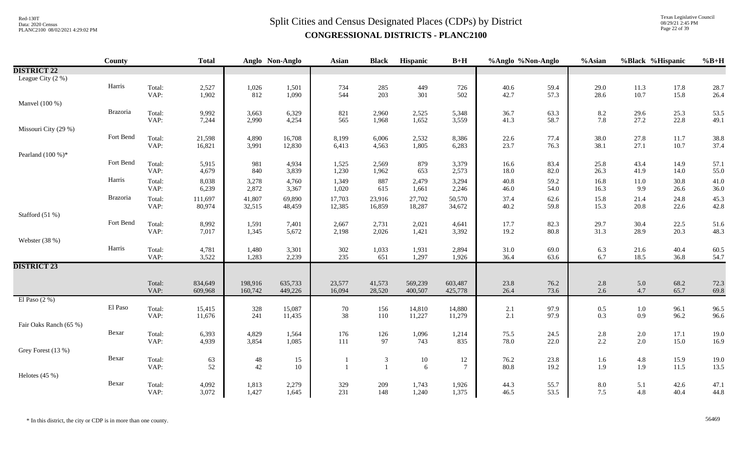# Split Cities and Census Designated Places (CDPs) by District
## CONGRESSIONAL DISTRICTS - PLANC2100

| | County | | Total | Anglo | Non-Anglo | Asian | Black | Hispanic | B+H | %Anglo | %Non-Anglo | %Asian | %Black | %Hispanic | %B+H |
|---|---|---|---|---|---|---|---|---|---|---|---|---|---|---|---|
| **DISTRICT 22** | | | | | | | | | | | | | | | |
| League City (2 %) | | | | | | | | | | | | | | | |
| | Harris | Total: | 2,527 | 1,026 | 1,501 | 734 | 285 | 449 | 726 | 40.6 | 59.4 | 29.0 | 11.3 | 17.8 | 28.7 |
| | | VAP: | 1,902 | 812 | 1,090 | 544 | 203 | 301 | 502 | 42.7 | 57.3 | 28.6 | 10.7 | 15.8 | 26.4 |
| Manvel (100 %) | | | | | | | | | | | | | | | |
| | Brazoria | Total: | 9,992 | 3,663 | 6,329 | 821 | 2,960 | 2,525 | 5,348 | 36.7 | 63.3 | 8.2 | 29.6 | 25.3 | 53.5 |
| | | VAP: | 7,244 | 2,990 | 4,254 | 565 | 1,968 | 1,652 | 3,559 | 41.3 | 58.7 | 7.8 | 27.2 | 22.8 | 49.1 |
| Missouri City (29 %) | | | | | | | | | | | | | | | |
| | Fort Bend | Total: | 21,598 | 4,890 | 16,708 | 8,199 | 6,006 | 2,532 | 8,386 | 22.6 | 77.4 | 38.0 | 27.8 | 11.7 | 38.8 |
| | | VAP: | 16,821 | 3,991 | 12,830 | 6,413 | 4,563 | 1,805 | 6,283 | 23.7 | 76.3 | 38.1 | 27.1 | 10.7 | 37.4 |
| Pearland (100 %)* | | | | | | | | | | | | | | | |
| | Fort Bend | Total: | 5,915 | 981 | 4,934 | 1,525 | 2,569 | 879 | 3,379 | 16.6 | 83.4 | 25.8 | 43.4 | 14.9 | 57.1 |
| | | VAP: | 4,679 | 840 | 3,839 | 1,230 | 1,962 | 653 | 2,573 | 18.0 | 82.0 | 26.3 | 41.9 | 14.0 | 55.0 |
| | Harris | Total: | 8,038 | 3,278 | 4,760 | 1,349 | 887 | 2,479 | 3,294 | 40.8 | 59.2 | 16.8 | 11.0 | 30.8 | 41.0 |
| | | VAP: | 6,239 | 2,872 | 3,367 | 1,020 | 615 | 1,661 | 2,246 | 46.0 | 54.0 | 16.3 | 9.9 | 26.6 | 36.0 |
| | Brazoria | Total: | 111,697 | 41,807 | 69,890 | 17,703 | 23,916 | 27,702 | 50,570 | 37.4 | 62.6 | 15.8 | 21.4 | 24.8 | 45.3 |
| | | VAP: | 80,974 | 32,515 | 48,459 | 12,385 | 16,859 | 18,287 | 34,672 | 40.2 | 59.8 | 15.3 | 20.8 | 22.6 | 42.8 |
| Stafford (51 %) | | | | | | | | | | | | | | | |
| | Fort Bend | Total: | 8,992 | 1,591 | 7,401 | 2,667 | 2,731 | 2,021 | 4,641 | 17.7 | 82.3 | 29.7 | 30.4 | 22.5 | 51.6 |
| | | VAP: | 7,017 | 1,345 | 5,672 | 2,198 | 2,026 | 1,421 | 3,392 | 19.2 | 80.8 | 31.3 | 28.9 | 20.3 | 48.3 |
| Webster (38 %) | | | | | | | | | | | | | | | |
| | Harris | Total: | 4,781 | 1,480 | 3,301 | 302 | 1,033 | 1,931 | 2,894 | 31.0 | 69.0 | 6.3 | 21.6 | 40.4 | 60.5 |
| | | VAP: | 3,522 | 1,283 | 2,239 | 235 | 651 | 1,297 | 1,926 | 36.4 | 63.6 | 6.7 | 18.5 | 36.8 | 54.7 |
| **DISTRICT 23** | | | | | | | | | | | | | | | |
| | | Total: | 834,649 | 198,916 | 635,733 | 23,577 | 41,573 | 569,239 | 603,487 | 23.8 | 76.2 | 2.8 | 5.0 | 68.2 | 72.3 |
| | | VAP: | 609,968 | 160,742 | 449,226 | 16,094 | 28,520 | 400,507 | 425,778 | 26.4 | 73.6 | 2.6 | 4.7 | 65.7 | 69.8 |
| El Paso (2 %) | | | | | | | | | | | | | | | |
| | El Paso | Total: | 15,415 | 328 | 15,087 | 70 | 156 | 14,810 | 14,880 | 2.1 | 97.9 | 0.5 | 1.0 | 96.1 | 96.5 |
| | | VAP: | 11,676 | 241 | 11,435 | 38 | 110 | 11,227 | 11,279 | 2.1 | 97.9 | 0.3 | 0.9 | 96.2 | 96.6 |
| Fair Oaks Ranch (65 %) | | | | | | | | | | | | | | | |
| | Bexar | Total: | 6,393 | 4,829 | 1,564 | 176 | 126 | 1,096 | 1,214 | 75.5 | 24.5 | 2.8 | 2.0 | 17.1 | 19.0 |
| | | VAP: | 4,939 | 3,854 | 1,085 | 111 | 97 | 743 | 835 | 78.0 | 22.0 | 2.2 | 2.0 | 15.0 | 16.9 |
| Grey Forest (13 %) | | | | | | | | | | | | | | | |
| | Bexar | Total: | 63 | 48 | 15 | 1 | 3 | 10 | 12 | 76.2 | 23.8 | 1.6 | 4.8 | 15.9 | 19.0 |
| | | VAP: | 52 | 42 | 10 | 1 | 1 | 6 | 7 | 80.8 | 19.2 | 1.9 | 1.9 | 11.5 | 13.5 |
| Helotes (45 %) | | | | | | | | | | | | | | | |
| | Bexar | Total: | 4,092 | 1,813 | 2,279 | 329 | 209 | 1,743 | 1,926 | 44.3 | 55.7 | 8.0 | 5.1 | 42.6 | 47.1 |
| | | VAP: | 3,072 | 1,427 | 1,645 | 231 | 148 | 1,240 | 1,375 | 46.5 | 53.5 | 7.5 | 4.8 | 40.4 | 44.8 |

\* In this district, the city or CDP is in more than one county.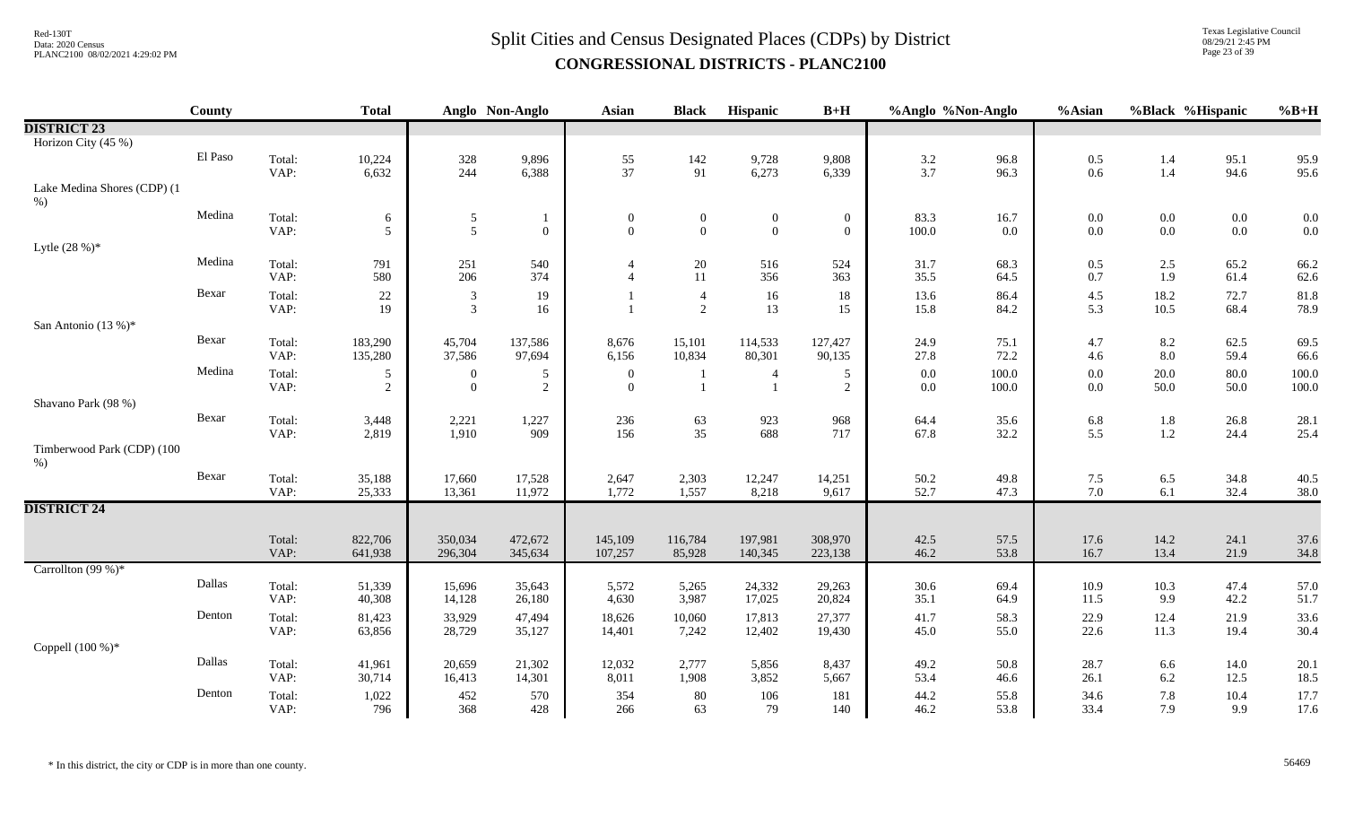# Split Cities and Census Designated Places (CDPs) by District

**CONGRESSIONAL DISTRICTS - PLANC2100**

Red-130T
Data: 2020 Census
PLANC2100 08/02/2021 4:29:02 PM

Texas Legislative Council
08/29/21 2:45 PM

| | County | | Total | Anglo | Non-Anglo | Asian | Black | Hispanic | B+H | %Anglo | %Non-Anglo | %Asian | %Black | %Hispanic | %B+H |
|---|---|---|---|---|---|---|---|---|---|---|---|---|---|---|---|
| **DISTRICT 23** | | | | | | | | | | | | | | | |
| Horizon City (45 %) | | | | | | | | | | | | | | | |
| | El Paso | Total: | 10,224 | 328 | 9,896 | 55 | 142 | 9,728 | 9,808 | 3.2 | 96.8 | 0.5 | 1.4 | 95.1 | 95.9 |
| | | VAP: | 6,632 | 244 | 6,388 | 37 | 91 | 6,273 | 6,339 | 3.7 | 96.3 | 0.6 | 1.4 | 94.6 | 95.6 |
| Lake Medina Shores (CDP) (1 %) | | | | | | | | | | | | | | | |
| | Medina | Total: | 6 | 5 | 1 | 0 | 0 | 0 | 0 | 83.3 | 16.7 | 0.0 | 0.0 | 0.0 | 0.0 |
| | | VAP: | 5 | 5 | 0 | 0 | 0 | 0 | 0 | 100.0 | 0.0 | 0.0 | 0.0 | 0.0 | 0.0 |
| Lytle (28 %)* | | | | | | | | | | | | | | | |
| | Medina | Total: | 791 | 251 | 540 | 4 | 20 | 516 | 524 | 31.7 | 68.3 | 0.5 | 2.5 | 65.2 | 66.2 |
| | | VAP: | 580 | 206 | 374 | 4 | 11 | 356 | 363 | 35.5 | 64.5 | 0.7 | 1.9 | 61.4 | 62.6 |
| | Bexar | Total: | 22 | 3 | 19 | 1 | 4 | 16 | 18 | 13.6 | 86.4 | 4.5 | 18.2 | 72.7 | 81.8 |
| | | VAP: | 19 | 3 | 16 | 1 | 2 | 13 | 15 | 15.8 | 84.2 | 5.3 | 10.5 | 68.4 | 78.9 |
| San Antonio (13 %)* | | | | | | | | | | | | | | | |
| | Bexar | Total: | 183,290 | 45,704 | 137,586 | 8,676 | 15,101 | 114,533 | 127,427 | 24.9 | 75.1 | 4.7 | 8.2 | 62.5 | 69.5 |
| | | VAP: | 135,280 | 37,586 | 97,694 | 6,156 | 10,834 | 80,301 | 90,135 | 27.8 | 72.2 | 4.6 | 8.0 | 59.4 | 66.6 |
| | Medina | Total: | 5 | 0 | 5 | 0 | 1 | 4 | 5 | 0.0 | 100.0 | 0.0 | 20.0 | 80.0 | 100.0 |
| | | VAP: | 2 | 0 | 2 | 0 | 1 | 1 | 2 | 0.0 | 100.0 | 0.0 | 50.0 | 50.0 | 100.0 |
| Shavano Park (98 %) | | | | | | | | | | | | | | | |
| | Bexar | Total: | 3,448 | 2,221 | 1,227 | 236 | 63 | 923 | 968 | 64.4 | 35.6 | 6.8 | 1.8 | 26.8 | 28.1 |
| | | VAP: | 2,819 | 1,910 | 909 | 156 | 35 | 688 | 717 | 67.8 | 32.2 | 5.5 | 1.2 | 24.4 | 25.4 |
| Timberwood Park (CDP) (100 %) | | | | | | | | | | | | | | | |
| | Bexar | Total: | 35,188 | 17,660 | 17,528 | 2,647 | 2,303 | 12,247 | 14,251 | 50.2 | 49.8 | 7.5 | 6.5 | 34.8 | 40.5 |
| | | VAP: | 25,333 | 13,361 | 11,972 | 1,772 | 1,557 | 8,218 | 9,617 | 52.7 | 47.3 | 7.0 | 6.1 | 32.4 | 38.0 |
| **DISTRICT 24** | | | | | | | | | | | | | | | |
| | | Total: | 822,706 | 350,034 | 472,672 | 145,109 | 116,784 | 197,981 | 308,970 | 42.5 | 57.5 | 17.6 | 14.2 | 24.1 | 37.6 |
| | | VAP: | 641,938 | 296,304 | 345,634 | 107,257 | 85,928 | 140,345 | 223,138 | 46.2 | 53.8 | 16.7 | 13.4 | 21.9 | 34.8 |
| Carrollton (99 %)* | | | | | | | | | | | | | | | |
| | Dallas | Total: | 51,339 | 15,696 | 35,643 | 5,572 | 5,265 | 24,332 | 29,263 | 30.6 | 69.4 | 10.9 | 10.3 | 47.4 | 57.0 |
| | | VAP: | 40,308 | 14,128 | 26,180 | 4,630 | 3,987 | 17,025 | 20,824 | 35.1 | 64.9 | 11.5 | 9.9 | 42.2 | 51.7 |
| | Denton | Total: | 81,423 | 33,929 | 47,494 | 18,626 | 10,060 | 17,813 | 27,377 | 41.7 | 58.3 | 22.9 | 12.4 | 21.9 | 33.6 |
| | | VAP: | 63,856 | 28,729 | 35,127 | 14,401 | 7,242 | 12,402 | 19,430 | 45.0 | 55.0 | 22.6 | 11.3 | 19.4 | 30.4 |
| Coppell (100 %)* | | | | | | | | | | | | | | | |
| | Dallas | Total: | 41,961 | 20,659 | 21,302 | 12,032 | 2,777 | 5,856 | 8,437 | 49.2 | 50.8 | 28.7 | 6.6 | 14.0 | 20.1 |
| | | VAP: | 30,714 | 16,413 | 14,301 | 8,011 | 1,908 | 3,852 | 5,667 | 53.4 | 46.6 | 26.1 | 6.2 | 12.5 | 18.5 |
| | Denton | Total: | 1,022 | 452 | 570 | 354 | 80 | 106 | 181 | 44.2 | 55.8 | 34.6 | 7.8 | 10.4 | 17.7 |
| | | VAP: | 796 | 368 | 428 | 266 | 63 | 79 | 140 | 46.2 | 53.8 | 33.4 | 7.9 | 9.9 | 17.6 |

\* In this district, the city or CDP is in more than one county.

56469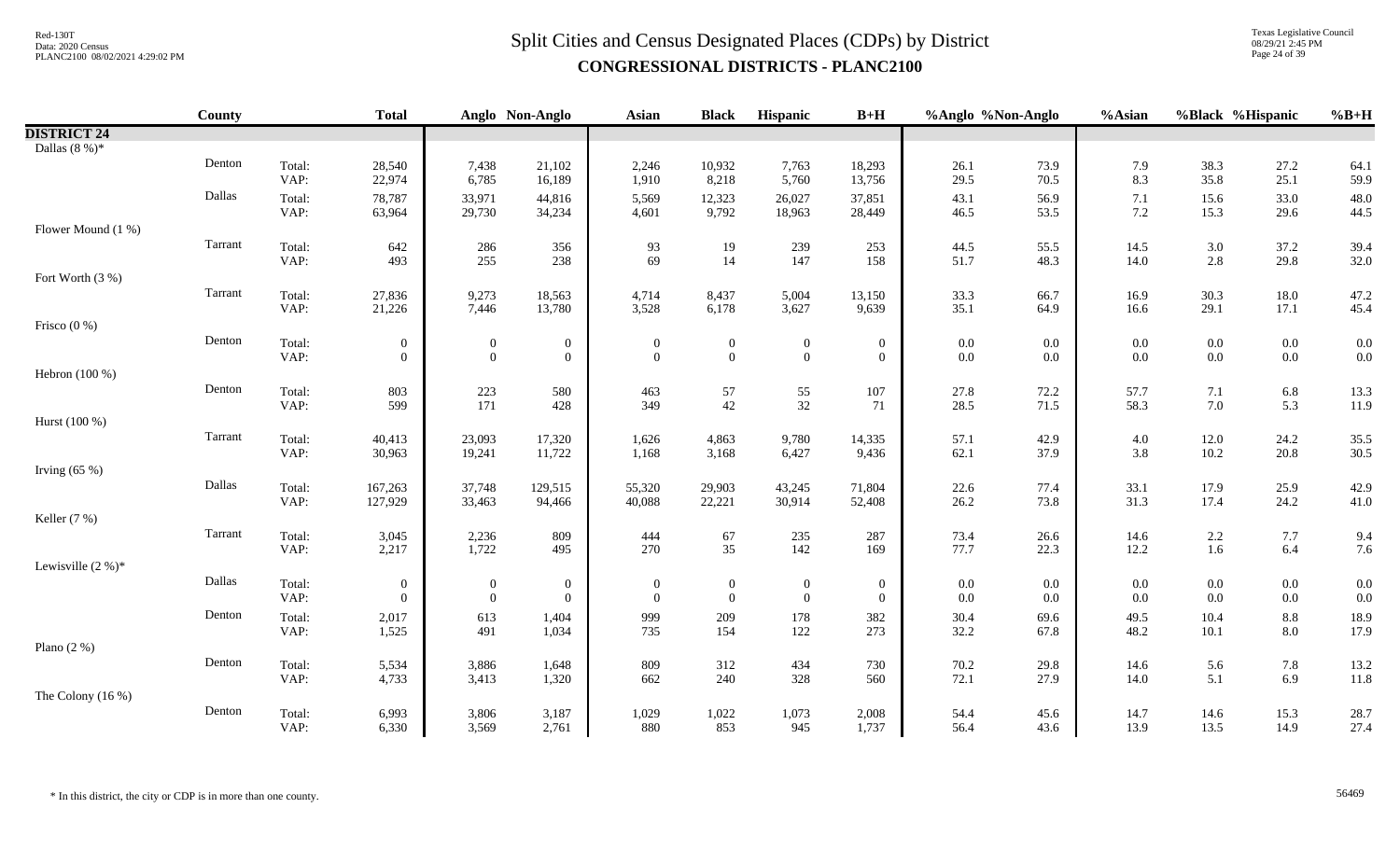# Split Cities and Census Designated Places (CDPs) by District

## CONGRESSIONAL DISTRICTS - PLANC2100

| | County | | Total | Anglo | Non-Anglo | Asian | Black | Hispanic | B+H | %Anglo | %Non-Anglo | %Asian | %Black | %Hispanic | %B+H |
|---|---|---|---|---|---|---|---|---|---|---|---|---|---|---|---|
| **DISTRICT 24** | | | | | | | | | | | | | | | |
| Dallas (8 %)* | | | | | | | | | | | | | | | |
| | Denton | Total: | 28,540 | 7,438 | 21,102 | 2,246 | 10,932 | 7,763 | 18,293 | 26.1 | 73.9 | 7.9 | 38.3 | 27.2 | 64.1 |
| | | VAP: | 22,974 | 6,785 | 16,189 | 1,910 | 8,218 | 5,760 | 13,756 | 29.5 | 70.5 | 8.3 | 35.8 | 25.1 | 59.9 |
| | Dallas | Total: | 78,787 | 33,971 | 44,816 | 5,569 | 12,323 | 26,027 | 37,851 | 43.1 | 56.9 | 7.1 | 15.6 | 33.0 | 48.0 |
| | | VAP: | 63,964 | 29,730 | 34,234 | 4,601 | 9,792 | 18,963 | 28,449 | 46.5 | 53.5 | 7.2 | 15.3 | 29.6 | 44.5 |
| Flower Mound (1 %) | | | | | | | | | | | | | | | |
| | Tarrant | Total: | 642 | 286 | 356 | 93 | 19 | 239 | 253 | 44.5 | 55.5 | 14.5 | 3.0 | 37.2 | 39.4 |
| | | VAP: | 493 | 255 | 238 | 69 | 14 | 147 | 158 | 51.7 | 48.3 | 14.0 | 2.8 | 29.8 | 32.0 |
| Fort Worth (3 %) | | | | | | | | | | | | | | | |
| | Tarrant | Total: | 27,836 | 9,273 | 18,563 | 4,714 | 8,437 | 5,004 | 13,150 | 33.3 | 66.7 | 16.9 | 30.3 | 18.0 | 47.2 |
| | | VAP: | 21,226 | 7,446 | 13,780 | 3,528 | 6,178 | 3,627 | 9,639 | 35.1 | 64.9 | 16.6 | 29.1 | 17.1 | 45.4 |
| Frisco (0 %) | | | | | | | | | | | | | | | |
| | Denton | Total: | 0 | 0 | 0 | 0 | 0 | 0 | 0 | 0.0 | 0.0 | 0.0 | 0.0 | 0.0 | 0.0 |
| | | VAP: | 0 | 0 | 0 | 0 | 0 | 0 | 0 | 0.0 | 0.0 | 0.0 | 0.0 | 0.0 | 0.0 |
| Hebron (100 %) | | | | | | | | | | | | | | | |
| | Denton | Total: | 803 | 223 | 580 | 463 | 57 | 55 | 107 | 27.8 | 72.2 | 57.7 | 7.1 | 6.8 | 13.3 |
| | | VAP: | 599 | 171 | 428 | 349 | 42 | 32 | 71 | 28.5 | 71.5 | 58.3 | 7.0 | 5.3 | 11.9 |
| Hurst (100 %) | | | | | | | | | | | | | | | |
| | Tarrant | Total: | 40,413 | 23,093 | 17,320 | 1,626 | 4,863 | 9,780 | 14,335 | 57.1 | 42.9 | 4.0 | 12.0 | 24.2 | 35.5 |
| | | VAP: | 30,963 | 19,241 | 11,722 | 1,168 | 3,168 | 6,427 | 9,436 | 62.1 | 37.9 | 3.8 | 10.2 | 20.8 | 30.5 |
| Irving (65 %) | | | | | | | | | | | | | | | |
| | Dallas | Total: | 167,263 | 37,748 | 129,515 | 55,320 | 29,903 | 43,245 | 71,804 | 22.6 | 77.4 | 33.1 | 17.9 | 25.9 | 42.9 |
| | | VAP: | 127,929 | 33,463 | 94,466 | 40,088 | 22,221 | 30,914 | 52,408 | 26.2 | 73.8 | 31.3 | 17.4 | 24.2 | 41.0 |
| Keller (7 %) | | | | | | | | | | | | | | | |
| | Tarrant | Total: | 3,045 | 2,236 | 809 | 444 | 67 | 235 | 287 | 73.4 | 26.6 | 14.6 | 2.2 | 7.7 | 9.4 |
| | | VAP: | 2,217 | 1,722 | 495 | 270 | 35 | 142 | 169 | 77.7 | 22.3 | 12.2 | 1.6 | 6.4 | 7.6 |
| Lewisville (2 %)* | | | | | | | | | | | | | | | |
| | Dallas | Total: | 0 | 0 | 0 | 0 | 0 | 0 | 0 | 0.0 | 0.0 | 0.0 | 0.0 | 0.0 | 0.0 |
| | | VAP: | 0 | 0 | 0 | 0 | 0 | 0 | 0 | 0.0 | 0.0 | 0.0 | 0.0 | 0.0 | 0.0 |
| | Denton | Total: | 2,017 | 613 | 1,404 | 999 | 209 | 178 | 382 | 30.4 | 69.6 | 49.5 | 10.4 | 8.8 | 18.9 |
| | | VAP: | 1,525 | 491 | 1,034 | 735 | 154 | 122 | 273 | 32.2 | 67.8 | 48.2 | 10.1 | 8.0 | 17.9 |
| Plano (2 %) | | | | | | | | | | | | | | | |
| | Denton | Total: | 5,534 | 3,886 | 1,648 | 809 | 312 | 434 | 730 | 70.2 | 29.8 | 14.6 | 5.6 | 7.8 | 13.2 |
| | | VAP: | 4,733 | 3,413 | 1,320 | 662 | 240 | 328 | 560 | 72.1 | 27.9 | 14.0 | 5.1 | 6.9 | 11.8 |
| The Colony (16 %) | | | | | | | | | | | | | | | |
| | Denton | Total: | 6,993 | 3,806 | 3,187 | 1,029 | 1,022 | 1,073 | 2,008 | 54.4 | 45.6 | 14.7 | 14.6 | 15.3 | 28.7 |
| | | VAP: | 6,330 | 3,569 | 2,761 | 880 | 853 | 945 | 1,737 | 56.4 | 43.6 | 13.9 | 13.5 | 14.9 | 27.4 |

\* In this district, the city or CDP is in more than one county.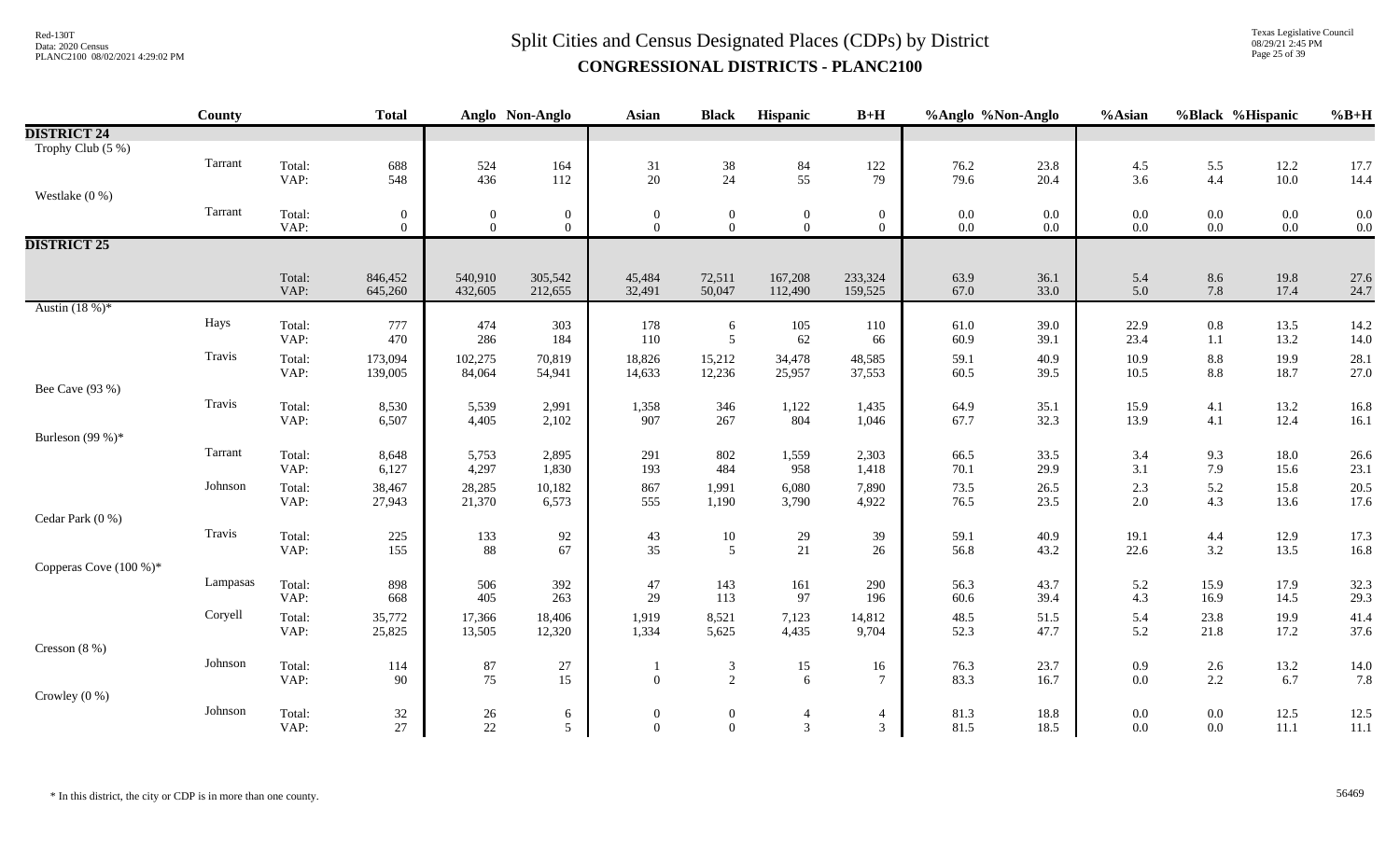# Split Cities and Census Designated Places (CDPs) by District
## CONGRESSIONAL DISTRICTS - PLANC2100

| | County | | Total | Anglo | Non-Anglo | Asian | Black | Hispanic | B+H | %Anglo | %Non-Anglo | %Asian | %Black | %Hispanic | %B+H |
|---|---|---|---|---|---|---|---|---|---|---|---|---|---|---|---|
| **DISTRICT 24** | | | | | | | | | | | | | | | |
| Trophy Club (5 %) | | | | | | | | | | | | | | | |
| | Tarrant | Total: | 688 | 524 | 164 | 31 | 38 | 84 | 122 | 76.2 | 23.8 | 4.5 | 5.5 | 12.2 | 17.7 |
| | | VAP: | 548 | 436 | 112 | 20 | 24 | 55 | 79 | 79.6 | 20.4 | 3.6 | 4.4 | 10.0 | 14.4 |
| Westlake (0 %) | | | | | | | | | | | | | | | |
| | Tarrant | Total: | 0 | 0 | 0 | 0 | 0 | 0 | 0 | 0.0 | 0.0 | 0.0 | 0.0 | 0.0 | 0.0 |
| | | VAP: | 0 | 0 | 0 | 0 | 0 | 0 | 0 | 0.0 | 0.0 | 0.0 | 0.0 | 0.0 | 0.0 |
| **DISTRICT 25** | | | | | | | | | | | | | | | |
| | | Total: | 846,452 | 540,910 | 305,542 | 45,484 | 72,511 | 167,208 | 233,324 | 63.9 | 36.1 | 5.4 | 8.6 | 19.8 | 27.6 |
| | | VAP: | 645,260 | 432,605 | 212,655 | 32,491 | 50,047 | 112,490 | 159,525 | 67.0 | 33.0 | 5.0 | 7.8 | 17.4 | 24.7 |
| Austin (18 %)* | | | | | | | | | | | | | | | |
| | Hays | Total: | 777 | 474 | 303 | 178 | 6 | 105 | 110 | 61.0 | 39.0 | 22.9 | 0.8 | 13.5 | 14.2 |
| | | VAP: | 470 | 286 | 184 | 110 | 5 | 62 | 66 | 60.9 | 39.1 | 23.4 | 1.1 | 13.2 | 14.0 |
| | Travis | Total: | 173,094 | 102,275 | 70,819 | 18,826 | 15,212 | 34,478 | 48,585 | 59.1 | 40.9 | 10.9 | 8.8 | 19.9 | 28.1 |
| | | VAP: | 139,005 | 84,064 | 54,941 | 14,633 | 12,236 | 25,957 | 37,553 | 60.5 | 39.5 | 10.5 | 8.8 | 18.7 | 27.0 |
| Bee Cave (93 %) | | | | | | | | | | | | | | | |
| | Travis | Total: | 8,530 | 5,539 | 2,991 | 1,358 | 346 | 1,122 | 1,435 | 64.9 | 35.1 | 15.9 | 4.1 | 13.2 | 16.8 |
| | | VAP: | 6,507 | 4,405 | 2,102 | 907 | 267 | 804 | 1,046 | 67.7 | 32.3 | 13.9 | 4.1 | 12.4 | 16.1 |
| Burleson (99 %)* | | | | | | | | | | | | | | | |
| | Tarrant | Total: | 8,648 | 5,753 | 2,895 | 291 | 802 | 1,559 | 2,303 | 66.5 | 33.5 | 3.4 | 9.3 | 18.0 | 26.6 |
| | | VAP: | 6,127 | 4,297 | 1,830 | 193 | 484 | 958 | 1,418 | 70.1 | 29.9 | 3.1 | 7.9 | 15.6 | 23.1 |
| | Johnson | Total: | 38,467 | 28,285 | 10,182 | 867 | 1,991 | 6,080 | 7,890 | 73.5 | 26.5 | 2.3 | 5.2 | 15.8 | 20.5 |
| | | VAP: | 27,943 | 21,370 | 6,573 | 555 | 1,190 | 3,790 | 4,922 | 76.5 | 23.5 | 2.0 | 4.3 | 13.6 | 17.6 |
| Cedar Park (0 %) | | | | | | | | | | | | | | | |
| | Travis | Total: | 225 | 133 | 92 | 43 | 10 | 29 | 39 | 59.1 | 40.9 | 19.1 | 4.4 | 12.9 | 17.3 |
| | | VAP: | 155 | 88 | 67 | 35 | 5 | 21 | 26 | 56.8 | 43.2 | 22.6 | 3.2 | 13.5 | 16.8 |
| Copperas Cove (100 %)* | | | | | | | | | | | | | | | |
| | Lampasas | Total: | 898 | 506 | 392 | 47 | 143 | 161 | 290 | 56.3 | 43.7 | 5.2 | 15.9 | 17.9 | 32.3 |
| | | VAP: | 668 | 405 | 263 | 29 | 113 | 97 | 196 | 60.6 | 39.4 | 4.3 | 16.9 | 14.5 | 29.3 |
| | Coryell | Total: | 35,772 | 17,366 | 18,406 | 1,919 | 8,521 | 7,123 | 14,812 | 48.5 | 51.5 | 5.4 | 23.8 | 19.9 | 41.4 |
| | | VAP: | 25,825 | 13,505 | 12,320 | 1,334 | 5,625 | 4,435 | 9,704 | 52.3 | 47.7 | 5.2 | 21.8 | 17.2 | 37.6 |
| Cresson (8 %) | | | | | | | | | | | | | | | |
| | Johnson | Total: | 114 | 87 | 27 | 1 | 3 | 15 | 16 | 76.3 | 23.7 | 0.9 | 2.6 | 13.2 | 14.0 |
| | | VAP: | 90 | 75 | 15 | 0 | 2 | 6 | 7 | 83.3 | 16.7 | 0.0 | 2.2 | 6.7 | 7.8 |
| Crowley (0 %) | | | | | | | | | | | | | | | |
| | Johnson | Total: | 32 | 26 | 6 | 0 | 0 | 4 | 4 | 81.3 | 18.8 | 0.0 | 0.0 | 12.5 | 12.5 |
| | | VAP: | 27 | 22 | 5 | 0 | 0 | 3 | 3 | 81.5 | 18.5 | 0.0 | 0.0 | 11.1 | 11.1 |

\* In this district, the city or CDP is in more than one county.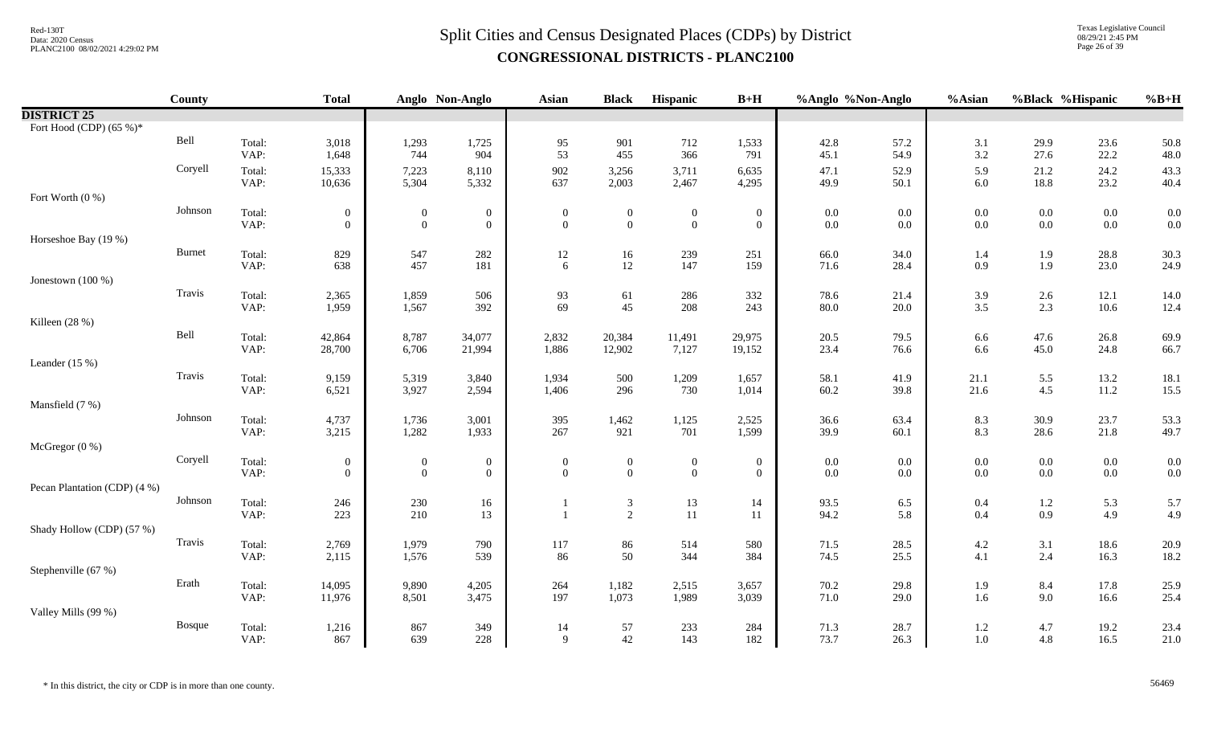# Split Cities and Census Designated Places (CDPs) by District

## CONGRESSIONAL DISTRICTS - PLANC2100

| | County | | Total | Anglo | Non-Anglo | Asian | Black | Hispanic | B+H | %Anglo | %Non-Anglo | %Asian | %Black | %Hispanic | %B+H |
|---|---|---|---|---|---|---|---|---|---|---|---|---|---|---|---|
| **DISTRICT 25** | | | | | | | | | | | | | | | |
| Fort Hood (CDP) (65 %)* | | | | | | | | | | | | | | | |
| | Bell | Total: | 3,018 | 1,293 | 1,725 | 95 | 901 | 712 | 1,533 | 42.8 | 57.2 | 3.1 | 29.9 | 23.6 | 50.8 |
| | | VAP: | 1,648 | 744 | 904 | 53 | 455 | 366 | 791 | 45.1 | 54.9 | 3.2 | 27.6 | 22.2 | 48.0 |
| | Coryell | Total: | 15,333 | 7,223 | 8,110 | 902 | 3,256 | 3,711 | 6,635 | 47.1 | 52.9 | 5.9 | 21.2 | 24.2 | 43.3 |
| | | VAP: | 10,636 | 5,304 | 5,332 | 637 | 2,003 | 2,467 | 4,295 | 49.9 | 50.1 | 6.0 | 18.8 | 23.2 | 40.4 |
| Fort Worth (0 %) | | | | | | | | | | | | | | | |
| | Johnson | Total: | 0 | 0 | 0 | 0 | 0 | 0 | 0 | 0.0 | 0.0 | 0.0 | 0.0 | 0.0 | 0.0 |
| | | VAP: | 0 | 0 | 0 | 0 | 0 | 0 | 0 | 0.0 | 0.0 | 0.0 | 0.0 | 0.0 | 0.0 |
| Horseshoe Bay (19 %) | | | | | | | | | | | | | | | |
| | Burnet | Total: | 829 | 547 | 282 | 12 | 16 | 239 | 251 | 66.0 | 34.0 | 1.4 | 1.9 | 28.8 | 30.3 |
| | | VAP: | 638 | 457 | 181 | 6 | 12 | 147 | 159 | 71.6 | 28.4 | 0.9 | 1.9 | 23.0 | 24.9 |
| Jonestown (100 %) | | | | | | | | | | | | | | | |
| | Travis | Total: | 2,365 | 1,859 | 506 | 93 | 61 | 286 | 332 | 78.6 | 21.4 | 3.9 | 2.6 | 12.1 | 14.0 |
| | | VAP: | 1,959 | 1,567 | 392 | 69 | 45 | 208 | 243 | 80.0 | 20.0 | 3.5 | 2.3 | 10.6 | 12.4 |
| Killeen (28 %) | | | | | | | | | | | | | | | |
| | Bell | Total: | 42,864 | 8,787 | 34,077 | 2,832 | 20,384 | 11,491 | 29,975 | 20.5 | 79.5 | 6.6 | 47.6 | 26.8 | 69.9 |
| | | VAP: | 28,700 | 6,706 | 21,994 | 1,886 | 12,902 | 7,127 | 19,152 | 23.4 | 76.6 | 6.6 | 45.0 | 24.8 | 66.7 |
| Leander (15 %) | | | | | | | | | | | | | | | |
| | Travis | Total: | 9,159 | 5,319 | 3,840 | 1,934 | 500 | 1,209 | 1,657 | 58.1 | 41.9 | 21.1 | 5.5 | 13.2 | 18.1 |
| | | VAP: | 6,521 | 3,927 | 2,594 | 1,406 | 296 | 730 | 1,014 | 60.2 | 39.8 | 21.6 | 4.5 | 11.2 | 15.5 |
| Mansfield (7 %) | | | | | | | | | | | | | | | |
| | Johnson | Total: | 4,737 | 1,736 | 3,001 | 395 | 1,462 | 1,125 | 2,525 | 36.6 | 63.4 | 8.3 | 30.9 | 23.7 | 53.3 |
| | | VAP: | 3,215 | 1,282 | 1,933 | 267 | 921 | 701 | 1,599 | 39.9 | 60.1 | 8.3 | 28.6 | 21.8 | 49.7 |
| McGregor (0 %) | | | | | | | | | | | | | | | |
| | Coryell | Total: | 0 | 0 | 0 | 0 | 0 | 0 | 0 | 0.0 | 0.0 | 0.0 | 0.0 | 0.0 | 0.0 |
| | | VAP: | 0 | 0 | 0 | 0 | 0 | 0 | 0 | 0.0 | 0.0 | 0.0 | 0.0 | 0.0 | 0.0 |
| Pecan Plantation (CDP) (4 %) | | | | | | | | | | | | | | | |
| | Johnson | Total: | 246 | 230 | 16 | 1 | 3 | 13 | 14 | 93.5 | 6.5 | 0.4 | 1.2 | 5.3 | 5.7 |
| | | VAP: | 223 | 210 | 13 | 1 | 2 | 11 | 11 | 94.2 | 5.8 | 0.4 | 0.9 | 4.9 | 4.9 |
| Shady Hollow (CDP) (57 %) | | | | | | | | | | | | | | | |
| | Travis | Total: | 2,769 | 1,979 | 790 | 117 | 86 | 514 | 580 | 71.5 | 28.5 | 4.2 | 3.1 | 18.6 | 20.9 |
| | | VAP: | 2,115 | 1,576 | 539 | 86 | 50 | 344 | 384 | 74.5 | 25.5 | 4.1 | 2.4 | 16.3 | 18.2 |
| Stephenville (67 %) | | | | | | | | | | | | | | | |
| | Erath | Total: | 14,095 | 9,890 | 4,205 | 264 | 1,182 | 2,515 | 3,657 | 70.2 | 29.8 | 1.9 | 8.4 | 17.8 | 25.9 |
| | | VAP: | 11,976 | 8,501 | 3,475 | 197 | 1,073 | 1,989 | 3,039 | 71.0 | 29.0 | 1.6 | 9.0 | 16.6 | 25.4 |
| Valley Mills (99 %) | | | | | | | | | | | | | | | |
| | Bosque | Total: | 1,216 | 867 | 349 | 14 | 57 | 233 | 284 | 71.3 | 28.7 | 1.2 | 4.7 | 19.2 | 23.4 |
| | | VAP: | 867 | 639 | 228 | 9 | 42 | 143 | 182 | 73.7 | 26.3 | 1.0 | 4.8 | 16.5 | 21.0 |

\* In this district, the city or CDP is in more than one county.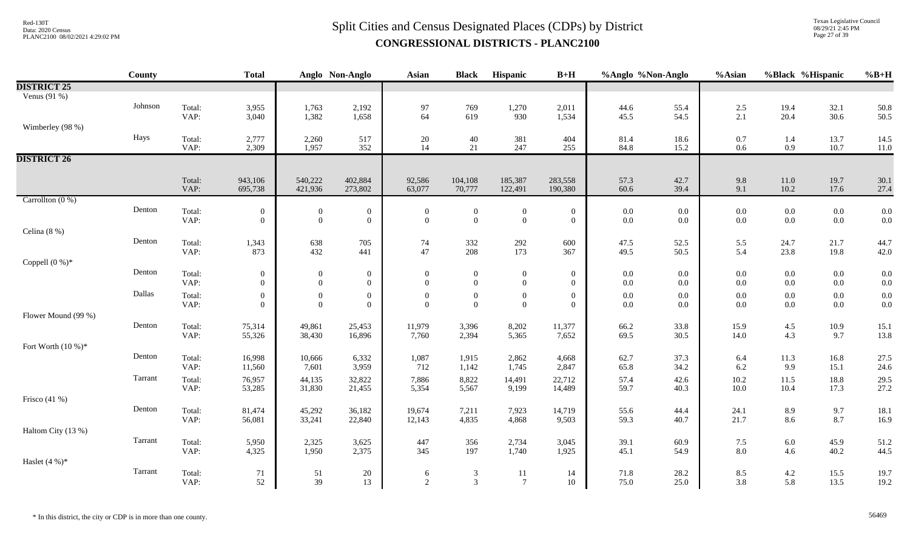# Split Cities and Census Designated Places (CDPs) by District

## CONGRESSIONAL DISTRICTS - PLANC2100

| | County | | Total | Anglo | Non-Anglo | Asian | Black | Hispanic | B+H | %Anglo | %Non-Anglo | %Asian | %Black | %Hispanic | %B+H |
|---|---|---|---|---|---|---|---|---|---|---|---|---|---|---|---|
| **DISTRICT 25** | | | | | | | | | | | | | | | |
| Venus (91 %) | | | | | | | | | | | | | | | |
| | Johnson | Total: | 3,955 | 1,763 | 2,192 | 97 | 769 | 1,270 | 2,011 | 44.6 | 55.4 | 2.5 | 19.4 | 32.1 | 50.8 |
| | | VAP: | 3,040 | 1,382 | 1,658 | 64 | 619 | 930 | 1,534 | 45.5 | 54.5 | 2.1 | 20.4 | 30.6 | 50.5 |
| Wimberley (98 %) | | | | | | | | | | | | | | | |
| | Hays | Total: | 2,777 | 2,260 | 517 | 20 | 40 | 381 | 404 | 81.4 | 18.6 | 0.7 | 1.4 | 13.7 | 14.5 |
| | | VAP: | 2,309 | 1,957 | 352 | 14 | 21 | 247 | 255 | 84.8 | 15.2 | 0.6 | 0.9 | 10.7 | 11.0 |
| **DISTRICT 26** | | | | | | | | | | | | | | | |
| | | Total: | 943,106 | 540,222 | 402,884 | 92,586 | 104,108 | 185,387 | 283,558 | 57.3 | 42.7 | 9.8 | 11.0 | 19.7 | 30.1 |
| | | VAP: | 695,738 | 421,936 | 273,802 | 63,077 | 70,777 | 122,491 | 190,380 | 60.6 | 39.4 | 9.1 | 10.2 | 17.6 | 27.4 |
| Carrollton (0 %) | | | | | | | | | | | | | | | |
| | Denton | Total: | 0 | 0 | 0 | 0 | 0 | 0 | 0 | 0.0 | 0.0 | 0.0 | 0.0 | 0.0 | 0.0 |
| | | VAP: | 0 | 0 | 0 | 0 | 0 | 0 | 0 | 0.0 | 0.0 | 0.0 | 0.0 | 0.0 | 0.0 |
| Celina (8 %) | | | | | | | | | | | | | | | |
| | Denton | Total: | 1,343 | 638 | 705 | 74 | 332 | 292 | 600 | 47.5 | 52.5 | 5.5 | 24.7 | 21.7 | 44.7 |
| | | VAP: | 873 | 432 | 441 | 47 | 208 | 173 | 367 | 49.5 | 50.5 | 5.4 | 23.8 | 19.8 | 42.0 |
| Coppell (0 %)* | | | | | | | | | | | | | | | |
| | Denton | Total: | 0 | 0 | 0 | 0 | 0 | 0 | 0 | 0.0 | 0.0 | 0.0 | 0.0 | 0.0 | 0.0 |
| | | VAP: | 0 | 0 | 0 | 0 | 0 | 0 | 0 | 0.0 | 0.0 | 0.0 | 0.0 | 0.0 | 0.0 |
| | Dallas | Total: | 0 | 0 | 0 | 0 | 0 | 0 | 0 | 0.0 | 0.0 | 0.0 | 0.0 | 0.0 | 0.0 |
| | | VAP: | 0 | 0 | 0 | 0 | 0 | 0 | 0 | 0.0 | 0.0 | 0.0 | 0.0 | 0.0 | 0.0 |
| Flower Mound (99 %) | | | | | | | | | | | | | | | |
| | Denton | Total: | 75,314 | 49,861 | 25,453 | 11,979 | 3,396 | 8,202 | 11,377 | 66.2 | 33.8 | 15.9 | 4.5 | 10.9 | 15.1 |
| | | VAP: | 55,326 | 38,430 | 16,896 | 7,760 | 2,394 | 5,365 | 7,652 | 69.5 | 30.5 | 14.0 | 4.3 | 9.7 | 13.8 |
| Fort Worth (10 %)* | | | | | | | | | | | | | | | |
| | Denton | Total: | 16,998 | 10,666 | 6,332 | 1,087 | 1,915 | 2,862 | 4,668 | 62.7 | 37.3 | 6.4 | 11.3 | 16.8 | 27.5 |
| | | VAP: | 11,560 | 7,601 | 3,959 | 712 | 1,142 | 1,745 | 2,847 | 65.8 | 34.2 | 6.2 | 9.9 | 15.1 | 24.6 |
| | Tarrant | Total: | 76,957 | 44,135 | 32,822 | 7,886 | 8,822 | 14,491 | 22,712 | 57.4 | 42.6 | 10.2 | 11.5 | 18.8 | 29.5 |
| | | VAP: | 53,285 | 31,830 | 21,455 | 5,354 | 5,567 | 9,199 | 14,489 | 59.7 | 40.3 | 10.0 | 10.4 | 17.3 | 27.2 |
| Frisco (41 %) | | | | | | | | | | | | | | | |
| | Denton | Total: | 81,474 | 45,292 | 36,182 | 19,674 | 7,211 | 7,923 | 14,719 | 55.6 | 44.4 | 24.1 | 8.9 | 9.7 | 18.1 |
| | | VAP: | 56,081 | 33,241 | 22,840 | 12,143 | 4,835 | 4,868 | 9,503 | 59.3 | 40.7 | 21.7 | 8.6 | 8.7 | 16.9 |
| Haltom City (13 %) | | | | | | | | | | | | | | | |
| | Tarrant | Total: | 5,950 | 2,325 | 3,625 | 447 | 356 | 2,734 | 3,045 | 39.1 | 60.9 | 7.5 | 6.0 | 45.9 | 51.2 |
| | | VAP: | 4,325 | 1,950 | 2,375 | 345 | 197 | 1,740 | 1,925 | 45.1 | 54.9 | 8.0 | 4.6 | 40.2 | 44.5 |
| Haslet (4 %)* | | | | | | | | | | | | | | | |
| | Tarrant | Total: | 71 | 51 | 20 | 6 | 3 | 11 | 14 | 71.8 | 28.2 | 8.5 | 4.2 | 15.5 | 19.7 |
| | | VAP: | 52 | 39 | 13 | 2 | 3 | 7 | 10 | 75.0 | 25.0 | 3.8 | 5.8 | 13.5 | 19.2 |

\* In this district, the city or CDP is in more than one county.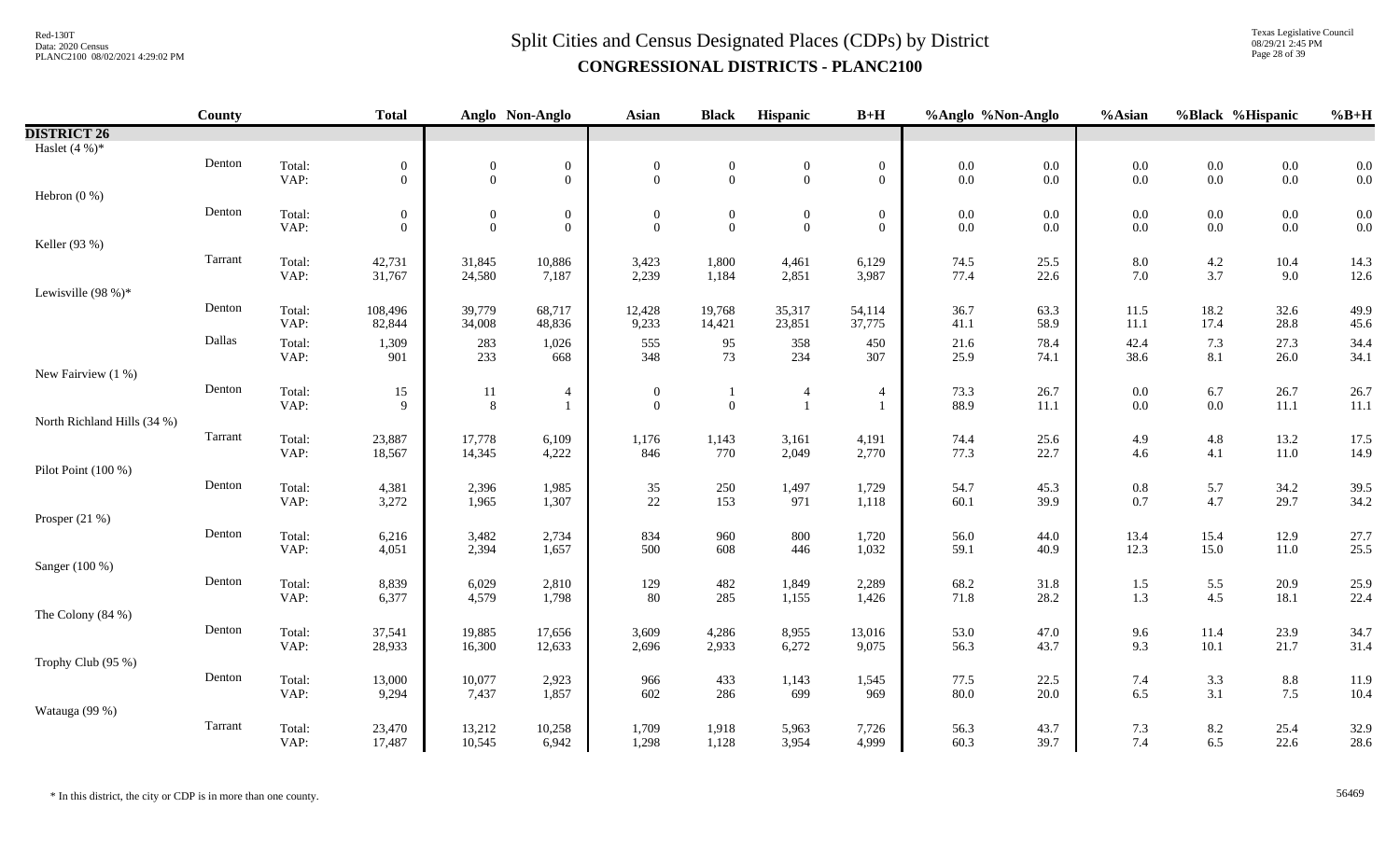# Split Cities and Census Designated Places (CDPs) by District

## CONGRESSIONAL DISTRICTS - PLANC2100

| | County | | Total | Anglo | Non-Anglo | Asian | Black | Hispanic | B+H | %Anglo | %Non-Anglo | %Asian | %Black | %Hispanic | %B+H |
|---|---|---|---|---|---|---|---|---|---|---|---|---|---|---|---|
| **DISTRICT 26** | | | | | | | | | | | | | | | |
| Haslet (4 %)* | | | | | | | | | | | | | | | |
| | Denton | Total: | 0 | 0 | 0 | 0 | 0 | 0 | 0 | 0.0 | 0.0 | 0.0 | 0.0 | 0.0 | 0.0 |
| | | VAP: | 0 | 0 | 0 | 0 | 0 | 0 | 0 | 0.0 | 0.0 | 0.0 | 0.0 | 0.0 | 0.0 |
| Hebron (0 %) | | | | | | | | | | | | | | | |
| | Denton | Total: | 0 | 0 | 0 | 0 | 0 | 0 | 0 | 0.0 | 0.0 | 0.0 | 0.0 | 0.0 | 0.0 |
| | | VAP: | 0 | 0 | 0 | 0 | 0 | 0 | 0 | 0.0 | 0.0 | 0.0 | 0.0 | 0.0 | 0.0 |
| Keller (93 %) | | | | | | | | | | | | | | | |
| | Tarrant | Total: | 42,731 | 31,845 | 10,886 | 3,423 | 1,800 | 4,461 | 6,129 | 74.5 | 25.5 | 8.0 | 4.2 | 10.4 | 14.3 |
| | | VAP: | 31,767 | 24,580 | 7,187 | 2,239 | 1,184 | 2,851 | 3,987 | 77.4 | 22.6 | 7.0 | 3.7 | 9.0 | 12.6 |
| Lewisville (98 %)* | | | | | | | | | | | | | | | |
| | Denton | Total: | 108,496 | 39,779 | 68,717 | 12,428 | 19,768 | 35,317 | 54,114 | 36.7 | 63.3 | 11.5 | 18.2 | 32.6 | 49.9 |
| | | VAP: | 82,844 | 34,008 | 48,836 | 9,233 | 14,421 | 23,851 | 37,775 | 41.1 | 58.9 | 11.1 | 17.4 | 28.8 | 45.6 |
| | Dallas | Total: | 1,309 | 283 | 1,026 | 555 | 95 | 358 | 450 | 21.6 | 78.4 | 42.4 | 7.3 | 27.3 | 34.4 |
| | | VAP: | 901 | 233 | 668 | 348 | 73 | 234 | 307 | 25.9 | 74.1 | 38.6 | 8.1 | 26.0 | 34.1 |
| New Fairview (1 %) | | | | | | | | | | | | | | | |
| | Denton | Total: | 15 | 11 | 4 | 0 | 1 | 4 | 4 | 73.3 | 26.7 | 0.0 | 6.7 | 26.7 | 26.7 |
| | | VAP: | 9 | 8 | 1 | 0 | 0 | 1 | 1 | 88.9 | 11.1 | 0.0 | 0.0 | 11.1 | 11.1 |
| North Richland Hills (34 %) | | | | | | | | | | | | | | | |
| | Tarrant | Total: | 23,887 | 17,778 | 6,109 | 1,176 | 1,143 | 3,161 | 4,191 | 74.4 | 25.6 | 4.9 | 4.8 | 13.2 | 17.5 |
| | | VAP: | 18,567 | 14,345 | 4,222 | 846 | 770 | 2,049 | 2,770 | 77.3 | 22.7 | 4.6 | 4.1 | 11.0 | 14.9 |
| Pilot Point (100 %) | | | | | | | | | | | | | | | |
| | Denton | Total: | 4,381 | 2,396 | 1,985 | 35 | 250 | 1,497 | 1,729 | 54.7 | 45.3 | 0.8 | 5.7 | 34.2 | 39.5 |
| | | VAP: | 3,272 | 1,965 | 1,307 | 22 | 153 | 971 | 1,118 | 60.1 | 39.9 | 0.7 | 4.7 | 29.7 | 34.2 |
| Prosper (21 %) | | | | | | | | | | | | | | | |
| | Denton | Total: | 6,216 | 3,482 | 2,734 | 834 | 960 | 800 | 1,720 | 56.0 | 44.0 | 13.4 | 15.4 | 12.9 | 27.7 |
| | | VAP: | 4,051 | 2,394 | 1,657 | 500 | 608 | 446 | 1,032 | 59.1 | 40.9 | 12.3 | 15.0 | 11.0 | 25.5 |
| Sanger (100 %) | | | | | | | | | | | | | | | |
| | Denton | Total: | 8,839 | 6,029 | 2,810 | 129 | 482 | 1,849 | 2,289 | 68.2 | 31.8 | 1.5 | 5.5 | 20.9 | 25.9 |
| | | VAP: | 6,377 | 4,579 | 1,798 | 80 | 285 | 1,155 | 1,426 | 71.8 | 28.2 | 1.3 | 4.5 | 18.1 | 22.4 |
| The Colony (84 %) | | | | | | | | | | | | | | | |
| | Denton | Total: | 37,541 | 19,885 | 17,656 | 3,609 | 4,286 | 8,955 | 13,016 | 53.0 | 47.0 | 9.6 | 11.4 | 23.9 | 34.7 |
| | | VAP: | 28,933 | 16,300 | 12,633 | 2,696 | 2,933 | 6,272 | 9,075 | 56.3 | 43.7 | 9.3 | 10.1 | 21.7 | 31.4 |
| Trophy Club (95 %) | | | | | | | | | | | | | | | |
| | Denton | Total: | 13,000 | 10,077 | 2,923 | 966 | 433 | 1,143 | 1,545 | 77.5 | 22.5 | 7.4 | 3.3 | 8.8 | 11.9 |
| | | VAP: | 9,294 | 7,437 | 1,857 | 602 | 286 | 699 | 969 | 80.0 | 20.0 | 6.5 | 3.1 | 7.5 | 10.4 |
| Watauga (99 %) | | | | | | | | | | | | | | | |
| | Tarrant | Total: | 23,470 | 13,212 | 10,258 | 1,709 | 1,918 | 5,963 | 7,726 | 56.3 | 43.7 | 7.3 | 8.2 | 25.4 | 32.9 |
| | | VAP: | 17,487 | 10,545 | 6,942 | 1,298 | 1,128 | 3,954 | 4,999 | 60.3 | 39.7 | 7.4 | 6.5 | 22.6 | 28.6 |

\* In this district, the city or CDP is in more than one county.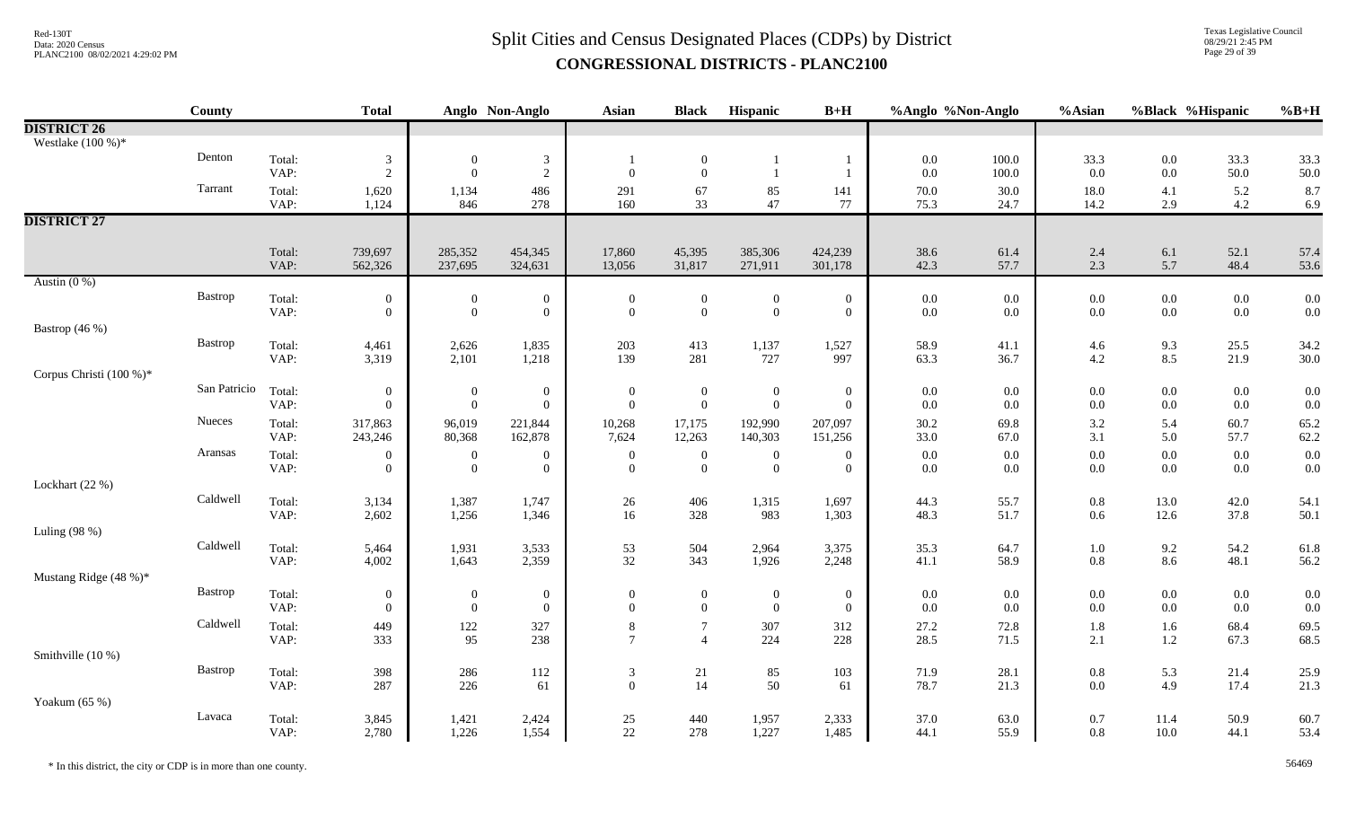# Split Cities and Census Designated Places (CDPs) by District

**CONGRESSIONAL DISTRICTS - PLANC2100**

| | County | | Total | Anglo | Non-Anglo | Asian | Black | Hispanic | B+H | %Anglo | %Non-Anglo | %Asian | %Black | %Hispanic | %B+H |
|---|---|---|---|---|---|---|---|---|---|---|---|---|---|---|---|
| **DISTRICT 26** | | | | | | | | | | | | | | | |
| Westlake (100 %)* | | | | | | | | | | | | | | | |
| | Denton | Total: | 3 | 0 | 3 | 1 | 0 | 1 | 1 | 0.0 | 100.0 | 33.3 | 0.0 | 33.3 | 33.3 |
| | | VAP: | 2 | 0 | 2 | 0 | 0 | 1 | 1 | 0.0 | 100.0 | 0.0 | 0.0 | 50.0 | 50.0 |
| | Tarrant | Total: | 1,620 | 1,134 | 486 | 291 | 67 | 85 | 141 | 70.0 | 30.0 | 18.0 | 4.1 | 5.2 | 8.7 |
| | | VAP: | 1,124 | 846 | 278 | 160 | 33 | 47 | 77 | 75.3 | 24.7 | 14.2 | 2.9 | 4.2 | 6.9 |
| **DISTRICT 27** | | | | | | | | | | | | | | | |
| | | Total: | 739,697 | 285,352 | 454,345 | 17,860 | 45,395 | 385,306 | 424,239 | 38.6 | 61.4 | 2.4 | 6.1 | 52.1 | 57.4 |
| | | VAP: | 562,326 | 237,695 | 324,631 | 13,056 | 31,817 | 271,911 | 301,178 | 42.3 | 57.7 | 2.3 | 5.7 | 48.4 | 53.6 |
| Austin (0 %) | | | | | | | | | | | | | | | |
| | Bastrop | Total: | 0 | 0 | 0 | 0 | 0 | 0 | 0 | 0.0 | 0.0 | 0.0 | 0.0 | 0.0 | 0.0 |
| | | VAP: | 0 | 0 | 0 | 0 | 0 | 0 | 0 | 0.0 | 0.0 | 0.0 | 0.0 | 0.0 | 0.0 |
| Bastrop (46 %) | | | | | | | | | | | | | | | |
| | Bastrop | Total: | 4,461 | 2,626 | 1,835 | 203 | 413 | 1,137 | 1,527 | 58.9 | 41.1 | 4.6 | 9.3 | 25.5 | 34.2 |
| | | VAP: | 3,319 | 2,101 | 1,218 | 139 | 281 | 727 | 997 | 63.3 | 36.7 | 4.2 | 8.5 | 21.9 | 30.0 |
| Corpus Christi (100 %)* | | | | | | | | | | | | | | | |
| | San Patricio | Total: | 0 | 0 | 0 | 0 | 0 | 0 | 0 | 0.0 | 0.0 | 0.0 | 0.0 | 0.0 | 0.0 |
| | | VAP: | 0 | 0 | 0 | 0 | 0 | 0 | 0 | 0.0 | 0.0 | 0.0 | 0.0 | 0.0 | 0.0 |
| | Nueces | Total: | 317,863 | 96,019 | 221,844 | 10,268 | 17,175 | 192,990 | 207,097 | 30.2 | 69.8 | 3.2 | 5.4 | 60.7 | 65.2 |
| | | VAP: | 243,246 | 80,368 | 162,878 | 7,624 | 12,263 | 140,303 | 151,256 | 33.0 | 67.0 | 3.1 | 5.0 | 57.7 | 62.2 |
| | Aransas | Total: | 0 | 0 | 0 | 0 | 0 | 0 | 0 | 0.0 | 0.0 | 0.0 | 0.0 | 0.0 | 0.0 |
| | | VAP: | 0 | 0 | 0 | 0 | 0 | 0 | 0 | 0.0 | 0.0 | 0.0 | 0.0 | 0.0 | 0.0 |
| Lockhart (22 %) | | | | | | | | | | | | | | | |
| | Caldwell | Total: | 3,134 | 1,387 | 1,747 | 26 | 406 | 1,315 | 1,697 | 44.3 | 55.7 | 0.8 | 13.0 | 42.0 | 54.1 |
| | | VAP: | 2,602 | 1,256 | 1,346 | 16 | 328 | 983 | 1,303 | 48.3 | 51.7 | 0.6 | 12.6 | 37.8 | 50.1 |
| Luling (98 %) | | | | | | | | | | | | | | | |
| | Caldwell | Total: | 5,464 | 1,931 | 3,533 | 53 | 504 | 2,964 | 3,375 | 35.3 | 64.7 | 1.0 | 9.2 | 54.2 | 61.8 |
| | | VAP: | 4,002 | 1,643 | 2,359 | 32 | 343 | 1,926 | 2,248 | 41.1 | 58.9 | 0.8 | 8.6 | 48.1 | 56.2 |
| Mustang Ridge (48 %)* | | | | | | | | | | | | | | | |
| | Bastrop | Total: | 0 | 0 | 0 | 0 | 0 | 0 | 0 | 0.0 | 0.0 | 0.0 | 0.0 | 0.0 | 0.0 |
| | | VAP: | 0 | 0 | 0 | 0 | 0 | 0 | 0 | 0.0 | 0.0 | 0.0 | 0.0 | 0.0 | 0.0 |
| | Caldwell | Total: | 449 | 122 | 327 | 8 | 7 | 307 | 312 | 27.2 | 72.8 | 1.8 | 1.6 | 68.4 | 69.5 |
| | | VAP: | 333 | 95 | 238 | 7 | 4 | 224 | 228 | 28.5 | 71.5 | 2.1 | 1.2 | 67.3 | 68.5 |
| Smithville (10 %) | | | | | | | | | | | | | | | |
| | Bastrop | Total: | 398 | 286 | 112 | 3 | 21 | 85 | 103 | 71.9 | 28.1 | 0.8 | 5.3 | 21.4 | 25.9 |
| | | VAP: | 287 | 226 | 61 | 0 | 14 | 50 | 61 | 78.7 | 21.3 | 0.0 | 4.9 | 17.4 | 21.3 |
| Yoakum (65 %) | | | | | | | | | | | | | | | |
| | Lavaca | Total: | 3,845 | 1,421 | 2,424 | 25 | 440 | 1,957 | 2,333 | 37.0 | 63.0 | 0.7 | 11.4 | 50.9 | 60.7 |
| | | VAP: | 2,780 | 1,226 | 1,554 | 22 | 278 | 1,227 | 1,485 | 44.1 | 55.9 | 0.8 | 10.0 | 44.1 | 53.4 |

\* In this district, the city or CDP is in more than one county.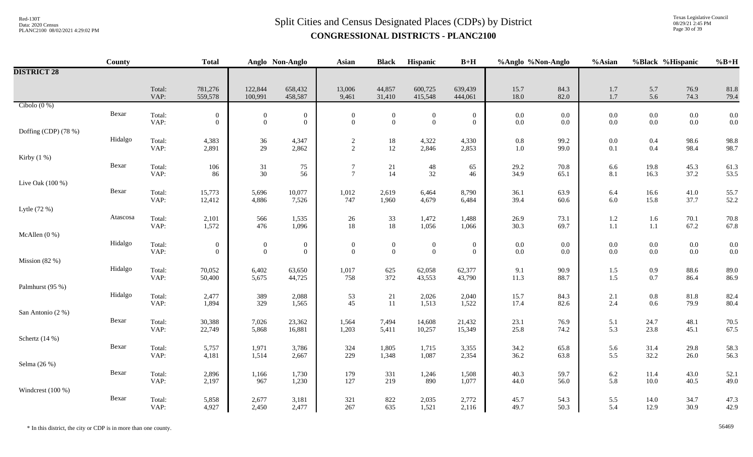# Split Cities and Census Designated Places (CDPs) by District

## CONGRESSIONAL DISTRICTS - PLANC2100

| | County | | Total | Anglo | Non-Anglo | Asian | Black | Hispanic | B+H | %Anglo | %Non-Anglo | %Asian | %Black | %Hispanic | %B+H |
|---|---|---|---|---|---|---|---|---|---|---|---|---|---|---|---|
| **DISTRICT 28** | | | | | | | | | | | | | | | |
| | | Total: | 781,276 | 122,844 | 658,432 | 13,006 | 44,857 | 600,725 | 639,439 | 15.7 | 84.3 | 1.7 | 5.7 | 76.9 | 81.8 |
| | | VAP: | 559,578 | 100,991 | 458,587 | 9,461 | 31,410 | 415,548 | 444,061 | 18.0 | 82.0 | 1.7 | 5.6 | 74.3 | 79.4 |
| Cibolo (0 %) | | | | | | | | | | | | | | | |
| | Bexar | Total: | 0 | 0 | 0 | 0 | 0 | 0 | 0 | 0.0 | 0.0 | 0.0 | 0.0 | 0.0 | 0.0 |
| | | VAP: | 0 | 0 | 0 | 0 | 0 | 0 | 0 | 0.0 | 0.0 | 0.0 | 0.0 | 0.0 | 0.0 |
| Doffing (CDP) (78 %) | | | | | | | | | | | | | | | |
| | Hidalgo | Total: | 4,383 | 36 | 4,347 | 2 | 18 | 4,322 | 4,330 | 0.8 | 99.2 | 0.0 | 0.4 | 98.6 | 98.8 |
| | | VAP: | 2,891 | 29 | 2,862 | 2 | 12 | 2,846 | 2,853 | 1.0 | 99.0 | 0.1 | 0.4 | 98.4 | 98.7 |
| Kirby (1 %) | | | | | | | | | | | | | | | |
| | Bexar | Total: | 106 | 31 | 75 | 7 | 21 | 48 | 65 | 29.2 | 70.8 | 6.6 | 19.8 | 45.3 | 61.3 |
| | | VAP: | 86 | 30 | 56 | 7 | 14 | 32 | 46 | 34.9 | 65.1 | 8.1 | 16.3 | 37.2 | 53.5 |
| Live Oak (100 %) | | | | | | | | | | | | | | | |
| | Bexar | Total: | 15,773 | 5,696 | 10,077 | 1,012 | 2,619 | 6,464 | 8,790 | 36.1 | 63.9 | 6.4 | 16.6 | 41.0 | 55.7 |
| | | VAP: | 12,412 | 4,886 | 7,526 | 747 | 1,960 | 4,679 | 6,484 | 39.4 | 60.6 | 6.0 | 15.8 | 37.7 | 52.2 |
| Lytle (72 %) | | | | | | | | | | | | | | | |
| | Atascosa | Total: | 2,101 | 566 | 1,535 | 26 | 33 | 1,472 | 1,488 | 26.9 | 73.1 | 1.2 | 1.6 | 70.1 | 70.8 |
| | | VAP: | 1,572 | 476 | 1,096 | 18 | 18 | 1,056 | 1,066 | 30.3 | 69.7 | 1.1 | 1.1 | 67.2 | 67.8 |
| McAllen (0 %) | | | | | | | | | | | | | | | |
| | Hidalgo | Total: | 0 | 0 | 0 | 0 | 0 | 0 | 0 | 0.0 | 0.0 | 0.0 | 0.0 | 0.0 | 0.0 |
| | | VAP: | 0 | 0 | 0 | 0 | 0 | 0 | 0 | 0.0 | 0.0 | 0.0 | 0.0 | 0.0 | 0.0 |
| Mission (82 %) | | | | | | | | | | | | | | | |
| | Hidalgo | Total: | 70,052 | 6,402 | 63,650 | 1,017 | 625 | 62,058 | 62,377 | 9.1 | 90.9 | 1.5 | 0.9 | 88.6 | 89.0 |
| | | VAP: | 50,400 | 5,675 | 44,725 | 758 | 372 | 43,553 | 43,790 | 11.3 | 88.7 | 1.5 | 0.7 | 86.4 | 86.9 |
| Palmhurst (95 %) | | | | | | | | | | | | | | | |
| | Hidalgo | Total: | 2,477 | 389 | 2,088 | 53 | 21 | 2,026 | 2,040 | 15.7 | 84.3 | 2.1 | 0.8 | 81.8 | 82.4 |
| | | VAP: | 1,894 | 329 | 1,565 | 45 | 11 | 1,513 | 1,522 | 17.4 | 82.6 | 2.4 | 0.6 | 79.9 | 80.4 |
| San Antonio (2 %) | | | | | | | | | | | | | | | |
| | Bexar | Total: | 30,388 | 7,026 | 23,362 | 1,564 | 7,494 | 14,608 | 21,432 | 23.1 | 76.9 | 5.1 | 24.7 | 48.1 | 70.5 |
| | | VAP: | 22,749 | 5,868 | 16,881 | 1,203 | 5,411 | 10,257 | 15,349 | 25.8 | 74.2 | 5.3 | 23.8 | 45.1 | 67.5 |
| Schertz (14 %) | | | | | | | | | | | | | | | |
| | Bexar | Total: | 5,757 | 1,971 | 3,786 | 324 | 1,805 | 1,715 | 3,355 | 34.2 | 65.8 | 5.6 | 31.4 | 29.8 | 58.3 |
| | | VAP: | 4,181 | 1,514 | 2,667 | 229 | 1,348 | 1,087 | 2,354 | 36.2 | 63.8 | 5.5 | 32.2 | 26.0 | 56.3 |
| Selma (26 %) | | | | | | | | | | | | | | | |
| | Bexar | Total: | 2,896 | 1,166 | 1,730 | 179 | 331 | 1,246 | 1,508 | 40.3 | 59.7 | 6.2 | 11.4 | 43.0 | 52.1 |
| | | VAP: | 2,197 | 967 | 1,230 | 127 | 219 | 890 | 1,077 | 44.0 | 56.0 | 5.8 | 10.0 | 40.5 | 49.0 |
| Windcrest (100 %) | | | | | | | | | | | | | | | |
| | Bexar | Total: | 5,858 | 2,677 | 3,181 | 321 | 822 | 2,035 | 2,772 | 45.7 | 54.3 | 5.5 | 14.0 | 34.7 | 47.3 |
| | | VAP: | 4,927 | 2,450 | 2,477 | 267 | 635 | 1,521 | 2,116 | 49.7 | 50.3 | 5.4 | 12.9 | 30.9 | 42.9 |

\* In this district, the city or CDP is in more than one county.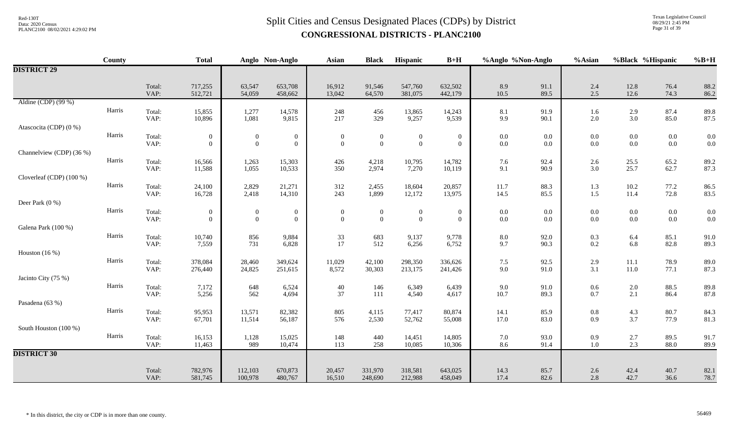# Split Cities and Census Designated Places (CDPs) by District

## CONGRESSIONAL DISTRICTS - PLANC2100

| | County | | Total | Anglo | Non-Anglo | Asian | Black | Hispanic | B+H | %Anglo | %Non-Anglo | %Asian | %Black | %Hispanic | %B+H |
|---|---|---|---|---|---|---|---|---|---|---|---|---|---|---|---|
| **DISTRICT 29** | | | | | | | | | | | | | | | |
| | | Total: | 717,255 | 63,547 | 653,708 | 16,912 | 91,546 | 547,760 | 632,502 | 8.9 | 91.1 | 2.4 | 12.8 | 76.4 | 88.2 |
| | | VAP: | 512,721 | 54,059 | 458,662 | 13,042 | 64,570 | 381,075 | 442,179 | 10.5 | 89.5 | 2.5 | 12.6 | 74.3 | 86.2 |
| Aldine (CDP) (99 %) | | | | | | | | | | | | | | | |
| | Harris | Total: | 15,855 | 1,277 | 14,578 | 248 | 456 | 13,865 | 14,243 | 8.1 | 91.9 | 1.6 | 2.9 | 87.4 | 89.8 |
| | | VAP: | 10,896 | 1,081 | 9,815 | 217 | 329 | 9,257 | 9,539 | 9.9 | 90.1 | 2.0 | 3.0 | 85.0 | 87.5 |
| Atascocita (CDP) (0 %) | | | | | | | | | | | | | | | |
| | Harris | Total: | 0 | 0 | 0 | 0 | 0 | 0 | 0 | 0.0 | 0.0 | 0.0 | 0.0 | 0.0 | 0.0 |
| | | VAP: | 0 | 0 | 0 | 0 | 0 | 0 | 0 | 0.0 | 0.0 | 0.0 | 0.0 | 0.0 | 0.0 |
| Channelview (CDP) (36 %) | | | | | | | | | | | | | | | |
| | Harris | Total: | 16,566 | 1,263 | 15,303 | 426 | 4,218 | 10,795 | 14,782 | 7.6 | 92.4 | 2.6 | 25.5 | 65.2 | 89.2 |
| | | VAP: | 11,588 | 1,055 | 10,533 | 350 | 2,974 | 7,270 | 10,119 | 9.1 | 90.9 | 3.0 | 25.7 | 62.7 | 87.3 |
| Cloverleaf (CDP) (100 %) | | | | | | | | | | | | | | | |
| | Harris | Total: | 24,100 | 2,829 | 21,271 | 312 | 2,455 | 18,604 | 20,857 | 11.7 | 88.3 | 1.3 | 10.2 | 77.2 | 86.5 |
| | | VAP: | 16,728 | 2,418 | 14,310 | 243 | 1,899 | 12,172 | 13,975 | 14.5 | 85.5 | 1.5 | 11.4 | 72.8 | 83.5 |
| Deer Park (0 %) | | | | | | | | | | | | | | | |
| | Harris | Total: | 0 | 0 | 0 | 0 | 0 | 0 | 0 | 0.0 | 0.0 | 0.0 | 0.0 | 0.0 | 0.0 |
| | | VAP: | 0 | 0 | 0 | 0 | 0 | 0 | 0 | 0.0 | 0.0 | 0.0 | 0.0 | 0.0 | 0.0 |
| Galena Park (100 %) | | | | | | | | | | | | | | | |
| | Harris | Total: | 10,740 | 856 | 9,884 | 33 | 683 | 9,137 | 9,778 | 8.0 | 92.0 | 0.3 | 6.4 | 85.1 | 91.0 |
| | | VAP: | 7,559 | 731 | 6,828 | 17 | 512 | 6,256 | 6,752 | 9.7 | 90.3 | 0.2 | 6.8 | 82.8 | 89.3 |
| Houston (16 %) | | | | | | | | | | | | | | | |
| | Harris | Total: | 378,084 | 28,460 | 349,624 | 11,029 | 42,100 | 298,350 | 336,626 | 7.5 | 92.5 | 2.9 | 11.1 | 78.9 | 89.0 |
| | | VAP: | 276,440 | 24,825 | 251,615 | 8,572 | 30,303 | 213,175 | 241,426 | 9.0 | 91.0 | 3.1 | 11.0 | 77.1 | 87.3 |
| Jacinto City (75 %) | | | | | | | | | | | | | | | |
| | Harris | Total: | 7,172 | 648 | 6,524 | 40 | 146 | 6,349 | 6,439 | 9.0 | 91.0 | 0.6 | 2.0 | 88.5 | 89.8 |
| | | VAP: | 5,256 | 562 | 4,694 | 37 | 111 | 4,540 | 4,617 | 10.7 | 89.3 | 0.7 | 2.1 | 86.4 | 87.8 |
| Pasadena (63 %) | | | | | | | | | | | | | | | |
| | Harris | Total: | 95,953 | 13,571 | 82,382 | 805 | 4,115 | 77,417 | 80,874 | 14.1 | 85.9 | 0.8 | 4.3 | 80.7 | 84.3 |
| | | VAP: | 67,701 | 11,514 | 56,187 | 576 | 2,530 | 52,762 | 55,008 | 17.0 | 83.0 | 0.9 | 3.7 | 77.9 | 81.3 |
| South Houston (100 %) | | | | | | | | | | | | | | | |
| | Harris | Total: | 16,153 | 1,128 | 15,025 | 148 | 440 | 14,451 | 14,805 | 7.0 | 93.0 | 0.9 | 2.7 | 89.5 | 91.7 |
| | | VAP: | 11,463 | 989 | 10,474 | 113 | 258 | 10,085 | 10,306 | 8.6 | 91.4 | 1.0 | 2.3 | 88.0 | 89.9 |
| **DISTRICT 30** | | | | | | | | | | | | | | | |
| | | Total: | 782,976 | 112,103 | 670,873 | 20,457 | 331,970 | 318,581 | 643,025 | 14.3 | 85.7 | 2.6 | 42.4 | 40.7 | 82.1 |
| | | VAP: | 581,745 | 100,978 | 480,767 | 16,510 | 248,690 | 212,988 | 458,049 | 17.4 | 82.6 | 2.8 | 42.7 | 36.6 | 78.7 |

* In this district, the city or CDP is in more than one county.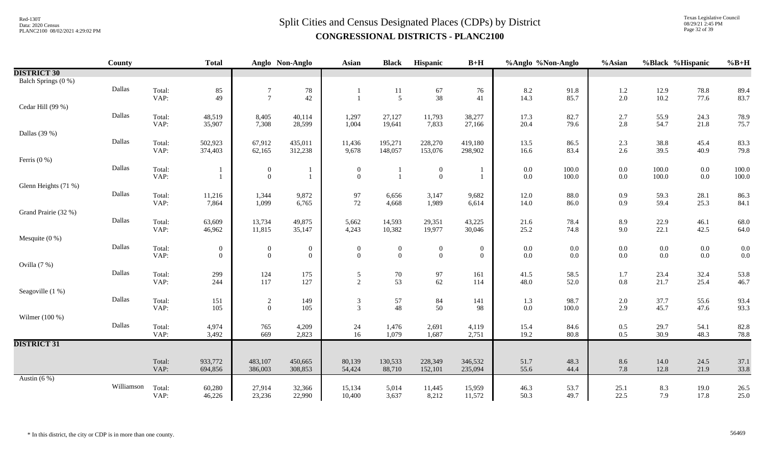# Split Cities and Census Designated Places (CDPs) by District

## CONGRESSIONAL DISTRICTS - PLANC2100

Red-130T
Data: 2020 Census
PLANC2100 08/02/2021 4:29:02 PM

Texas Legislative Council
08/29/21 2:45 PM

| | County | | Total | Anglo | Non-Anglo | Asian | Black | Hispanic | B+H | %Anglo | %Non-Anglo | %Asian | %Black | %Hispanic | %B+H |
|---|---|---|---|---|---|---|---|---|---|---|---|---|---|---|---|
| **DISTRICT 30** | | | | | | | | | | | | | | | |
| Balch Springs (0 %) | | | | | | | | | | | | | | | |
| | Dallas | Total: | 85 | 7 | 78 | 1 | 11 | 67 | 76 | 8.2 | 91.8 | 1.2 | 12.9 | 78.8 | 89.4 |
| | | VAP: | 49 | 7 | 42 | 1 | 5 | 38 | 41 | 14.3 | 85.7 | 2.0 | 10.2 | 77.6 | 83.7 |
| Cedar Hill (99 %) | | | | | | | | | | | | | | | |
| | Dallas | Total: | 48,519 | 8,405 | 40,114 | 1,297 | 27,127 | 11,793 | 38,277 | 17.3 | 82.7 | 2.7 | 55.9 | 24.3 | 78.9 |
| | | VAP: | 35,907 | 7,308 | 28,599 | 1,004 | 19,641 | 7,833 | 27,166 | 20.4 | 79.6 | 2.8 | 54.7 | 21.8 | 75.7 |
| Dallas (39 %) | | | | | | | | | | | | | | | |
| | Dallas | Total: | 502,923 | 67,912 | 435,011 | 11,436 | 195,271 | 228,270 | 419,180 | 13.5 | 86.5 | 2.3 | 38.8 | 45.4 | 83.3 |
| | | VAP: | 374,403 | 62,165 | 312,238 | 9,678 | 148,057 | 153,076 | 298,902 | 16.6 | 83.4 | 2.6 | 39.5 | 40.9 | 79.8 |
| Ferris (0 %) | | | | | | | | | | | | | | | |
| | Dallas | Total: | 1 | 0 | 1 | 0 | 1 | 0 | 1 | 0.0 | 100.0 | 0.0 | 100.0 | 0.0 | 100.0 |
| | | VAP: | 1 | 0 | 1 | 0 | 1 | 0 | 1 | 0.0 | 100.0 | 0.0 | 100.0 | 0.0 | 100.0 |
| Glenn Heights (71 %) | | | | | | | | | | | | | | | |
| | Dallas | Total: | 11,216 | 1,344 | 9,872 | 97 | 6,656 | 3,147 | 9,682 | 12.0 | 88.0 | 0.9 | 59.3 | 28.1 | 86.3 |
| | | VAP: | 7,864 | 1,099 | 6,765 | 72 | 4,668 | 1,989 | 6,614 | 14.0 | 86.0 | 0.9 | 59.4 | 25.3 | 84.1 |
| Grand Prairie (32 %) | | | | | | | | | | | | | | | |
| | Dallas | Total: | 63,609 | 13,734 | 49,875 | 5,662 | 14,593 | 29,351 | 43,225 | 21.6 | 78.4 | 8.9 | 22.9 | 46.1 | 68.0 |
| | | VAP: | 46,962 | 11,815 | 35,147 | 4,243 | 10,382 | 19,977 | 30,046 | 25.2 | 74.8 | 9.0 | 22.1 | 42.5 | 64.0 |
| Mesquite (0 %) | | | | | | | | | | | | | | | |
| | Dallas | Total: | 0 | 0 | 0 | 0 | 0 | 0 | 0 | 0.0 | 0.0 | 0.0 | 0.0 | 0.0 | 0.0 |
| | | VAP: | 0 | 0 | 0 | 0 | 0 | 0 | 0 | 0.0 | 0.0 | 0.0 | 0.0 | 0.0 | 0.0 |
| Ovilla (7 %) | | | | | | | | | | | | | | | |
| | Dallas | Total: | 299 | 124 | 175 | 5 | 70 | 97 | 161 | 41.5 | 58.5 | 1.7 | 23.4 | 32.4 | 53.8 |
| | | VAP: | 244 | 117 | 127 | 2 | 53 | 62 | 114 | 48.0 | 52.0 | 0.8 | 21.7 | 25.4 | 46.7 |
| Seagoville (1 %) | | | | | | | | | | | | | | | |
| | Dallas | Total: | 151 | 2 | 149 | 3 | 57 | 84 | 141 | 1.3 | 98.7 | 2.0 | 37.7 | 55.6 | 93.4 |
| | | VAP: | 105 | 0 | 105 | 3 | 48 | 50 | 98 | 0.0 | 100.0 | 2.9 | 45.7 | 47.6 | 93.3 |
| Wilmer (100 %) | | | | | | | | | | | | | | | |
| | Dallas | Total: | 4,974 | 765 | 4,209 | 24 | 1,476 | 2,691 | 4,119 | 15.4 | 84.6 | 0.5 | 29.7 | 54.1 | 82.8 |
| | | VAP: | 3,492 | 669 | 2,823 | 16 | 1,079 | 1,687 | 2,751 | 19.2 | 80.8 | 0.5 | 30.9 | 48.3 | 78.8 |
| **DISTRICT 31** | | | | | | | | | | | | | | | |
| | | Total: | 933,772 | 483,107 | 450,665 | 80,139 | 130,533 | 228,349 | 346,532 | 51.7 | 48.3 | 8.6 | 14.0 | 24.5 | 37.1 |
| | | VAP: | 694,856 | 386,003 | 308,853 | 54,424 | 88,710 | 152,101 | 235,094 | 55.6 | 44.4 | 7.8 | 12.8 | 21.9 | 33.8 |
| Austin (6 %) | | | | | | | | | | | | | | | |
| | Williamson | Total: | 60,280 | 27,914 | 32,366 | 15,134 | 5,014 | 11,445 | 15,959 | 46.3 | 53.7 | 25.1 | 8.3 | 19.0 | 26.5 |
| | | VAP: | 46,226 | 23,236 | 22,990 | 10,400 | 3,637 | 8,212 | 11,572 | 50.3 | 49.7 | 22.5 | 7.9 | 17.8 | 25.0 |

\* In this district, the city or CDP is in more than one county.

56469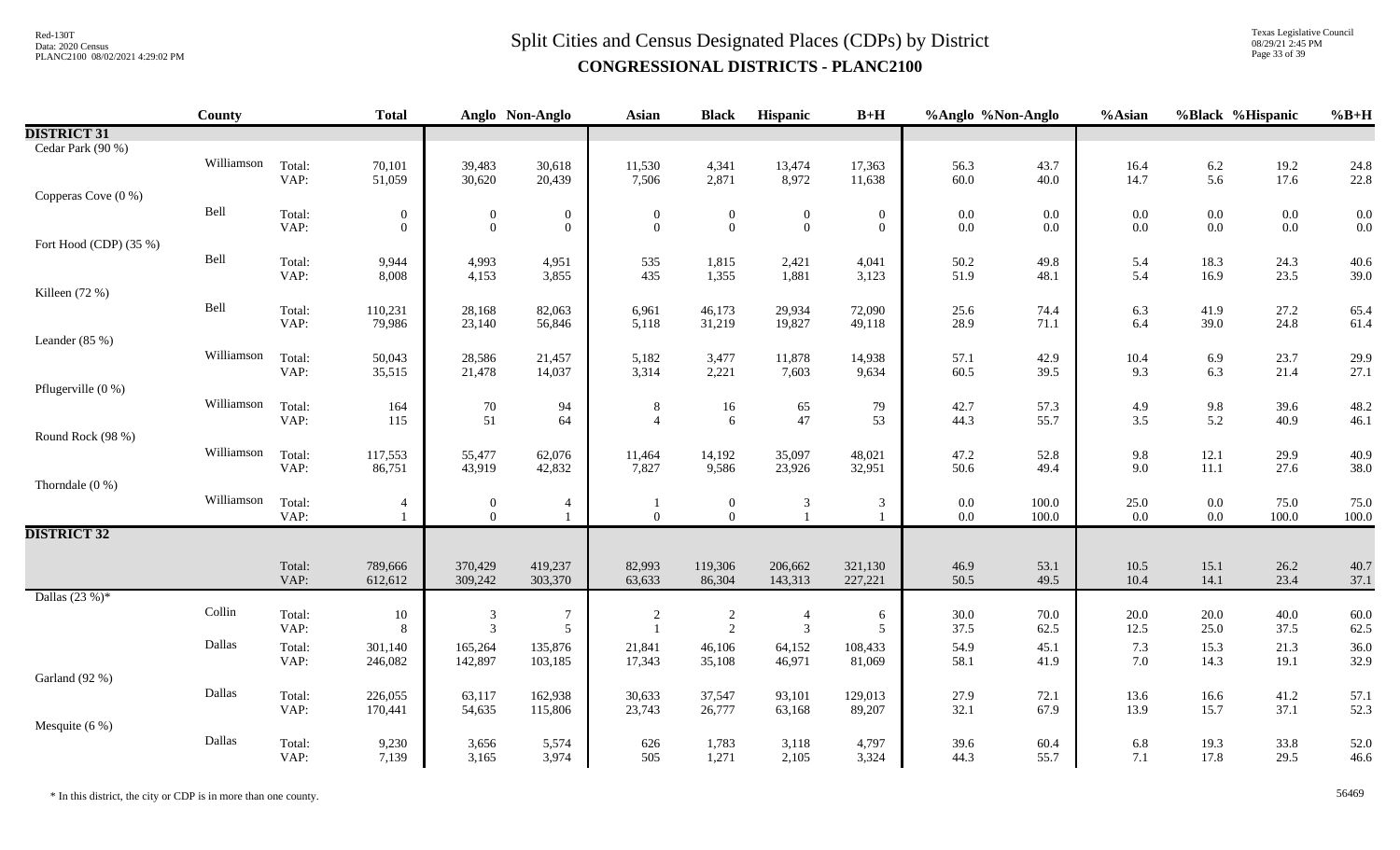# Split Cities and Census Designated Places (CDPs) by District

## CONGRESSIONAL DISTRICTS - PLANC2100

| | County | | Total | Anglo | Non-Anglo | Asian | Black | Hispanic | B+H | %Anglo | %Non-Anglo | %Asian | %Black | %Hispanic | %B+H |
|---|---|---|---|---|---|---|---|---|---|---|---|---|---|---|---|
| **DISTRICT 31** | | | | | | | | | | | | | | | |
| Cedar Park (90 %) | | | | | | | | | | | | | | | |
| | Williamson | Total: | 70,101 | 39,483 | 30,618 | 11,530 | 4,341 | 13,474 | 17,363 | 56.3 | 43.7 | 16.4 | 6.2 | 19.2 | 24.8 |
| | | VAP: | 51,059 | 30,620 | 20,439 | 7,506 | 2,871 | 8,972 | 11,638 | 60.0 | 40.0 | 14.7 | 5.6 | 17.6 | 22.8 |
| Copperas Cove (0 %) | | | | | | | | | | | | | | | |
| | Bell | Total: | 0 | 0 | 0 | 0 | 0 | 0 | 0 | 0.0 | 0.0 | 0.0 | 0.0 | 0.0 | 0.0 |
| | | VAP: | 0 | 0 | 0 | 0 | 0 | 0 | 0 | 0.0 | 0.0 | 0.0 | 0.0 | 0.0 | 0.0 |
| Fort Hood (CDP) (35 %) | | | | | | | | | | | | | | | |
| | Bell | Total: | 9,944 | 4,993 | 4,951 | 535 | 1,815 | 2,421 | 4,041 | 50.2 | 49.8 | 5.4 | 18.3 | 24.3 | 40.6 |
| | | VAP: | 8,008 | 4,153 | 3,855 | 435 | 1,355 | 1,881 | 3,123 | 51.9 | 48.1 | 5.4 | 16.9 | 23.5 | 39.0 |
| Killeen (72 %) | | | | | | | | | | | | | | | |
| | Bell | Total: | 110,231 | 28,168 | 82,063 | 6,961 | 46,173 | 29,934 | 72,090 | 25.6 | 74.4 | 6.3 | 41.9 | 27.2 | 65.4 |
| | | VAP: | 79,986 | 23,140 | 56,846 | 5,118 | 31,219 | 19,827 | 49,118 | 28.9 | 71.1 | 6.4 | 39.0 | 24.8 | 61.4 |
| Leander (85 %) | | | | | | | | | | | | | | | |
| | Williamson | Total: | 50,043 | 28,586 | 21,457 | 5,182 | 3,477 | 11,878 | 14,938 | 57.1 | 42.9 | 10.4 | 6.9 | 23.7 | 29.9 |
| | | VAP: | 35,515 | 21,478 | 14,037 | 3,314 | 2,221 | 7,603 | 9,634 | 60.5 | 39.5 | 9.3 | 6.3 | 21.4 | 27.1 |
| Pflugerville (0 %) | | | | | | | | | | | | | | | |
| | Williamson | Total: | 164 | 70 | 94 | 8 | 16 | 65 | 79 | 42.7 | 57.3 | 4.9 | 9.8 | 39.6 | 48.2 |
| | | VAP: | 115 | 51 | 64 | 4 | 6 | 47 | 53 | 44.3 | 55.7 | 3.5 | 5.2 | 40.9 | 46.1 |
| Round Rock (98 %) | | | | | | | | | | | | | | | |
| | Williamson | Total: | 117,553 | 55,477 | 62,076 | 11,464 | 14,192 | 35,097 | 48,021 | 47.2 | 52.8 | 9.8 | 12.1 | 29.9 | 40.9 |
| | | VAP: | 86,751 | 43,919 | 42,832 | 7,827 | 9,586 | 23,926 | 32,951 | 50.6 | 49.4 | 9.0 | 11.1 | 27.6 | 38.0 |
| Thorndale (0 %) | | | | | | | | | | | | | | | |
| | Williamson | Total: | 4 | 0 | 4 | 1 | 0 | 3 | 3 | 0.0 | 100.0 | 25.0 | 0.0 | 75.0 | 75.0 |
| | | VAP: | 1 | 0 | 1 | 0 | 0 | 1 | 1 | 0.0 | 100.0 | 0.0 | 0.0 | 100.0 | 100.0 |
| **DISTRICT 32** | | | | | | | | | | | | | | | |
| | | Total: | 789,666 | 370,429 | 419,237 | 82,993 | 119,306 | 206,662 | 321,130 | 46.9 | 53.1 | 10.5 | 15.1 | 26.2 | 40.7 |
| | | VAP: | 612,612 | 309,242 | 303,370 | 63,633 | 86,304 | 143,313 | 227,221 | 50.5 | 49.5 | 10.4 | 14.1 | 23.4 | 37.1 |
| Dallas (23 %)* | | | | | | | | | | | | | | | |
| | Collin | Total: | 10 | 3 | 7 | 2 | 2 | 4 | 6 | 30.0 | 70.0 | 20.0 | 20.0 | 40.0 | 60.0 |
| | | VAP: | 8 | 3 | 5 | 1 | 2 | 3 | 5 | 37.5 | 62.5 | 12.5 | 25.0 | 37.5 | 62.5 |
| | Dallas | Total: | 301,140 | 165,264 | 135,876 | 21,841 | 46,106 | 64,152 | 108,433 | 54.9 | 45.1 | 7.3 | 15.3 | 21.3 | 36.0 |
| | | VAP: | 246,082 | 142,897 | 103,185 | 17,343 | 35,108 | 46,971 | 81,069 | 58.1 | 41.9 | 7.0 | 14.3 | 19.1 | 32.9 |
| Garland (92 %) | | | | | | | | | | | | | | | |
| | Dallas | Total: | 226,055 | 63,117 | 162,938 | 30,633 | 37,547 | 93,101 | 129,013 | 27.9 | 72.1 | 13.6 | 16.6 | 41.2 | 57.1 |
| | | VAP: | 170,441 | 54,635 | 115,806 | 23,743 | 26,777 | 63,168 | 89,207 | 32.1 | 67.9 | 13.9 | 15.7 | 37.1 | 52.3 |
| Mesquite (6 %) | | | | | | | | | | | | | | | |
| | Dallas | Total: | 9,230 | 3,656 | 5,574 | 626 | 1,783 | 3,118 | 4,797 | 39.6 | 60.4 | 6.8 | 19.3 | 33.8 | 52.0 |
| | | VAP: | 7,139 | 3,165 | 3,974 | 505 | 1,271 | 2,105 | 3,324 | 44.3 | 55.7 | 7.1 | 17.8 | 29.5 | 46.6 |

* In this district, the city or CDP is in more than one county.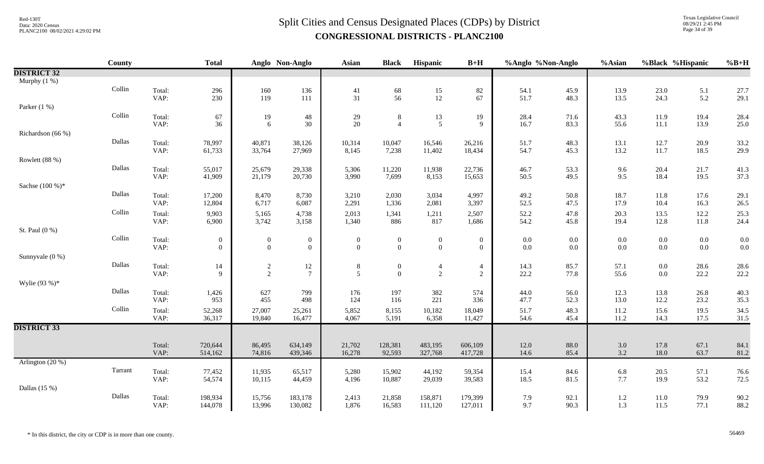# Split Cities and Census Designated Places (CDPs) by District
## CONGRESSIONAL DISTRICTS - PLANC2100

| | County | | Total | Anglo | Non-Anglo | Asian | Black | Hispanic | B+H | %Anglo | %Non-Anglo | %Asian | %Black | %Hispanic | %B+H |
|---|---|---|---|---|---|---|---|---|---|---|---|---|---|---|---|
| **DISTRICT 32** | | | | | | | | | | | | | | | |
| Murphy (1 %) | | | | | | | | | | | | | | | |
| | Collin | Total: | 296 | 160 | 136 | 41 | 68 | 15 | 82 | 54.1 | 45.9 | 13.9 | 23.0 | 5.1 | 27.7 |
| | | VAP: | 230 | 119 | 111 | 31 | 56 | 12 | 67 | 51.7 | 48.3 | 13.5 | 24.3 | 5.2 | 29.1 |
| Parker (1 %) | | | | | | | | | | | | | | | |
| | Collin | Total: | 67 | 19 | 48 | 29 | 8 | 13 | 19 | 28.4 | 71.6 | 43.3 | 11.9 | 19.4 | 28.4 |
| | | VAP: | 36 | 6 | 30 | 20 | 4 | 5 | 9 | 16.7 | 83.3 | 55.6 | 11.1 | 13.9 | 25.0 |
| Richardson (66 %) | | | | | | | | | | | | | | | |
| | Dallas | Total: | 78,997 | 40,871 | 38,126 | 10,314 | 10,047 | 16,546 | 26,216 | 51.7 | 48.3 | 13.1 | 12.7 | 20.9 | 33.2 |
| | | VAP: | 61,733 | 33,764 | 27,969 | 8,145 | 7,238 | 11,402 | 18,434 | 54.7 | 45.3 | 13.2 | 11.7 | 18.5 | 29.9 |
| Rowlett (88 %) | | | | | | | | | | | | | | | |
| | Dallas | Total: | 55,017 | 25,679 | 29,338 | 5,306 | 11,220 | 11,938 | 22,736 | 46.7 | 53.3 | 9.6 | 20.4 | 21.7 | 41.3 |
| | | VAP: | 41,909 | 21,179 | 20,730 | 3,990 | 7,699 | 8,153 | 15,653 | 50.5 | 49.5 | 9.5 | 18.4 | 19.5 | 37.3 |
| Sachse (100 %)* | | | | | | | | | | | | | | | |
| | Dallas | Total: | 17,200 | 8,470 | 8,730 | 3,210 | 2,030 | 3,034 | 4,997 | 49.2 | 50.8 | 18.7 | 11.8 | 17.6 | 29.1 |
| | | VAP: | 12,804 | 6,717 | 6,087 | 2,291 | 1,336 | 2,081 | 3,397 | 52.5 | 47.5 | 17.9 | 10.4 | 16.3 | 26.5 |
| | Collin | Total: | 9,903 | 5,165 | 4,738 | 2,013 | 1,341 | 1,211 | 2,507 | 52.2 | 47.8 | 20.3 | 13.5 | 12.2 | 25.3 |
| | | VAP: | 6,900 | 3,742 | 3,158 | 1,340 | 886 | 817 | 1,686 | 54.2 | 45.8 | 19.4 | 12.8 | 11.8 | 24.4 |
| St. Paul (0 %) | | | | | | | | | | | | | | | |
| | Collin | Total: | 0 | 0 | 0 | 0 | 0 | 0 | 0 | 0.0 | 0.0 | 0.0 | 0.0 | 0.0 | 0.0 |
| | | VAP: | 0 | 0 | 0 | 0 | 0 | 0 | 0 | 0.0 | 0.0 | 0.0 | 0.0 | 0.0 | 0.0 |
| Sunnyvale (0 %) | | | | | | | | | | | | | | | |
| | Dallas | Total: | 14 | 2 | 12 | 8 | 0 | 4 | 4 | 14.3 | 85.7 | 57.1 | 0.0 | 28.6 | 28.6 |
| | | VAP: | 9 | 2 | 7 | 5 | 0 | 2 | 2 | 22.2 | 77.8 | 55.6 | 0.0 | 22.2 | 22.2 |
| Wylie (93 %)* | | | | | | | | | | | | | | | |
| | Dallas | Total: | 1,426 | 627 | 799 | 176 | 197 | 382 | 574 | 44.0 | 56.0 | 12.3 | 13.8 | 26.8 | 40.3 |
| | | VAP: | 953 | 455 | 498 | 124 | 116 | 221 | 336 | 47.7 | 52.3 | 13.0 | 12.2 | 23.2 | 35.3 |
| | Collin | Total: | 52,268 | 27,007 | 25,261 | 5,852 | 8,155 | 10,182 | 18,049 | 51.7 | 48.3 | 11.2 | 15.6 | 19.5 | 34.5 |
| | | VAP: | 36,317 | 19,840 | 16,477 | 4,067 | 5,191 | 6,358 | 11,427 | 54.6 | 45.4 | 11.2 | 14.3 | 17.5 | 31.5 |
| **DISTRICT 33** | | | | | | | | | | | | | | | |
| | | Total: | 720,644 | 86,495 | 634,149 | 21,702 | 128,381 | 483,195 | 606,109 | 12.0 | 88.0 | 3.0 | 17.8 | 67.1 | 84.1 |
| | | VAP: | 514,162 | 74,816 | 439,346 | 16,278 | 92,593 | 327,768 | 417,728 | 14.6 | 85.4 | 3.2 | 18.0 | 63.7 | 81.2 |
| Arlington (20 %) | | | | | | | | | | | | | | | |
| | Tarrant | Total: | 77,452 | 11,935 | 65,517 | 5,280 | 15,902 | 44,192 | 59,354 | 15.4 | 84.6 | 6.8 | 20.5 | 57.1 | 76.6 |
| | | VAP: | 54,574 | 10,115 | 44,459 | 4,196 | 10,887 | 29,039 | 39,583 | 18.5 | 81.5 | 7.7 | 19.9 | 53.2 | 72.5 |
| Dallas (15 %) | | | | | | | | | | | | | | | |
| | Dallas | Total: | 198,934 | 15,756 | 183,178 | 2,413 | 21,858 | 158,871 | 179,399 | 7.9 | 92.1 | 1.2 | 11.0 | 79.9 | 90.2 |
| | | VAP: | 144,078 | 13,996 | 130,082 | 1,876 | 16,583 | 111,120 | 127,011 | 9.7 | 90.3 | 1.3 | 11.5 | 77.1 | 88.2 |

\* In this district, the city or CDP is in more than one county.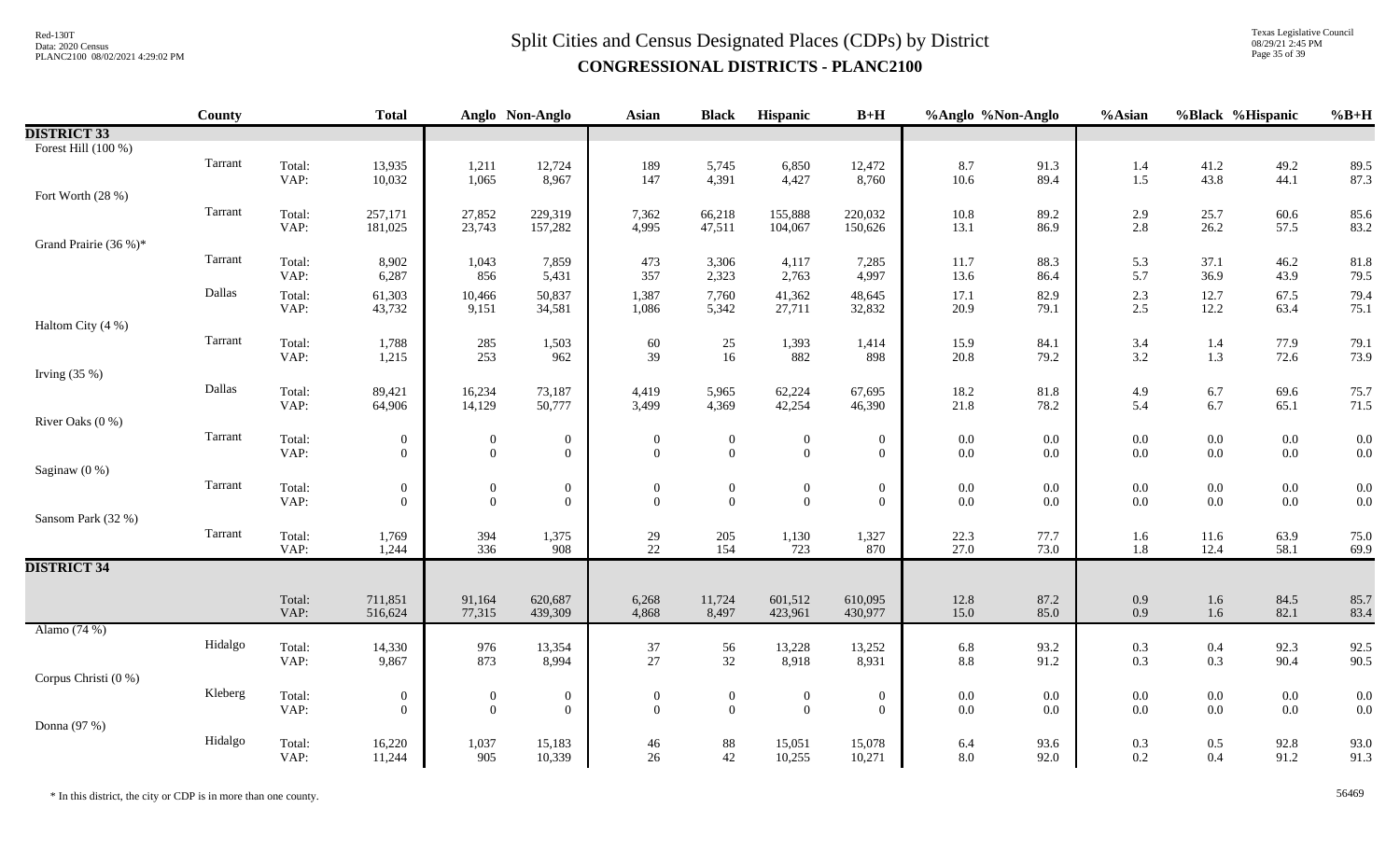# Split Cities and Census Designated Places (CDPs) by District

## CONGRESSIONAL DISTRICTS - PLANC2100

| | County | | Total | Anglo | Non-Anglo | Asian | Black | Hispanic | B+H | %Anglo | %Non-Anglo | %Asian | %Black | %Hispanic | %B+H |
|---|---|---|---|---|---|---|---|---|---|---|---|---|---|---|---|
| **DISTRICT 33** | | | | | | | | | | | | | | | |
| Forest Hill (100 %) | | | | | | | | | | | | | | | |
| | Tarrant | Total: | 13,935 | 1,211 | 12,724 | 189 | 5,745 | 6,850 | 12,472 | 8.7 | 91.3 | 1.4 | 41.2 | 49.2 | 89.5 |
| | | VAP: | 10,032 | 1,065 | 8,967 | 147 | 4,391 | 4,427 | 8,760 | 10.6 | 89.4 | 1.5 | 43.8 | 44.1 | 87.3 |
| Fort Worth (28 %) | | | | | | | | | | | | | | | |
| | Tarrant | Total: | 257,171 | 27,852 | 229,319 | 7,362 | 66,218 | 155,888 | 220,032 | 10.8 | 89.2 | 2.9 | 25.7 | 60.6 | 85.6 |
| | | VAP: | 181,025 | 23,743 | 157,282 | 4,995 | 47,511 | 104,067 | 150,626 | 13.1 | 86.9 | 2.8 | 26.2 | 57.5 | 83.2 |
| Grand Prairie (36 %)* | | | | | | | | | | | | | | | |
| | Tarrant | Total: | 8,902 | 1,043 | 7,859 | 473 | 3,306 | 4,117 | 7,285 | 11.7 | 88.3 | 5.3 | 37.1 | 46.2 | 81.8 |
| | | VAP: | 6,287 | 856 | 5,431 | 357 | 2,323 | 2,763 | 4,997 | 13.6 | 86.4 | 5.7 | 36.9 | 43.9 | 79.5 |
| | Dallas | Total: | 61,303 | 10,466 | 50,837 | 1,387 | 7,760 | 41,362 | 48,645 | 17.1 | 82.9 | 2.3 | 12.7 | 67.5 | 79.4 |
| | | VAP: | 43,732 | 9,151 | 34,581 | 1,086 | 5,342 | 27,711 | 32,832 | 20.9 | 79.1 | 2.5 | 12.2 | 63.4 | 75.1 |
| Haltom City (4 %) | | | | | | | | | | | | | | | |
| | Tarrant | Total: | 1,788 | 285 | 1,503 | 60 | 25 | 1,393 | 1,414 | 15.9 | 84.1 | 3.4 | 1.4 | 77.9 | 79.1 |
| | | VAP: | 1,215 | 253 | 962 | 39 | 16 | 882 | 898 | 20.8 | 79.2 | 3.2 | 1.3 | 72.6 | 73.9 |
| Irving (35 %) | | | | | | | | | | | | | | | |
| | Dallas | Total: | 89,421 | 16,234 | 73,187 | 4,419 | 5,965 | 62,224 | 67,695 | 18.2 | 81.8 | 4.9 | 6.7 | 69.6 | 75.7 |
| | | VAP: | 64,906 | 14,129 | 50,777 | 3,499 | 4,369 | 42,254 | 46,390 | 21.8 | 78.2 | 5.4 | 6.7 | 65.1 | 71.5 |
| River Oaks (0 %) | | | | | | | | | | | | | | | |
| | Tarrant | Total: | 0 | 0 | 0 | 0 | 0 | 0 | 0 | 0.0 | 0.0 | 0.0 | 0.0 | 0.0 | 0.0 |
| | | VAP: | 0 | 0 | 0 | 0 | 0 | 0 | 0 | 0.0 | 0.0 | 0.0 | 0.0 | 0.0 | 0.0 |
| Saginaw (0 %) | | | | | | | | | | | | | | | |
| | Tarrant | Total: | 0 | 0 | 0 | 0 | 0 | 0 | 0 | 0.0 | 0.0 | 0.0 | 0.0 | 0.0 | 0.0 |
| | | VAP: | 0 | 0 | 0 | 0 | 0 | 0 | 0 | 0.0 | 0.0 | 0.0 | 0.0 | 0.0 | 0.0 |
| Sansom Park (32 %) | | | | | | | | | | | | | | | |
| | Tarrant | Total: | 1,769 | 394 | 1,375 | 29 | 205 | 1,130 | 1,327 | 22.3 | 77.7 | 1.6 | 11.6 | 63.9 | 75.0 |
| | | VAP: | 1,244 | 336 | 908 | 22 | 154 | 723 | 870 | 27.0 | 73.0 | 1.8 | 12.4 | 58.1 | 69.9 |
| **DISTRICT 34** | | | | | | | | | | | | | | | |
| | | Total: | 711,851 | 91,164 | 620,687 | 6,268 | 11,724 | 601,512 | 610,095 | 12.8 | 87.2 | 0.9 | 1.6 | 84.5 | 85.7 |
| | | VAP: | 516,624 | 77,315 | 439,309 | 4,868 | 8,497 | 423,961 | 430,977 | 15.0 | 85.0 | 0.9 | 1.6 | 82.1 | 83.4 |
| Alamo (74 %) | | | | | | | | | | | | | | | |
| | Hidalgo | Total: | 14,330 | 976 | 13,354 | 37 | 56 | 13,228 | 13,252 | 6.8 | 93.2 | 0.3 | 0.4 | 92.3 | 92.5 |
| | | VAP: | 9,867 | 873 | 8,994 | 27 | 32 | 8,918 | 8,931 | 8.8 | 91.2 | 0.3 | 0.3 | 90.4 | 90.5 |
| Corpus Christi (0 %) | | | | | | | | | | | | | | | |
| | Kleberg | Total: | 0 | 0 | 0 | 0 | 0 | 0 | 0 | 0.0 | 0.0 | 0.0 | 0.0 | 0.0 | 0.0 |
| | | VAP: | 0 | 0 | 0 | 0 | 0 | 0 | 0 | 0.0 | 0.0 | 0.0 | 0.0 | 0.0 | 0.0 |
| Donna (97 %) | | | | | | | | | | | | | | | |
| | Hidalgo | Total: | 16,220 | 1,037 | 15,183 | 46 | 88 | 15,051 | 15,078 | 6.4 | 93.6 | 0.3 | 0.5 | 92.8 | 93.0 |
| | | VAP: | 11,244 | 905 | 10,339 | 26 | 42 | 10,255 | 10,271 | 8.0 | 92.0 | 0.2 | 0.4 | 91.2 | 91.3 |

\* In this district, the city or CDP is in more than one county.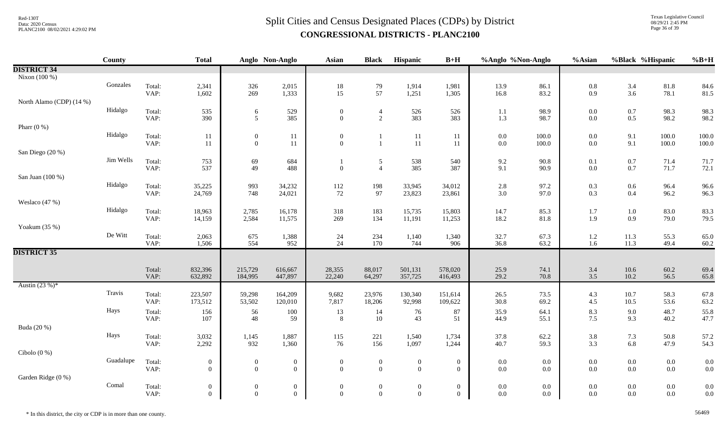# Split Cities and Census Designated Places (CDPs) by District

**CONGRESSIONAL DISTRICTS - PLANC2100**

| | County | | Total | Anglo | Non-Anglo | Asian | Black | Hispanic | B+H | %Anglo | %Non-Anglo | %Asian | %Black | %Hispanic | %B+H |
|---|---|---|---|---|---|---|---|---|---|---|---|---|---|---|---|
| **DISTRICT 34** | | | | | | | | | | | | | | | |
| Nixon (100 %) | | | | | | | | | | | | | | | |
| | Gonzales | Total: | 2,341 | 326 | 2,015 | 18 | 79 | 1,914 | 1,981 | 13.9 | 86.1 | 0.8 | 3.4 | 81.8 | 84.6 |
| | | VAP: | 1,602 | 269 | 1,333 | 15 | 57 | 1,251 | 1,305 | 16.8 | 83.2 | 0.9 | 3.6 | 78.1 | 81.5 |
| North Alamo (CDP) (14 %) | | | | | | | | | | | | | | | |
| | Hidalgo | Total: | 535 | 6 | 529 | 0 | 4 | 526 | 526 | 1.1 | 98.9 | 0.0 | 0.7 | 98.3 | 98.3 |
| | | VAP: | 390 | 5 | 385 | 0 | 2 | 383 | 383 | 1.3 | 98.7 | 0.0 | 0.5 | 98.2 | 98.2 |
| Pharr (0 %) | | | | | | | | | | | | | | | |
| | Hidalgo | Total: | 11 | 0 | 11 | 0 | 1 | 11 | 11 | 0.0 | 100.0 | 0.0 | 9.1 | 100.0 | 100.0 |
| | | VAP: | 11 | 0 | 11 | 0 | 1 | 11 | 11 | 0.0 | 100.0 | 0.0 | 9.1 | 100.0 | 100.0 |
| San Diego (20 %) | | | | | | | | | | | | | | | |
| | Jim Wells | Total: | 753 | 69 | 684 | 1 | 5 | 538 | 540 | 9.2 | 90.8 | 0.1 | 0.7 | 71.4 | 71.7 |
| | | VAP: | 537 | 49 | 488 | 0 | 4 | 385 | 387 | 9.1 | 90.9 | 0.0 | 0.7 | 71.7 | 72.1 |
| San Juan (100 %) | | | | | | | | | | | | | | | |
| | Hidalgo | Total: | 35,225 | 993 | 34,232 | 112 | 198 | 33,945 | 34,012 | 2.8 | 97.2 | 0.3 | 0.6 | 96.4 | 96.6 |
| | | VAP: | 24,769 | 748 | 24,021 | 72 | 97 | 23,823 | 23,861 | 3.0 | 97.0 | 0.3 | 0.4 | 96.2 | 96.3 |
| Weslaco (47 %) | | | | | | | | | | | | | | | |
| | Hidalgo | Total: | 18,963 | 2,785 | 16,178 | 318 | 183 | 15,735 | 15,803 | 14.7 | 85.3 | 1.7 | 1.0 | 83.0 | 83.3 |
| | | VAP: | 14,159 | 2,584 | 11,575 | 269 | 134 | 11,191 | 11,253 | 18.2 | 81.8 | 1.9 | 0.9 | 79.0 | 79.5 |
| Yoakum (35 %) | | | | | | | | | | | | | | | |
| | De Witt | Total: | 2,063 | 675 | 1,388 | 24 | 234 | 1,140 | 1,340 | 32.7 | 67.3 | 1.2 | 11.3 | 55.3 | 65.0 |
| | | VAP: | 1,506 | 554 | 952 | 24 | 170 | 744 | 906 | 36.8 | 63.2 | 1.6 | 11.3 | 49.4 | 60.2 |
| **DISTRICT 35** | | | | | | | | | | | | | | | |
| | | Total: | 832,396 | 215,729 | 616,667 | 28,355 | 88,017 | 501,131 | 578,020 | 25.9 | 74.1 | 3.4 | 10.6 | 60.2 | 69.4 |
| | | VAP: | 632,892 | 184,995 | 447,897 | 22,240 | 64,297 | 357,725 | 416,493 | 29.2 | 70.8 | 3.5 | 10.2 | 56.5 | 65.8 |
| Austin (23 %)* | | | | | | | | | | | | | | | |
| | Travis | Total: | 223,507 | 59,298 | 164,209 | 9,682 | 23,976 | 130,340 | 151,614 | 26.5 | 73.5 | 4.3 | 10.7 | 58.3 | 67.8 |
| | | VAP: | 173,512 | 53,502 | 120,010 | 7,817 | 18,206 | 92,998 | 109,622 | 30.8 | 69.2 | 4.5 | 10.5 | 53.6 | 63.2 |
| | Hays | Total: | 156 | 56 | 100 | 13 | 14 | 76 | 87 | 35.9 | 64.1 | 8.3 | 9.0 | 48.7 | 55.8 |
| | | VAP: | 107 | 48 | 59 | 8 | 10 | 43 | 51 | 44.9 | 55.1 | 7.5 | 9.3 | 40.2 | 47.7 |
| Buda (20 %) | | | | | | | | | | | | | | | |
| | Hays | Total: | 3,032 | 1,145 | 1,887 | 115 | 221 | 1,540 | 1,734 | 37.8 | 62.2 | 3.8 | 7.3 | 50.8 | 57.2 |
| | | VAP: | 2,292 | 932 | 1,360 | 76 | 156 | 1,097 | 1,244 | 40.7 | 59.3 | 3.3 | 6.8 | 47.9 | 54.3 |
| Cibolo (0 %) | | | | | | | | | | | | | | | |
| | Guadalupe | Total: | 0 | 0 | 0 | 0 | 0 | 0 | 0 | 0.0 | 0.0 | 0.0 | 0.0 | 0.0 | 0.0 |
| | | VAP: | 0 | 0 | 0 | 0 | 0 | 0 | 0 | 0.0 | 0.0 | 0.0 | 0.0 | 0.0 | 0.0 |
| Garden Ridge (0 %) | | | | | | | | | | | | | | | |
| | Comal | Total: | 0 | 0 | 0 | 0 | 0 | 0 | 0 | 0.0 | 0.0 | 0.0 | 0.0 | 0.0 | 0.0 |
| | | VAP: | 0 | 0 | 0 | 0 | 0 | 0 | 0 | 0.0 | 0.0 | 0.0 | 0.0 | 0.0 | 0.0 |

\* In this district, the city or CDP is in more than one county.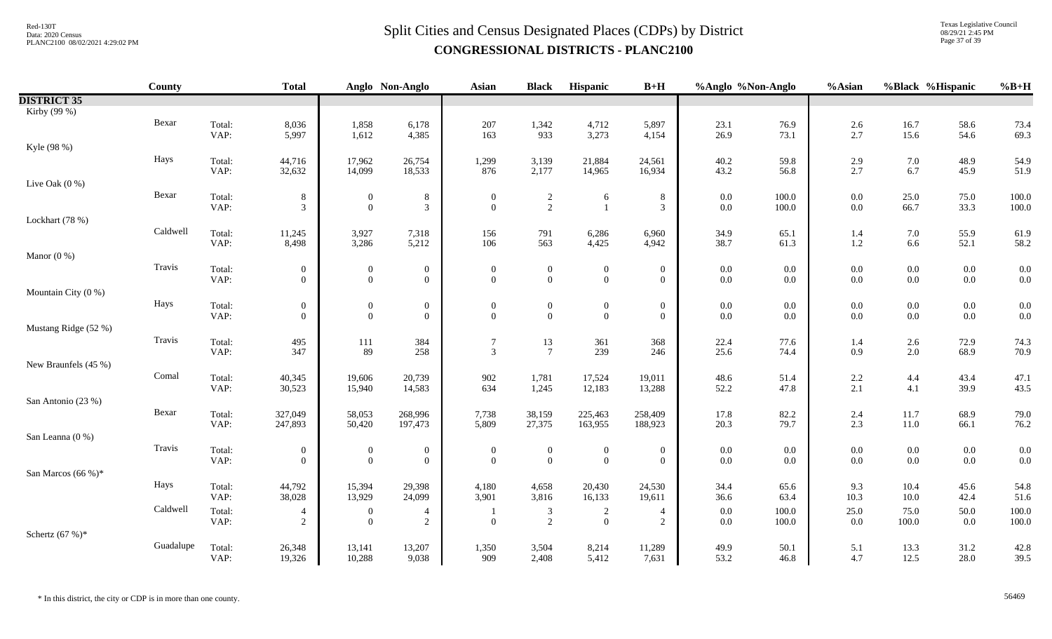# Split Cities and Census Designated Places (CDPs) by District

**CONGRESSIONAL DISTRICTS - PLANC2100**

| | County | | Total | Anglo | Non-Anglo | Asian | Black | Hispanic | B+H | %Anglo | %Non-Anglo | %Asian | %Black | %Hispanic | %B+H |
|---|---|---|---|---|---|---|---|---|---|---|---|---|---|---|---|
| **DISTRICT 35** | | | | | | | | | | | | | | | |
| Kirby (99 %) | | | | | | | | | | | | | | | |
| | Bexar | Total: | 8,036 | 1,858 | 6,178 | 207 | 1,342 | 4,712 | 5,897 | 23.1 | 76.9 | 2.6 | 16.7 | 58.6 | 73.4 |
| | | VAP: | 5,997 | 1,612 | 4,385 | 163 | 933 | 3,273 | 4,154 | 26.9 | 73.1 | 2.7 | 15.6 | 54.6 | 69.3 |
| Kyle (98 %) | | | | | | | | | | | | | | | |
| | Hays | Total: | 44,716 | 17,962 | 26,754 | 1,299 | 3,139 | 21,884 | 24,561 | 40.2 | 59.8 | 2.9 | 7.0 | 48.9 | 54.9 |
| | | VAP: | 32,632 | 14,099 | 18,533 | 876 | 2,177 | 14,965 | 16,934 | 43.2 | 56.8 | 2.7 | 6.7 | 45.9 | 51.9 |
| Live Oak (0 %) | | | | | | | | | | | | | | | |
| | Bexar | Total: | 8 | 0 | 8 | 0 | 2 | 6 | 8 | 0.0 | 100.0 | 0.0 | 25.0 | 75.0 | 100.0 |
| | | VAP: | 3 | 0 | 3 | 0 | 2 | 1 | 3 | 0.0 | 100.0 | 0.0 | 66.7 | 33.3 | 100.0 |
| Lockhart (78 %) | | | | | | | | | | | | | | | |
| | Caldwell | Total: | 11,245 | 3,927 | 7,318 | 156 | 791 | 6,286 | 6,960 | 34.9 | 65.1 | 1.4 | 7.0 | 55.9 | 61.9 |
| | | VAP: | 8,498 | 3,286 | 5,212 | 106 | 563 | 4,425 | 4,942 | 38.7 | 61.3 | 1.2 | 6.6 | 52.1 | 58.2 |
| Manor (0 %) | | | | | | | | | | | | | | | |
| | Travis | Total: | 0 | 0 | 0 | 0 | 0 | 0 | 0 | 0.0 | 0.0 | 0.0 | 0.0 | 0.0 | 0.0 |
| | | VAP: | 0 | 0 | 0 | 0 | 0 | 0 | 0 | 0.0 | 0.0 | 0.0 | 0.0 | 0.0 | 0.0 |
| Mountain City (0 %) | | | | | | | | | | | | | | | |
| | Hays | Total: | 0 | 0 | 0 | 0 | 0 | 0 | 0 | 0.0 | 0.0 | 0.0 | 0.0 | 0.0 | 0.0 |
| | | VAP: | 0 | 0 | 0 | 0 | 0 | 0 | 0 | 0.0 | 0.0 | 0.0 | 0.0 | 0.0 | 0.0 |
| Mustang Ridge (52 %) | | | | | | | | | | | | | | | |
| | Travis | Total: | 495 | 111 | 384 | 7 | 13 | 361 | 368 | 22.4 | 77.6 | 1.4 | 2.6 | 72.9 | 74.3 |
| | | VAP: | 347 | 89 | 258 | 3 | 7 | 239 | 246 | 25.6 | 74.4 | 0.9 | 2.0 | 68.9 | 70.9 |
| New Braunfels (45 %) | | | | | | | | | | | | | | | |
| | Comal | Total: | 40,345 | 19,606 | 20,739 | 902 | 1,781 | 17,524 | 19,011 | 48.6 | 51.4 | 2.2 | 4.4 | 43.4 | 47.1 |
| | | VAP: | 30,523 | 15,940 | 14,583 | 634 | 1,245 | 12,183 | 13,288 | 52.2 | 47.8 | 2.1 | 4.1 | 39.9 | 43.5 |
| San Antonio (23 %) | | | | | | | | | | | | | | | |
| | Bexar | Total: | 327,049 | 58,053 | 268,996 | 7,738 | 38,159 | 225,463 | 258,409 | 17.8 | 82.2 | 2.4 | 11.7 | 68.9 | 79.0 |
| | | VAP: | 247,893 | 50,420 | 197,473 | 5,809 | 27,375 | 163,955 | 188,923 | 20.3 | 79.7 | 2.3 | 11.0 | 66.1 | 76.2 |
| San Leanna (0 %) | | | | | | | | | | | | | | | |
| | Travis | Total: | 0 | 0 | 0 | 0 | 0 | 0 | 0 | 0.0 | 0.0 | 0.0 | 0.0 | 0.0 | 0.0 |
| | | VAP: | 0 | 0 | 0 | 0 | 0 | 0 | 0 | 0.0 | 0.0 | 0.0 | 0.0 | 0.0 | 0.0 |
| San Marcos (66 %)* | | | | | | | | | | | | | | | |
| | Hays | Total: | 44,792 | 15,394 | 29,398 | 4,180 | 4,658 | 20,430 | 24,530 | 34.4 | 65.6 | 9.3 | 10.4 | 45.6 | 54.8 |
| | | VAP: | 38,028 | 13,929 | 24,099 | 3,901 | 3,816 | 16,133 | 19,611 | 36.6 | 63.4 | 10.3 | 10.0 | 42.4 | 51.6 |
| | Caldwell | Total: | 4 | 0 | 4 | 1 | 3 | 2 | 4 | 0.0 | 100.0 | 25.0 | 75.0 | 50.0 | 100.0 |
| | | VAP: | 2 | 0 | 2 | 0 | 2 | 0 | 2 | 0.0 | 100.0 | 0.0 | 100.0 | 0.0 | 100.0 |
| Schertz (67 %)* | | | | | | | | | | | | | | | |
| | Guadalupe | Total: | 26,348 | 13,141 | 13,207 | 1,350 | 3,504 | 8,214 | 11,289 | 49.9 | 50.1 | 5.1 | 13.3 | 31.2 | 42.8 |
| | | VAP: | 19,326 | 10,288 | 9,038 | 909 | 2,408 | 5,412 | 7,631 | 53.2 | 46.8 | 4.7 | 12.5 | 28.0 | 39.5 |

\* In this district, the city or CDP is in more than one county.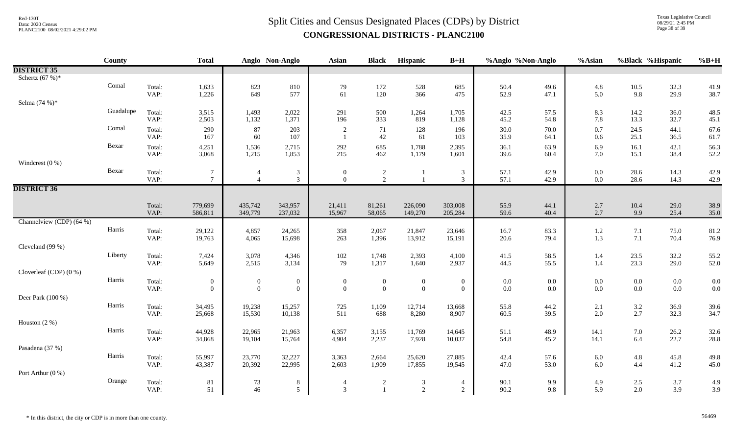# Split Cities and Census Designated Places (CDPs) by District

**CONGRESSIONAL DISTRICTS - PLANC2100**

| | County | | Total | Anglo | Non-Anglo | Asian | Black | Hispanic | B+H | %Anglo | %Non-Anglo | %Asian | %Black | %Hispanic | %B+H |
|---|---|---|---|---|---|---|---|---|---|---|---|---|---|---|---|
| **DISTRICT 35** | | | | | | | | | | | | | | | |
| Schertz (67 %)* | | | | | | | | | | | | | | | |
| | Comal | Total: | 1,633 | 823 | 810 | 79 | 172 | 528 | 685 | 50.4 | 49.6 | 4.8 | 10.5 | 32.3 | 41.9 |
| | | VAP: | 1,226 | 649 | 577 | 61 | 120 | 366 | 475 | 52.9 | 47.1 | 5.0 | 9.8 | 29.9 | 38.7 |
| Selma (74 %)* | | | | | | | | | | | | | | | |
| | Guadalupe | Total: | 3,515 | 1,493 | 2,022 | 291 | 500 | 1,264 | 1,705 | 42.5 | 57.5 | 8.3 | 14.2 | 36.0 | 48.5 |
| | | VAP: | 2,503 | 1,132 | 1,371 | 196 | 333 | 819 | 1,128 | 45.2 | 54.8 | 7.8 | 13.3 | 32.7 | 45.1 |
| | Comal | Total: | 290 | 87 | 203 | 2 | 71 | 128 | 196 | 30.0 | 70.0 | 0.7 | 24.5 | 44.1 | 67.6 |
| | | VAP: | 167 | 60 | 107 | 1 | 42 | 61 | 103 | 35.9 | 64.1 | 0.6 | 25.1 | 36.5 | 61.7 |
| | Bexar | Total: | 4,251 | 1,536 | 2,715 | 292 | 685 | 1,788 | 2,395 | 36.1 | 63.9 | 6.9 | 16.1 | 42.1 | 56.3 |
| | | VAP: | 3,068 | 1,215 | 1,853 | 215 | 462 | 1,179 | 1,601 | 39.6 | 60.4 | 7.0 | 15.1 | 38.4 | 52.2 |
| Windcrest (0 %) | | | | | | | | | | | | | | | |
| | Bexar | Total: | 7 | 4 | 3 | 0 | 2 | 1 | 3 | 57.1 | 42.9 | 0.0 | 28.6 | 14.3 | 42.9 |
| | | VAP: | 7 | 4 | 3 | 0 | 2 | 1 | 3 | 57.1 | 42.9 | 0.0 | 28.6 | 14.3 | 42.9 |
| **DISTRICT 36** | | | | | | | | | | | | | | | |
| | | Total: | 779,699 | 435,742 | 343,957 | 21,411 | 81,261 | 226,090 | 303,008 | 55.9 | 44.1 | 2.7 | 10.4 | 29.0 | 38.9 |
| | | VAP: | 586,811 | 349,779 | 237,032 | 15,967 | 58,065 | 149,270 | 205,284 | 59.6 | 40.4 | 2.7 | 9.9 | 25.4 | 35.0 |
| Channelview (CDP) (64 %) | | | | | | | | | | | | | | | |
| | Harris | Total: | 29,122 | 4,857 | 24,265 | 358 | 2,067 | 21,847 | 23,646 | 16.7 | 83.3 | 1.2 | 7.1 | 75.0 | 81.2 |
| | | VAP: | 19,763 | 4,065 | 15,698 | 263 | 1,396 | 13,912 | 15,191 | 20.6 | 79.4 | 1.3 | 7.1 | 70.4 | 76.9 |
| Cleveland (99 %) | | | | | | | | | | | | | | | |
| | Liberty | Total: | 7,424 | 3,078 | 4,346 | 102 | 1,748 | 2,393 | 4,100 | 41.5 | 58.5 | 1.4 | 23.5 | 32.2 | 55.2 |
| | | VAP: | 5,649 | 2,515 | 3,134 | 79 | 1,317 | 1,640 | 2,937 | 44.5 | 55.5 | 1.4 | 23.3 | 29.0 | 52.0 |
| Cloverleaf (CDP) (0 %) | | | | | | | | | | | | | | | |
| | Harris | Total: | 0 | 0 | 0 | 0 | 0 | 0 | 0 | 0.0 | 0.0 | 0.0 | 0.0 | 0.0 | 0.0 |
| | | VAP: | 0 | 0 | 0 | 0 | 0 | 0 | 0 | 0.0 | 0.0 | 0.0 | 0.0 | 0.0 | 0.0 |
| Deer Park (100 %) | | | | | | | | | | | | | | | |
| | Harris | Total: | 34,495 | 19,238 | 15,257 | 725 | 1,109 | 12,714 | 13,668 | 55.8 | 44.2 | 2.1 | 3.2 | 36.9 | 39.6 |
| | | VAP: | 25,668 | 15,530 | 10,138 | 511 | 688 | 8,280 | 8,907 | 60.5 | 39.5 | 2.0 | 2.7 | 32.3 | 34.7 |
| Houston (2 %) | | | | | | | | | | | | | | | |
| | Harris | Total: | 44,928 | 22,965 | 21,963 | 6,357 | 3,155 | 11,769 | 14,645 | 51.1 | 48.9 | 14.1 | 7.0 | 26.2 | 32.6 |
| | | VAP: | 34,868 | 19,104 | 15,764 | 4,904 | 2,237 | 7,928 | 10,037 | 54.8 | 45.2 | 14.1 | 6.4 | 22.7 | 28.8 |
| Pasadena (37 %) | | | | | | | | | | | | | | | |
| | Harris | Total: | 55,997 | 23,770 | 32,227 | 3,363 | 2,664 | 25,620 | 27,885 | 42.4 | 57.6 | 6.0 | 4.8 | 45.8 | 49.8 |
| | | VAP: | 43,387 | 20,392 | 22,995 | 2,603 | 1,909 | 17,855 | 19,545 | 47.0 | 53.0 | 6.0 | 4.4 | 41.2 | 45.0 |
| Port Arthur (0 %) | | | | | | | | | | | | | | | |
| | Orange | Total: | 81 | 73 | 8 | 4 | 2 | 3 | 4 | 90.1 | 9.9 | 4.9 | 2.5 | 3.7 | 4.9 |
| | | VAP: | 51 | 46 | 5 | 3 | 1 | 2 | 2 | 90.2 | 9.8 | 5.9 | 2.0 | 3.9 | 3.9 |

\* In this district, the city or CDP is in more than one county.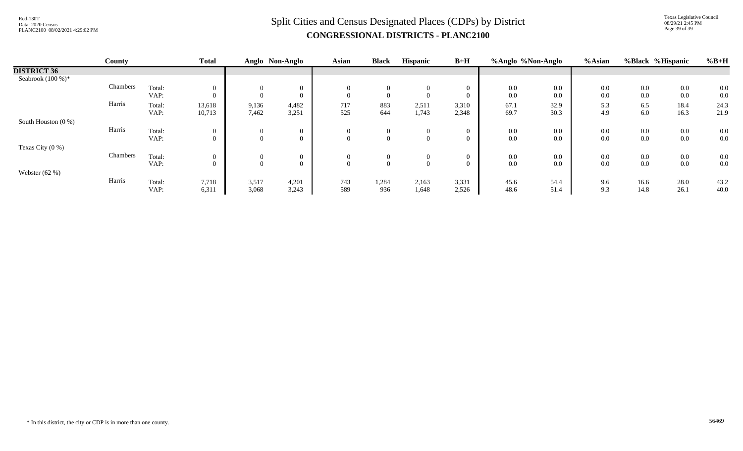# Split Cities and Census Designated Places (CDPs) by District

## CONGRESSIONAL DISTRICTS - PLANC2100

| | County | | Total | Anglo | Non-Anglo | Asian | Black | Hispanic | B+H | %Anglo | %Non-Anglo | %Asian | %Black | %Hispanic | %B+H |
|---|---|---|---|---|---|---|---|---|---|---|---|---|---|---|---|
| **DISTRICT 36** | | | | | | | | | | | | | | | |
| Seabrook (100 %)* | | | | | | | | | | | | | | | |
| | Chambers | Total: | 0 | 0 | 0 | 0 | 0 | 0 | 0 | 0.0 | 0.0 | 0.0 | 0.0 | 0.0 | 0.0 |
| | | VAP: | 0 | 0 | 0 | 0 | 0 | 0 | 0 | 0.0 | 0.0 | 0.0 | 0.0 | 0.0 | 0.0 |
| | Harris | Total: | 13,618 | 9,136 | 4,482 | 717 | 883 | 2,511 | 3,310 | 67.1 | 32.9 | 5.3 | 6.5 | 18.4 | 24.3 |
| | | VAP: | 10,713 | 7,462 | 3,251 | 525 | 644 | 1,743 | 2,348 | 69.7 | 30.3 | 4.9 | 6.0 | 16.3 | 21.9 |
| South Houston (0 %) | | | | | | | | | | | | | | | |
| | Harris | Total: | 0 | 0 | 0 | 0 | 0 | 0 | 0 | 0.0 | 0.0 | 0.0 | 0.0 | 0.0 | 0.0 |
| | | VAP: | 0 | 0 | 0 | 0 | 0 | 0 | 0 | 0.0 | 0.0 | 0.0 | 0.0 | 0.0 | 0.0 |
| Texas City (0 %) | | | | | | | | | | | | | | | |
| | Chambers | Total: | 0 | 0 | 0 | 0 | 0 | 0 | 0 | 0.0 | 0.0 | 0.0 | 0.0 | 0.0 | 0.0 |
| | | VAP: | 0 | 0 | 0 | 0 | 0 | 0 | 0 | 0.0 | 0.0 | 0.0 | 0.0 | 0.0 | 0.0 |
| Webster (62 %) | | | | | | | | | | | | | | | |
| | Harris | Total: | 7,718 | 3,517 | 4,201 | 743 | 1,284 | 2,163 | 3,331 | 45.6 | 54.4 | 9.6 | 16.6 | 28.0 | 43.2 |
| | | VAP: | 6,311 | 3,068 | 3,243 | 589 | 936 | 1,648 | 2,526 | 48.6 | 51.4 | 9.3 | 14.8 | 26.1 | 40.0 |

* In this district, the city or CDP is in more than one county.